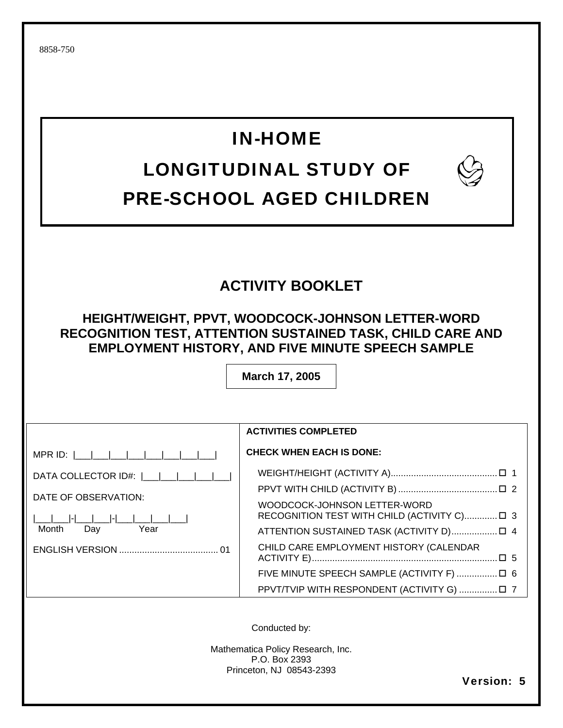8858-750

# IN-HOME
# LONGITUDINAL STUDY OF
# PRE-SCHOOL AGED CHILDREN

## ACTIVITY BOOKLET

### HEIGHT/WEIGHT, PPVT, WOODCOCK-JOHNSON LETTER-WORD RECOGNITION TEST, ATTENTION SUSTAINED TASK, CHILD CARE AND EMPLOYMENT HISTORY, AND FIVE MINUTE SPEECH SAMPLE

**March 17, 2005**

| | **ACTIVITIES COMPLETED** |
|---|---|
| MPR ID: \|___\|___\|___\|___\|___\|___\|___\|___\|___\| | **CHECK WHEN EACH IS DONE:** |
| DATA COLLECTOR ID#: \|___\|___\|___\|___\|___\|___\| | WEIGHT/HEIGHT (ACTIVITY A) .......... ☐ 1 |
| DATE OF OBSERVATION: | PPVT WITH CHILD (ACTIVITY B) .......... ☐ 2 |
| \|___\|___\|-\|___\|___\|-\|___\|___\|___\|___\| Month Day Year | WOODCOCK-JOHNSON LETTER-WORD RECOGNITION TEST WITH CHILD (ACTIVITY C) .......... ☐ 3 |
| ENGLISH VERSION .......... 01 | ATTENTION SUSTAINED TASK (ACTIVITY D) .......... ☐ 4 |
| | CHILD CARE EMPLOYMENT HISTORY (CALENDAR ACTIVITY E) .......... ☐ 5 |
| | FIVE MINUTE SPEECH SAMPLE (ACTIVITY F) .......... ☐ 6 |
| | PPVT/TVIP WITH RESPONDENT (ACTIVITY G) .......... ☐ 7 |

Conducted by:

Mathematica Policy Research, Inc.
P.O. Box 2393
Princeton, NJ 08543-2393

**Version: 5**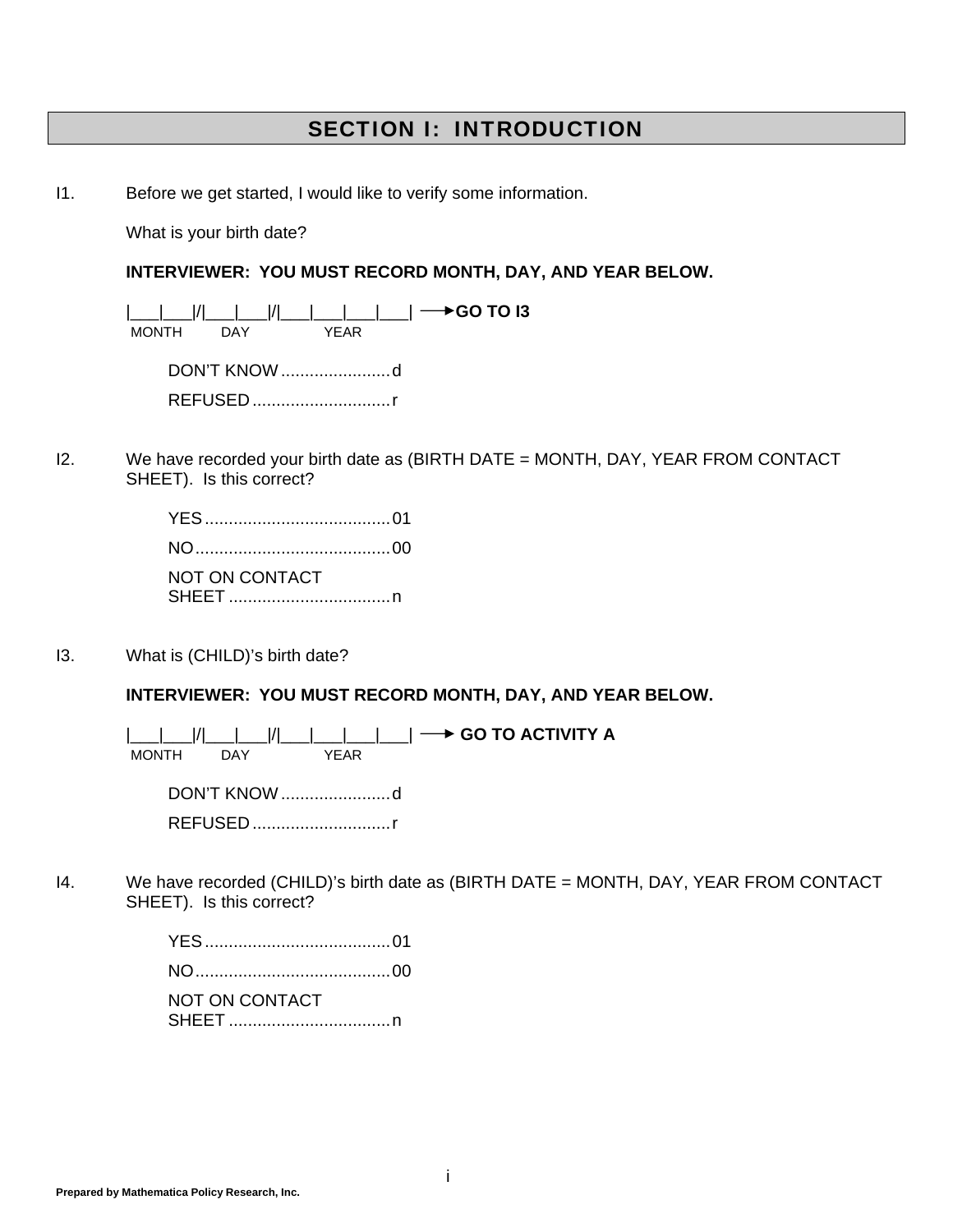## SECTION I: INTRODUCTION

I1. Before we get started, I would like to verify some information.

What is your birth date?

**INTERVIEWER: YOU MUST RECORD MONTH, DAY, AND YEAR BELOW.**

|___|___|/|___|___|/|___|___|___|___| → **GO TO I3**
MONTH DAY YEAR

DON'T KNOW ....................... d
REFUSED ............................. r

I2. We have recorded your birth date as (BIRTH DATE = MONTH, DAY, YEAR FROM CONTACT SHEET). Is this correct?

YES ....................................... 01
NO ......................................... 00
NOT ON CONTACT SHEET .................................. n

I3. What is (CHILD)'s birth date?

**INTERVIEWER: YOU MUST RECORD MONTH, DAY, AND YEAR BELOW.**

|___|___|/|___|___|/|___|___|___|___| → **GO TO ACTIVITY A**
MONTH DAY YEAR

DON'T KNOW ....................... d
REFUSED ............................. r

I4. We have recorded (CHILD)'s birth date as (BIRTH DATE = MONTH, DAY, YEAR FROM CONTACT SHEET). Is this correct?

YES ....................................... 01
NO ......................................... 00
NOT ON CONTACT SHEET .................................. n

Prepared by Mathematica Policy Research, Inc.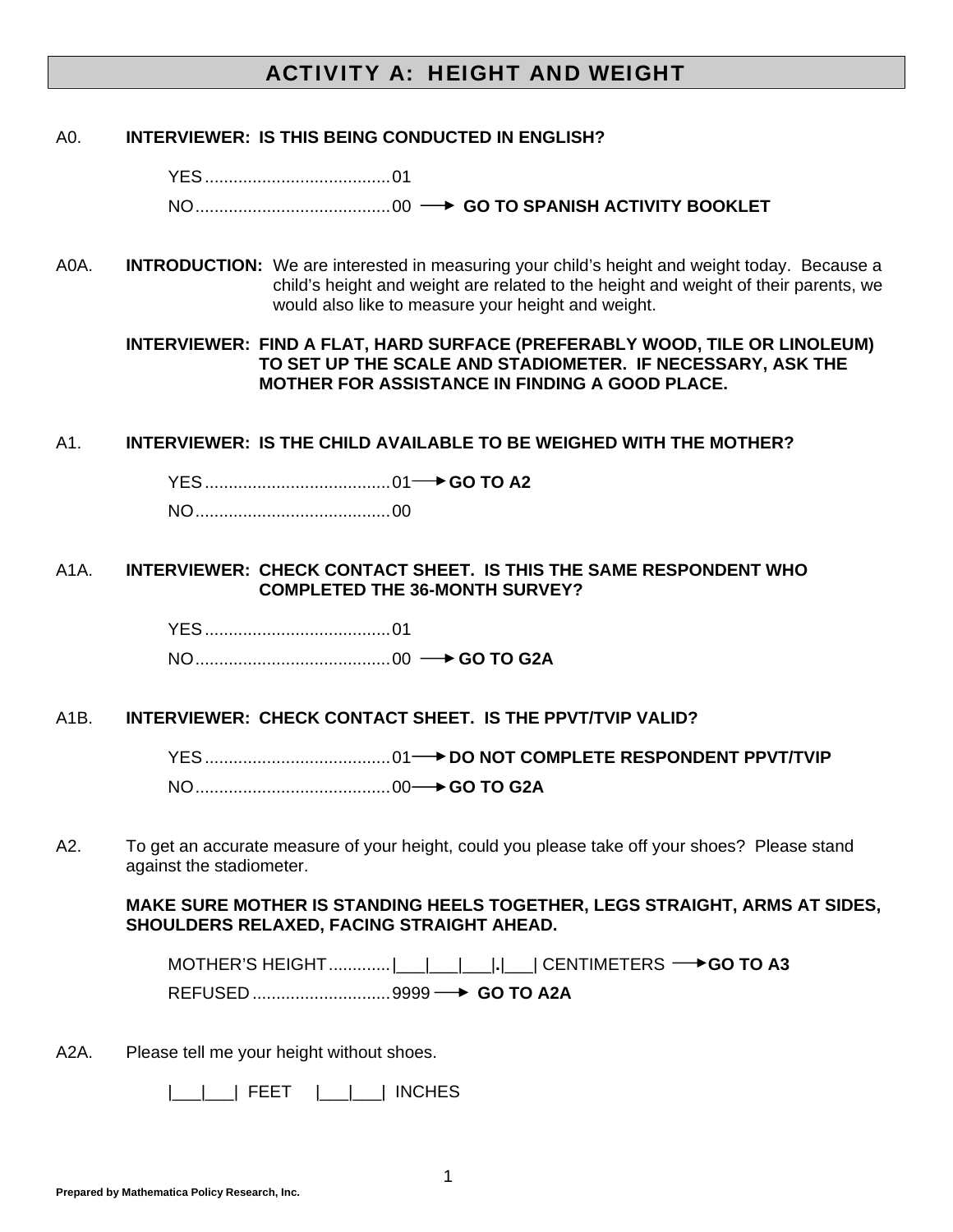# ACTIVITY A: HEIGHT AND WEIGHT

A0. **INTERVIEWER: IS THIS BEING CONDUCTED IN ENGLISH?**

YES....................................... 01

NO......................................... 00 → **GO TO SPANISH ACTIVITY BOOKLET**

A0A. **INTRODUCTION:** We are interested in measuring your child's height and weight today. Because a child's height and weight are related to the height and weight of their parents, we would also like to measure your height and weight.

**INTERVIEWER: FIND A FLAT, HARD SURFACE (PREFERABLY WOOD, TILE OR LINOLEUM) TO SET UP THE SCALE AND STADIOMETER. IF NECESSARY, ASK THE MOTHER FOR ASSISTANCE IN FINDING A GOOD PLACE.**

A1. **INTERVIEWER: IS THE CHILD AVAILABLE TO BE WEIGHED WITH THE MOTHER?**

YES....................................... 01 → **GO TO A2**

NO......................................... 00

A1A. **INTERVIEWER: CHECK CONTACT SHEET. IS THIS THE SAME RESPONDENT WHO COMPLETED THE 36-MONTH SURVEY?**

YES....................................... 01

NO......................................... 00 → **GO TO G2A**

A1B. **INTERVIEWER: CHECK CONTACT SHEET. IS THE PPVT/TVIP VALID?**

YES....................................... 01 → **DO NOT COMPLETE RESPONDENT PPVT/TVIP**

NO......................................... 00 → **GO TO G2A**

A2. To get an accurate measure of your height, could you please take off your shoes? Please stand against the stadiometer.

**MAKE SURE MOTHER IS STANDING HEELS TOGETHER, LEGS STRAIGHT, ARMS AT SIDES, SHOULDERS RELAXED, FACING STRAIGHT AHEAD.**

MOTHER'S HEIGHT............ |___|___|___|.|___| CENTIMETERS → **GO TO A3**

REFUSED............................ 9999 → **GO TO A2A**

A2A. Please tell me your height without shoes.

|___|___| FEET |___|___| INCHES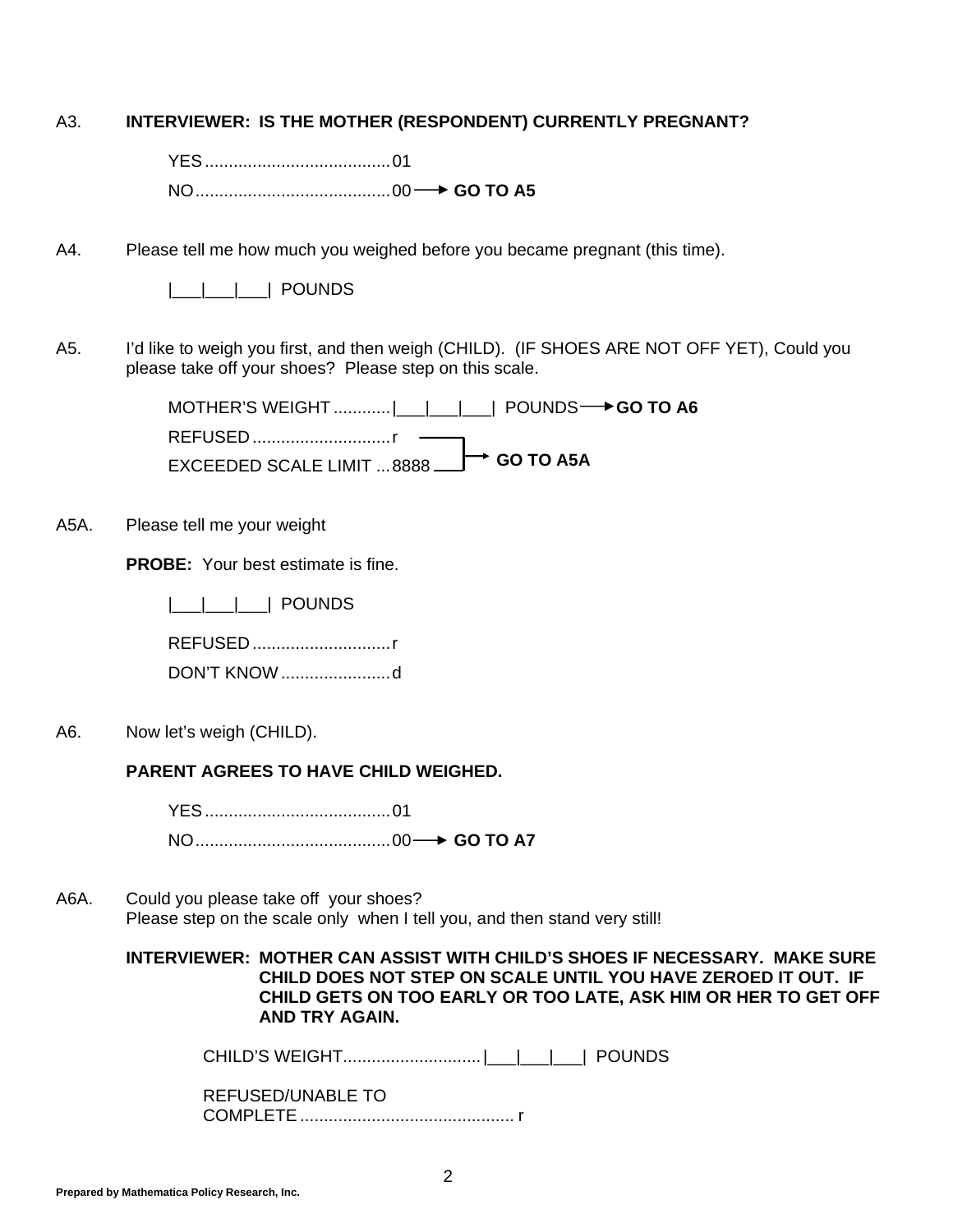A3. **INTERVIEWER: IS THE MOTHER (RESPONDENT) CURRENTLY PREGNANT?**

YES....................................... 01
NO......................................... 00 → **GO TO A5**

A4. Please tell me how much you weighed before you became pregnant (this time).

|___|___|___| POUNDS

A5. I'd like to weigh you first, and then weigh (CHILD). (IF SHOES ARE NOT OFF YET), Could you please take off your shoes? Please step on this scale.

MOTHER'S WEIGHT ............|___|___|___| POUNDS → **GO TO A6**
REFUSED ............................. r → **GO TO A5A**
EXCEEDED SCALE LIMIT ... 8888 → **GO TO A5A**

A5A. Please tell me your weight

**PROBE:** Your best estimate is fine.

|___|___|___| POUNDS

REFUSED ............................. r
DON'T KNOW ....................... d

A6. Now let's weigh (CHILD).

**PARENT AGREES TO HAVE CHILD WEIGHED.**

YES....................................... 01
NO......................................... 00 → **GO TO A7**

A6A. Could you please take off your shoes?
Please step on the scale only when I tell you, and then stand very still!

**INTERVIEWER: MOTHER CAN ASSIST WITH CHILD'S SHOES IF NECESSARY. MAKE SURE CHILD DOES NOT STEP ON SCALE UNTIL YOU HAVE ZEROED IT OUT. IF CHILD GETS ON TOO EARLY OR TOO LATE, ASK HIM OR HER TO GET OFF AND TRY AGAIN.**

CHILD'S WEIGHT............................|___|___|___| POUNDS

REFUSED/UNABLE TO
COMPLETE ............................................. r

**Prepared by Mathematica Policy Research, Inc.**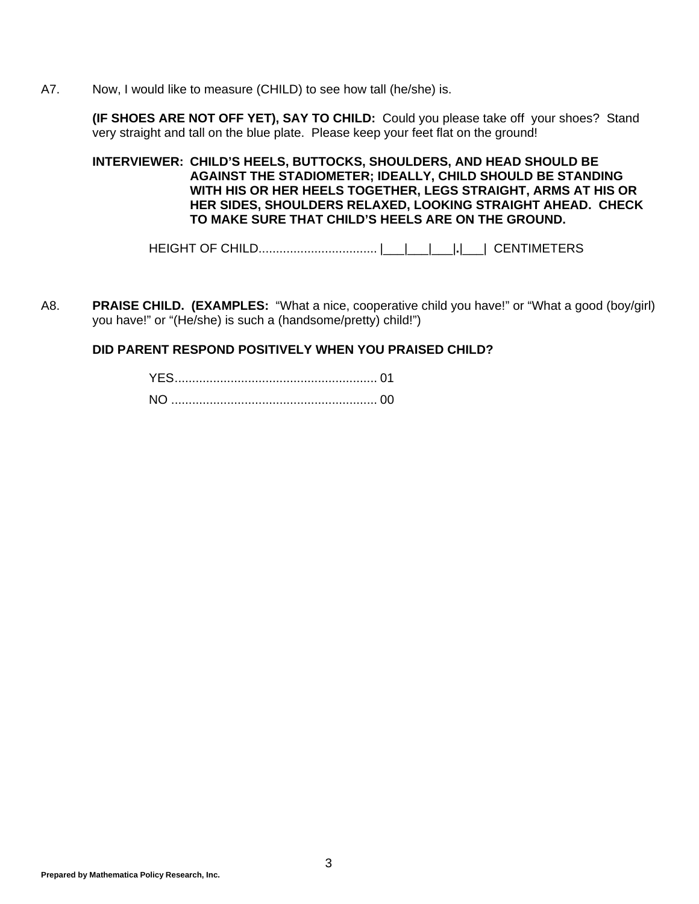A7. Now, I would like to measure (CHILD) to see how tall (he/she) is.

**(IF SHOES ARE NOT OFF YET), SAY TO CHILD:** Could you please take off your shoes? Stand very straight and tall on the blue plate. Please keep your feet flat on the ground!

**INTERVIEWER: CHILD'S HEELS, BUTTOCKS, SHOULDERS, AND HEAD SHOULD BE AGAINST THE STADIOMETER; IDEALLY, CHILD SHOULD BE STANDING WITH HIS OR HER HEELS TOGETHER, LEGS STRAIGHT, ARMS AT HIS OR HER SIDES, SHOULDERS RELAXED, LOOKING STRAIGHT AHEAD. CHECK TO MAKE SURE THAT CHILD'S HEELS ARE ON THE GROUND.**

HEIGHT OF CHILD.................................. |___|___|___|**.**|___| CENTIMETERS

A8. **PRAISE CHILD. (EXAMPLES:** "What a nice, cooperative child you have!" or "What a good (boy/girl) you have!" or "(He/she) is such a (handsome/pretty) child!")

**DID PARENT RESPOND POSITIVELY WHEN YOU PRAISED CHILD?**

YES.......................................................... 01

NO ........................................................... 00

**Prepared by Mathematica Policy Research, Inc.**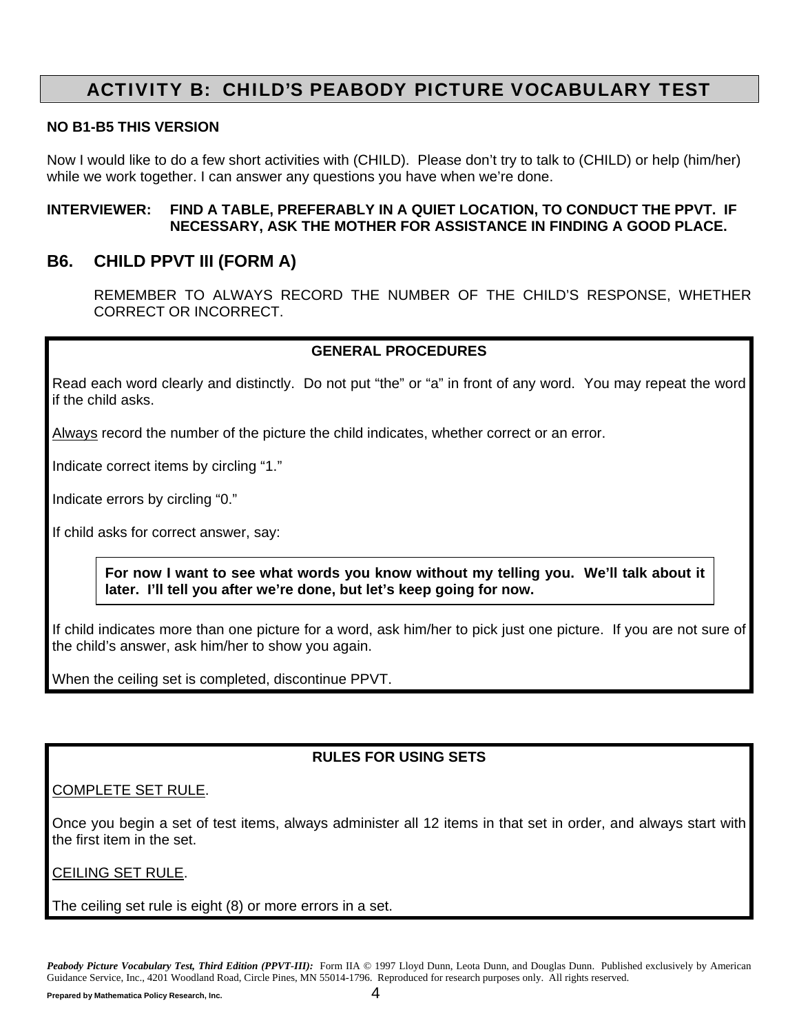# ACTIVITY B: CHILD'S PEABODY PICTURE VOCABULARY TEST

**NO B1-B5 THIS VERSION**

Now I would like to do a few short activities with (CHILD). Please don't try to talk to (CHILD) or help (him/her) while we work together. I can answer any questions you have when we're done.

**INTERVIEWER: FIND A TABLE, PREFERABLY IN A QUIET LOCATION, TO CONDUCT THE PPVT. IF NECESSARY, ASK THE MOTHER FOR ASSISTANCE IN FINDING A GOOD PLACE.**

## B6. CHILD PPVT III (FORM A)

REMEMBER TO ALWAYS RECORD THE NUMBER OF THE CHILD'S RESPONSE, WHETHER CORRECT OR INCORRECT.

**GENERAL PROCEDURES**

Read each word clearly and distinctly. Do not put "the" or "a" in front of any word. You may repeat the word if the child asks.

Always record the number of the picture the child indicates, whether correct or an error.

Indicate correct items by circling "1."

Indicate errors by circling "0."

If child asks for correct answer, say:

> **For now I want to see what words you know without my telling you. We'll talk about it later. I'll tell you after we're done, but let's keep going for now.**

If child indicates more than one picture for a word, ask him/her to pick just one picture. If you are not sure of the child's answer, ask him/her to show you again.

When the ceiling set is completed, discontinue PPVT.

**RULES FOR USING SETS**

COMPLETE SET RULE.

Once you begin a set of test items, always administer all 12 items in that set in order, and always start with the first item in the set.

CEILING SET RULE.

The ceiling set rule is eight (8) or more errors in a set.

*Peabody Picture Vocabulary Test, Third Edition (PPVT-III):* Form IIA © 1997 Lloyd Dunn, Leota Dunn, and Douglas Dunn. Published exclusively by American Guidance Service, Inc., 4201 Woodland Road, Circle Pines, MN 55014-1796. Reproduced for research purposes only. All rights reserved.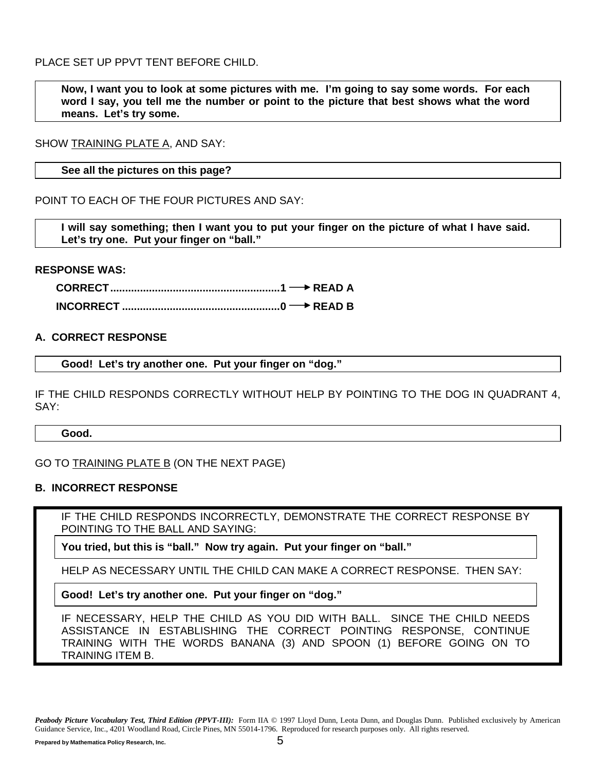PLACE SET UP PPVT TENT BEFORE CHILD.

> **Now, I want you to look at some pictures with me. I'm going to say some words. For each word I say, you tell me the number or point to the picture that best shows what the word means. Let's try some.**

SHOW TRAINING PLATE A, AND SAY:

> **See all the pictures on this page?**

POINT TO EACH OF THE FOUR PICTURES AND SAY:

> **I will say something; then I want you to put your finger on the picture of what I have said. Let's try one. Put your finger on "ball."**

**RESPONSE WAS:**

**CORRECT........................................................1 → READ A**

**INCORRECT ....................................................0 → READ B**

**A. CORRECT RESPONSE**

> **Good! Let's try another one. Put your finger on "dog."**

IF THE CHILD RESPONDS CORRECTLY WITHOUT HELP BY POINTING TO THE DOG IN QUADRANT 4, SAY:

> **Good.**

GO TO TRAINING PLATE B (ON THE NEXT PAGE)

**B. INCORRECT RESPONSE**

IF THE CHILD RESPONDS INCORRECTLY, DEMONSTRATE THE CORRECT RESPONSE BY POINTING TO THE BALL AND SAYING:

> **You tried, but this is "ball." Now try again. Put your finger on "ball."**

HELP AS NECESSARY UNTIL THE CHILD CAN MAKE A CORRECT RESPONSE. THEN SAY:

> **Good! Let's try another one. Put your finger on "dog."**

IF NECESSARY, HELP THE CHILD AS YOU DID WITH BALL. SINCE THE CHILD NEEDS ASSISTANCE IN ESTABLISHING THE CORRECT POINTING RESPONSE, CONTINUE TRAINING WITH THE WORDS BANANA (3) AND SPOON (1) BEFORE GOING ON TO TRAINING ITEM B.

***Peabody Picture Vocabulary Test, Third Edition (PPVT-III):*** Form IIA © 1997 Lloyd Dunn, Leota Dunn, and Douglas Dunn. Published exclusively by American Guidance Service, Inc., 4201 Woodland Road, Circle Pines, MN 55014-1796. Reproduced for research purposes only. All rights reserved.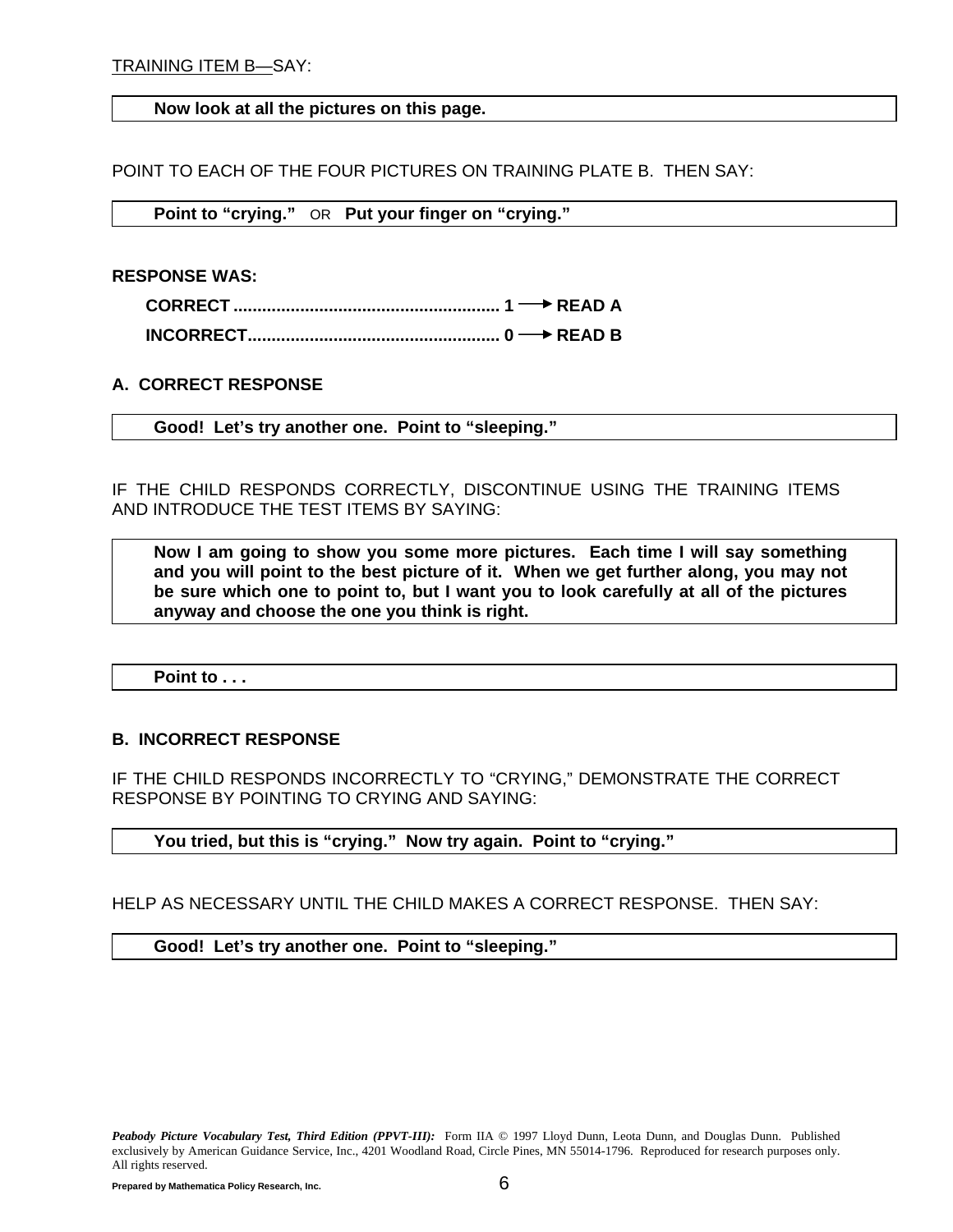TRAINING ITEM B—SAY:

| **Now look at all the pictures on this page.** |
|---|

POINT TO EACH OF THE FOUR PICTURES ON TRAINING PLATE B. THEN SAY:

| **Point to "crying."** OR **Put your finger on "crying."** |
|---|

**RESPONSE WAS:**

**CORRECT ........................................................ 1 → READ A**

**INCORRECT..................................................... 0 → READ B**

**A. CORRECT RESPONSE**

| **Good! Let's try another one. Point to "sleeping."** |
|---|

IF THE CHILD RESPONDS CORRECTLY, DISCONTINUE USING THE TRAINING ITEMS AND INTRODUCE THE TEST ITEMS BY SAYING:

| **Now I am going to show you some more pictures. Each time I will say something and you will point to the best picture of it. When we get further along, you may not be sure which one to point to, but I want you to look carefully at all of the pictures anyway and choose the one you think is right.** |
|---|

| **Point to . . .** |
|---|

**B. INCORRECT RESPONSE**

IF THE CHILD RESPONDS INCORRECTLY TO "CRYING," DEMONSTRATE THE CORRECT RESPONSE BY POINTING TO CRYING AND SAYING:

| **You tried, but this is "crying." Now try again. Point to "crying."** |
|---|

HELP AS NECESSARY UNTIL THE CHILD MAKES A CORRECT RESPONSE. THEN SAY:

| **Good! Let's try another one. Point to "sleeping."** |
|---|

***Peabody Picture Vocabulary Test, Third Edition (PPVT-III):*** Form IIA © 1997 Lloyd Dunn, Leota Dunn, and Douglas Dunn. Published exclusively by American Guidance Service, Inc., 4201 Woodland Road, Circle Pines, MN 55014-1796. Reproduced for research purposes only. All rights reserved.

**Prepared by Mathematica Policy Research, Inc.**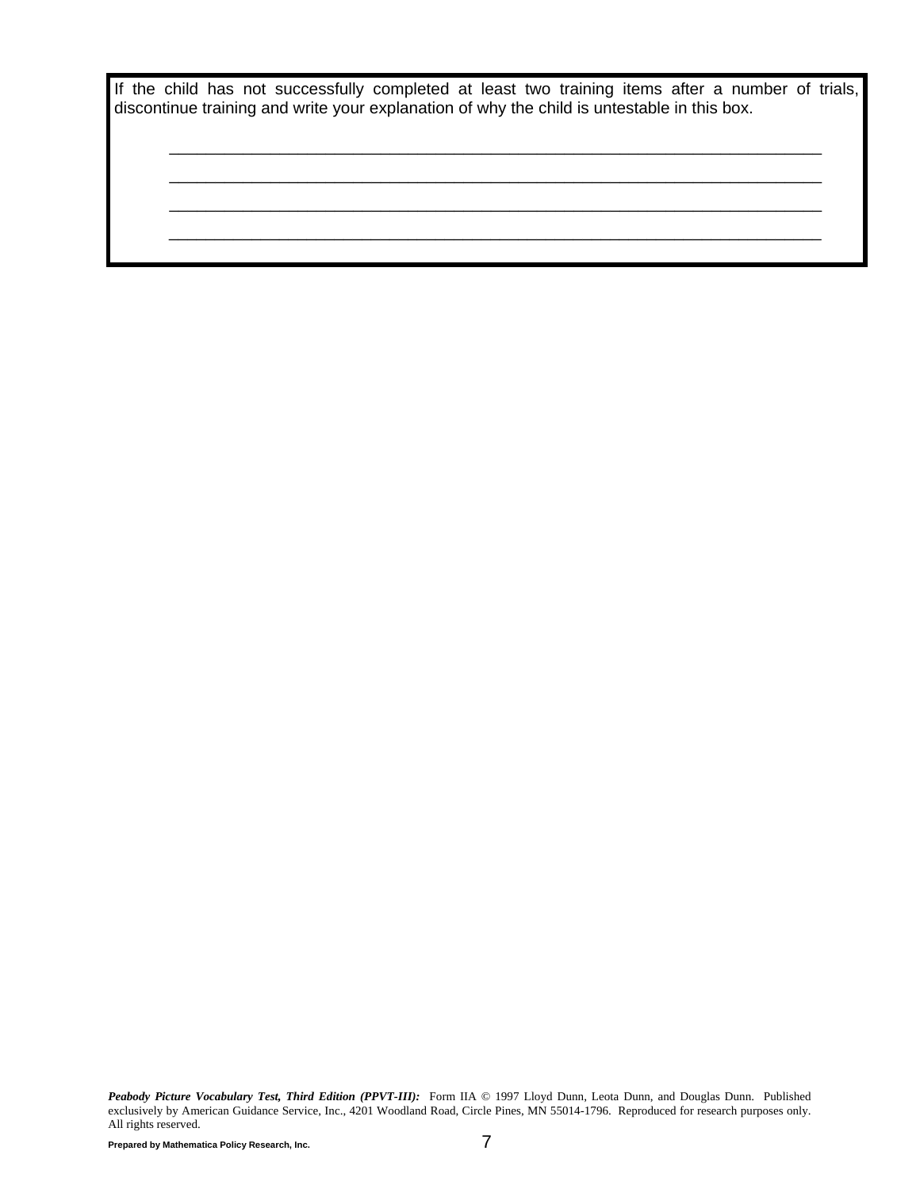If the child has not successfully completed at least two training items after a number of trials, discontinue training and write your explanation of why the child is untestable in this box.

\_\_\_\_\_\_\_\_\_\_\_\_\_\_\_\_\_\_\_\_\_\_\_\_\_\_\_\_\_\_\_\_\_\_\_\_\_\_\_\_\_\_\_\_\_\_\_\_\_\_\_\_\_\_\_\_\_\_\_\_\_\_\_\_\_\_\_\_\_\_\_\_

\_\_\_\_\_\_\_\_\_\_\_\_\_\_\_\_\_\_\_\_\_\_\_\_\_\_\_\_\_\_\_\_\_\_\_\_\_\_\_\_\_\_\_\_\_\_\_\_\_\_\_\_\_\_\_\_\_\_\_\_\_\_\_\_\_\_\_\_\_\_\_\_

\_\_\_\_\_\_\_\_\_\_\_\_\_\_\_\_\_\_\_\_\_\_\_\_\_\_\_\_\_\_\_\_\_\_\_\_\_\_\_\_\_\_\_\_\_\_\_\_\_\_\_\_\_\_\_\_\_\_\_\_\_\_\_\_\_\_\_\_\_\_\_\_

\_\_\_\_\_\_\_\_\_\_\_\_\_\_\_\_\_\_\_\_\_\_\_\_\_\_\_\_\_\_\_\_\_\_\_\_\_\_\_\_\_\_\_\_\_\_\_\_\_\_\_\_\_\_\_\_\_\_\_\_\_\_\_\_\_\_\_\_\_\_\_\_

***Peabody Picture Vocabulary Test, Third Edition (PPVT-III):*** Form IIA © 1997 Lloyd Dunn, Leota Dunn, and Douglas Dunn. Published exclusively by American Guidance Service, Inc., 4201 Woodland Road, Circle Pines, MN 55014-1796. Reproduced for research purposes only. All rights reserved.

**Prepared by Mathematica Policy Research, Inc.**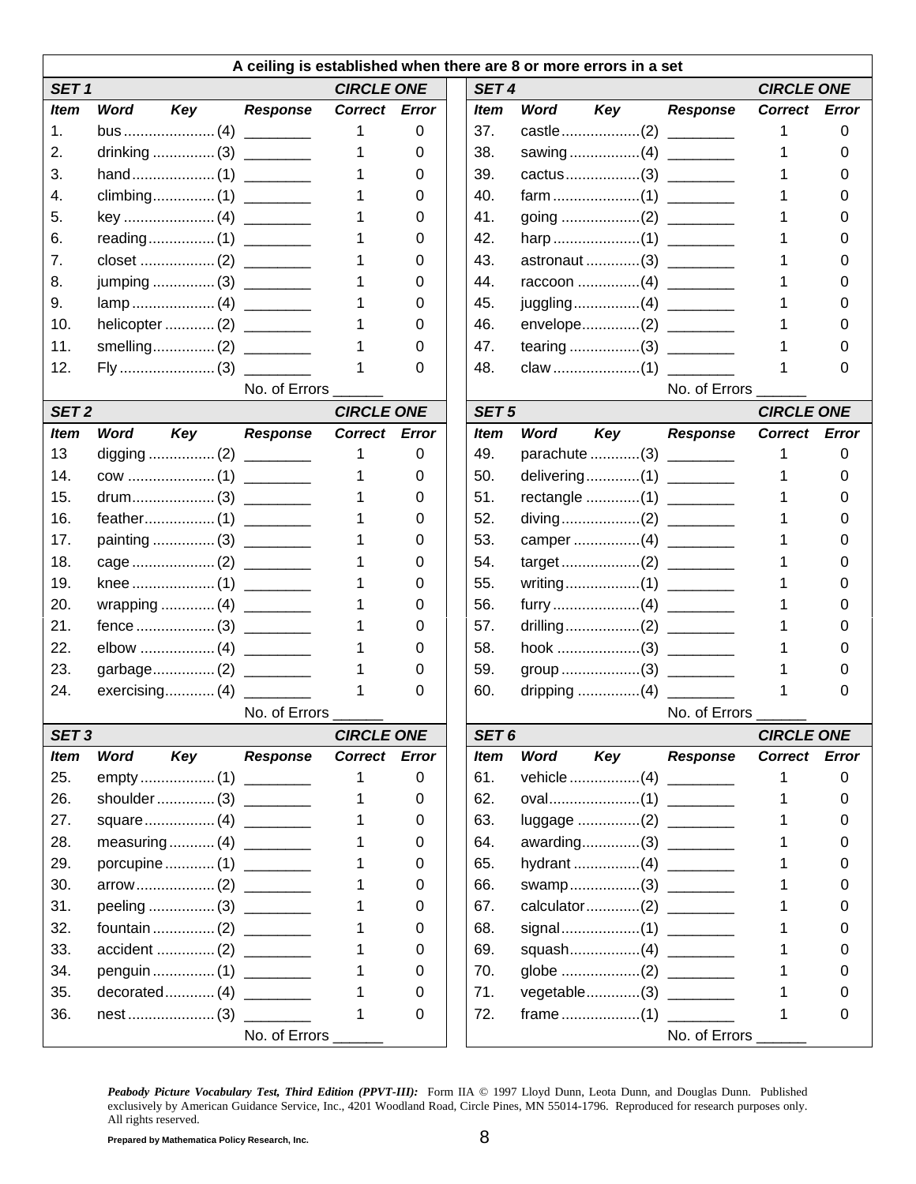**A ceiling is established when there are 8 or more errors in a set**

| SET 1 | | | | CIRCLE ONE | |
|---|---|---|---|---|---|
| *Item* | *Word* | *Key* | *Response* | *Correct* | *Error* |
| 1. | bus | (4) | ________ | 1 | 0 |
| 2. | drinking | (3) | ________ | 1 | 0 |
| 3. | hand | (1) | ________ | 1 | 0 |
| 4. | climbing | (1) | ________ | 1 | 0 |
| 5. | key | (4) | ________ | 1 | 0 |
| 6. | reading | (1) | ________ | 1 | 0 |
| 7. | closet | (2) | ________ | 1 | 0 |
| 8. | jumping | (3) | ________ | 1 | 0 |
| 9. | lamp | (4) | ________ | 1 | 0 |
| 10. | helicopter | (2) | ________ | 1 | 0 |
| 11. | smelling | (2) | ________ | 1 | 0 |
| 12. | Fly | (3) | ________ | 1 | 0 |
| | | | No. of Errors ______ | | |

| SET 2 | | | | CIRCLE ONE | |
|---|---|---|---|---|---|
| *Item* | *Word* | *Key* | *Response* | *Correct* | *Error* |
| 13 | digging | (2) | ________ | 1 | 0 |
| 14. | cow | (1) | ________ | 1 | 0 |
| 15. | drum | (3) | ________ | 1 | 0 |
| 16. | feather | (1) | ________ | 1 | 0 |
| 17. | painting | (3) | ________ | 1 | 0 |
| 18. | cage | (2) | ________ | 1 | 0 |
| 19. | knee | (1) | ________ | 1 | 0 |
| 20. | wrapping | (4) | ________ | 1 | 0 |
| 21. | fence | (3) | ________ | 1 | 0 |
| 22. | elbow | (4) | ________ | 1 | 0 |
| 23. | garbage | (2) | ________ | 1 | 0 |
| 24. | exercising | (4) | ________ | 1 | 0 |
| | | | No. of Errors ______ | | |

| SET 3 | | | | CIRCLE ONE | |
|---|---|---|---|---|---|
| *Item* | *Word* | *Key* | *Response* | *Correct* | *Error* |
| 25. | empty | (1) | ________ | 1 | 0 |
| 26. | shoulder | (3) | ________ | 1 | 0 |
| 27. | square | (4) | ________ | 1 | 0 |
| 28. | measuring | (4) | ________ | 1 | 0 |
| 29. | porcupine | (1) | ________ | 1 | 0 |
| 30. | arrow | (2) | ________ | 1 | 0 |
| 31. | peeling | (3) | ________ | 1 | 0 |
| 32. | fountain | (2) | ________ | 1 | 0 |
| 33. | accident | (2) | ________ | 1 | 0 |
| 34. | penguin | (1) | ________ | 1 | 0 |
| 35. | decorated | (4) | ________ | 1 | 0 |
| 36. | nest | (3) | ________ | 1 | 0 |
| | | | No. of Errors ______ | | |

| SET 4 | | | | CIRCLE ONE | |
|---|---|---|---|---|---|
| *Item* | *Word* | *Key* | *Response* | *Correct* | *Error* |
| 37. | castle | (2) | ________ | 1 | 0 |
| 38. | sawing | (4) | ________ | 1 | 0 |
| 39. | cactus | (3) | ________ | 1 | 0 |
| 40. | farm | (1) | ________ | 1 | 0 |
| 41. | going | (2) | ________ | 1 | 0 |
| 42. | harp | (1) | ________ | 1 | 0 |
| 43. | astronaut | (3) | ________ | 1 | 0 |
| 44. | raccoon | (4) | ________ | 1 | 0 |
| 45. | juggling | (4) | ________ | 1 | 0 |
| 46. | envelope | (2) | ________ | 1 | 0 |
| 47. | tearing | (3) | ________ | 1 | 0 |
| 48. | claw | (1) | ________ | 1 | 0 |
| | | | No. of Errors ______ | | |

| SET 5 | | | | CIRCLE ONE | |
|---|---|---|---|---|---|
| *Item* | *Word* | *Key* | *Response* | *Correct* | *Error* |
| 49. | parachute | (3) | ________ | 1 | 0 |
| 50. | delivering | (1) | ________ | 1 | 0 |
| 51. | rectangle | (1) | ________ | 1 | 0 |
| 52. | diving | (2) | ________ | 1 | 0 |
| 53. | camper | (4) | ________ | 1 | 0 |
| 54. | target | (2) | ________ | 1 | 0 |
| 55. | writing | (1) | ________ | 1 | 0 |
| 56. | furry | (4) | ________ | 1 | 0 |
| 57. | drilling | (2) | ________ | 1 | 0 |
| 58. | hook | (3) | ________ | 1 | 0 |
| 59. | group | (3) | ________ | 1 | 0 |
| 60. | dripping | (4) | ________ | 1 | 0 |
| | | | No. of Errors ______ | | |

| SET 6 | | | | CIRCLE ONE | |
|---|---|---|---|---|---|
| *Item* | *Word* | *Key* | *Response* | *Correct* | *Error* |
| 61. | vehicle | (4) | ________ | 1 | 0 |
| 62. | oval | (1) | ________ | 1 | 0 |
| 63. | luggage | (2) | ________ | 1 | 0 |
| 64. | awarding | (3) | ________ | 1 | 0 |
| 65. | hydrant | (4) | ________ | 1 | 0 |
| 66. | swamp | (3) | ________ | 1 | 0 |
| 67. | calculator | (2) | ________ | 1 | 0 |
| 68. | signal | (1) | ________ | 1 | 0 |
| 69. | squash | (4) | ________ | 1 | 0 |
| 70. | globe | (2) | ________ | 1 | 0 |
| 71. | vegetable | (3) | ________ | 1 | 0 |
| 72. | frame | (1) | ________ | 1 | 0 |
| | | | No. of Errors ______ | | |

***Peabody Picture Vocabulary Test, Third Edition (PPVT-III):*** Form IIA © 1997 Lloyd Dunn, Leota Dunn, and Douglas Dunn. Published exclusively by American Guidance Service, Inc., 4201 Woodland Road, Circle Pines, MN 55014-1796. Reproduced for research purposes only. All rights reserved.

**Prepared by Mathematica Policy Research, Inc.**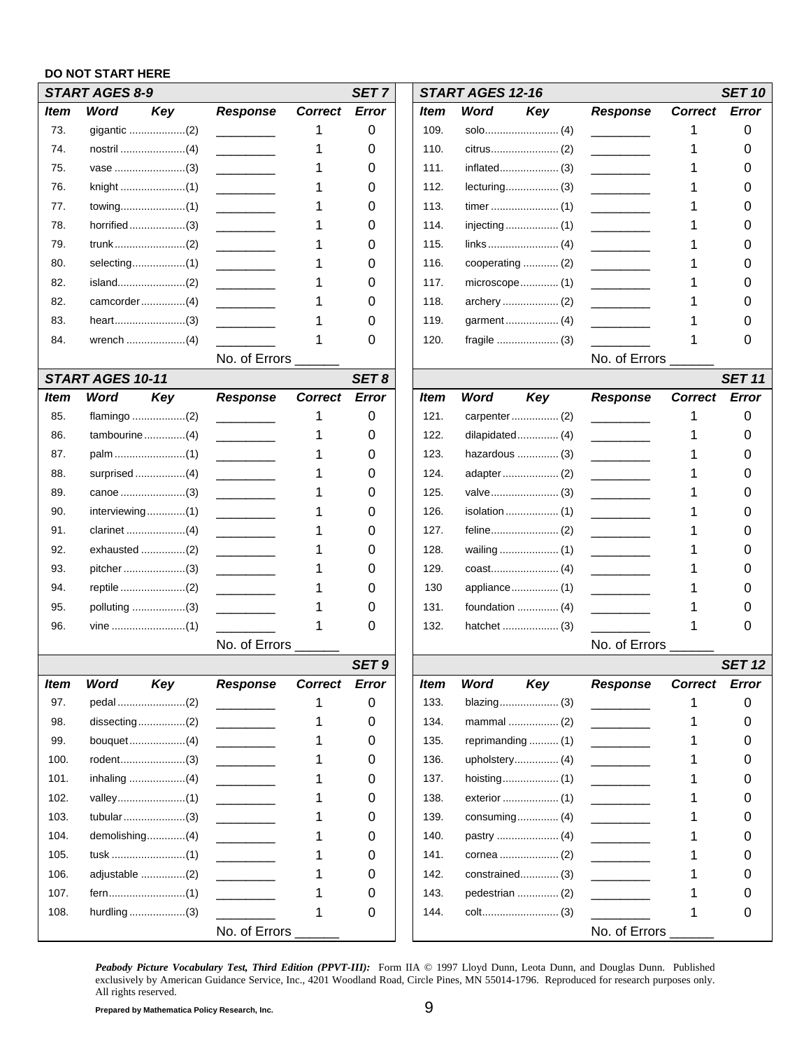**DO NOT START HERE**

| START AGES 8-9 | | | | | SET 7 |
|---|---|---|---|---|---|
| Item | Word | Key | Response | Correct | Error |
| 73. | gigantic | (2) | ________ | 1 | 0 |
| 74. | nostril | (4) | ________ | 1 | 0 |
| 75. | vase | (3) | ________ | 1 | 0 |
| 76. | knight | (1) | ________ | 1 | 0 |
| 77. | towing | (1) | ________ | 1 | 0 |
| 78. | horrified | (3) | ________ | 1 | 0 |
| 79. | trunk | (2) | ________ | 1 | 0 |
| 80. | selecting | (1) | ________ | 1 | 0 |
| 82. | island | (2) | ________ | 1 | 0 |
| 82. | camcorder | (4) | ________ | 1 | 0 |
| 83. | heart | (3) | ________ | 1 | 0 |
| 84. | wrench | (4) | ________ | 1 | 0 |
| | | | No. of Errors ______ | | |

| START AGES 10-11 | | | | | SET 8 |
|---|---|---|---|---|---|
| Item | Word | Key | Response | Correct | Error |
| 85. | flamingo | (2) | ________ | 1 | 0 |
| 86. | tambourine | (4) | ________ | 1 | 0 |
| 87. | palm | (1) | ________ | 1 | 0 |
| 88. | surprised | (4) | ________ | 1 | 0 |
| 89. | canoe | (3) | ________ | 1 | 0 |
| 90. | interviewing | (1) | ________ | 1 | 0 |
| 91. | clarinet | (4) | ________ | 1 | 0 |
| 92. | exhausted | (2) | ________ | 1 | 0 |
| 93. | pitcher | (3) | ________ | 1 | 0 |
| 94. | reptile | (2) | ________ | 1 | 0 |
| 95. | polluting | (3) | ________ | 1 | 0 |
| 96. | vine | (1) | ________ | 1 | 0 |
| | | | No. of Errors ______ | | |

| | | | | | SET 9 |
|---|---|---|---|---|---|
| Item | Word | Key | Response | Correct | Error |
| 97. | pedal | (2) | ________ | 1 | 0 |
| 98. | dissecting | (2) | ________ | 1 | 0 |
| 99. | bouquet | (4) | ________ | 1 | 0 |
| 100. | rodent | (3) | ________ | 1 | 0 |
| 101. | inhaling | (4) | ________ | 1 | 0 |
| 102. | valley | (1) | ________ | 1 | 0 |
| 103. | tubular | (3) | ________ | 1 | 0 |
| 104. | demolishing | (4) | ________ | 1 | 0 |
| 105. | tusk | (1) | ________ | 1 | 0 |
| 106. | adjustable | (2) | ________ | 1 | 0 |
| 107. | fern | (1) | ________ | 1 | 0 |
| 108. | hurdling | (3) | ________ | 1 | 0 |
| | | | No. of Errors ______ | | |

| START AGES 12-16 | | | | | SET 10 |
|---|---|---|---|---|---|
| Item | Word | Key | Response | Correct | Error |
| 109. | solo | (4) | ________ | 1 | 0 |
| 110. | citrus | (2) | ________ | 1 | 0 |
| 111. | inflated | (3) | ________ | 1 | 0 |
| 112. | lecturing | (3) | ________ | 1 | 0 |
| 113. | timer | (1) | ________ | 1 | 0 |
| 114. | injecting | (1) | ________ | 1 | 0 |
| 115. | links | (4) | ________ | 1 | 0 |
| 116. | cooperating | (2) | ________ | 1 | 0 |
| 117. | microscope | (1) | ________ | 1 | 0 |
| 118. | archery | (2) | ________ | 1 | 0 |
| 119. | garment | (4) | ________ | 1 | 0 |
| 120. | fragile | (3) | ________ | 1 | 0 |
| | | | No. of Errors ______ | | |

| | | | | | SET 11 |
|---|---|---|---|---|---|
| Item | Word | Key | Response | Correct | Error |
| 121. | carpenter | (2) | ________ | 1 | 0 |
| 122. | dilapidated | (4) | ________ | 1 | 0 |
| 123. | hazardous | (3) | ________ | 1 | 0 |
| 124. | adapter | (2) | ________ | 1 | 0 |
| 125. | valve | (3) | ________ | 1 | 0 |
| 126. | isolation | (1) | ________ | 1 | 0 |
| 127. | feline | (2) | ________ | 1 | 0 |
| 128. | wailing | (1) | ________ | 1 | 0 |
| 129. | coast | (4) | ________ | 1 | 0 |
| 130 | appliance | (1) | ________ | 1 | 0 |
| 131. | foundation | (4) | ________ | 1 | 0 |
| 132. | hatchet | (3) | ________ | 1 | 0 |
| | | | No. of Errors ______ | | |

| | | | | | SET 12 |
|---|---|---|---|---|---|
| Item | Word | Key | Response | Correct | Error |
| 133. | blazing | (3) | ________ | 1 | 0 |
| 134. | mammal | (2) | ________ | 1 | 0 |
| 135. | reprimanding | (1) | ________ | 1 | 0 |
| 136. | upholstery | (4) | ________ | 1 | 0 |
| 137. | hoisting | (1) | ________ | 1 | 0 |
| 138. | exterior | (1) | ________ | 1 | 0 |
| 139. | consuming | (4) | ________ | 1 | 0 |
| 140. | pastry | (4) | ________ | 1 | 0 |
| 141. | cornea | (2) | ________ | 1 | 0 |
| 142. | constrained | (3) | ________ | 1 | 0 |
| 143. | pedestrian | (2) | ________ | 1 | 0 |
| 144. | colt | (3) | ________ | 1 | 0 |
| | | | No. of Errors ______ | | |

*Peabody Picture Vocabulary Test, Third Edition (PPVT-III):* Form IIA © 1997 Lloyd Dunn, Leota Dunn, and Douglas Dunn. Published exclusively by American Guidance Service, Inc., 4201 Woodland Road, Circle Pines, MN 55014-1796. Reproduced for research purposes only. All rights reserved.

**Prepared by Mathematica Policy Research, Inc.**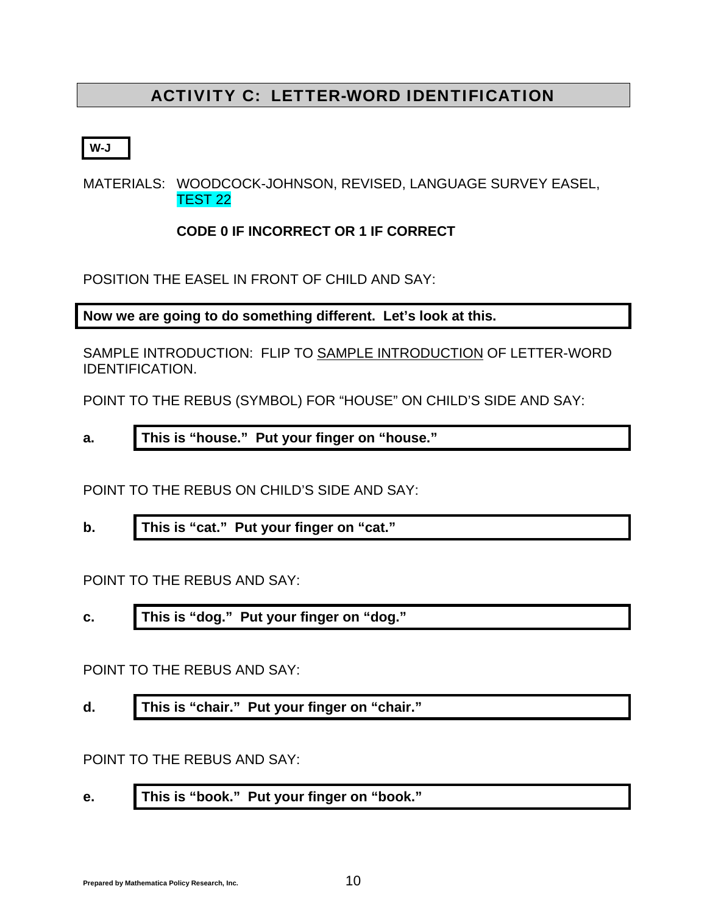## ACTIVITY C: LETTER-WORD IDENTIFICATION

**W-J**

MATERIALS: WOODCOCK-JOHNSON, REVISED, LANGUAGE SURVEY EASEL, TEST 22

**CODE 0 IF INCORRECT OR 1 IF CORRECT**

POSITION THE EASEL IN FRONT OF CHILD AND SAY:

**Now we are going to do something different. Let's look at this.**

SAMPLE INTRODUCTION: FLIP TO SAMPLE INTRODUCTION OF LETTER-WORD IDENTIFICATION.

POINT TO THE REBUS (SYMBOL) FOR "HOUSE" ON CHILD'S SIDE AND SAY:

**a.** **This is "house." Put your finger on "house."**

POINT TO THE REBUS ON CHILD'S SIDE AND SAY:

**b.** **This is "cat." Put your finger on "cat."**

POINT TO THE REBUS AND SAY:

**c.** **This is "dog." Put your finger on "dog."**

POINT TO THE REBUS AND SAY:

**d.** **This is "chair." Put your finger on "chair."**

POINT TO THE REBUS AND SAY:

**e.** **This is "book." Put your finger on "book."**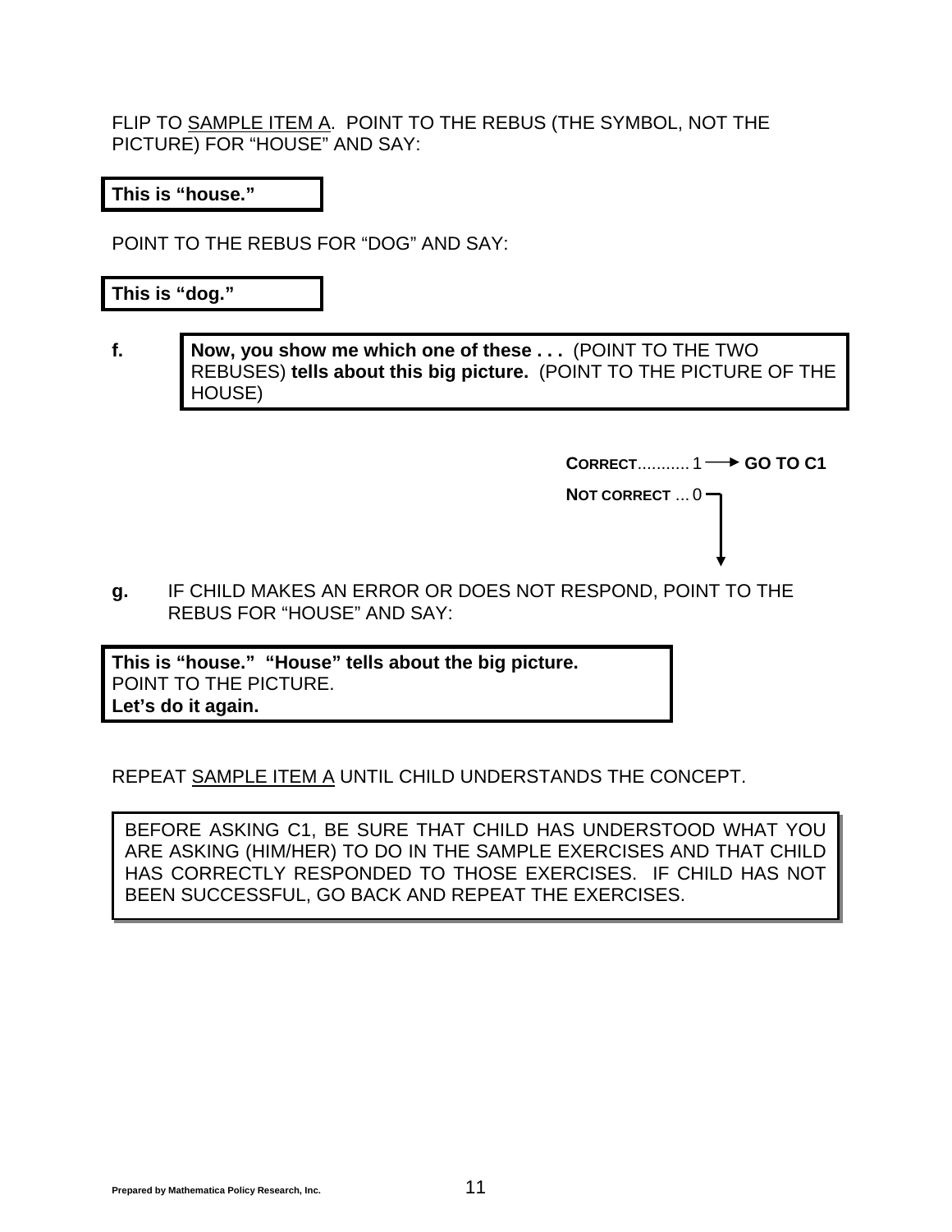FLIP TO <u>SAMPLE ITEM A</u>. POINT TO THE REBUS (THE SYMBOL, NOT THE PICTURE) FOR "HOUSE" AND SAY:

> **This is "house."**

POINT TO THE REBUS FOR "DOG" AND SAY:

> **This is "dog."**

**f.** **Now, you show me which one of these . . .** (POINT TO THE TWO REBUSES) **tells about this big picture.** (POINT TO THE PICTURE OF THE HOUSE)

CORRECT........... 1 → **GO TO C1**

NOT CORRECT ... 0 ↓

**g.** IF CHILD MAKES AN ERROR OR DOES NOT RESPOND, POINT TO THE REBUS FOR "HOUSE" AND SAY:

> **This is "house." "House" tells about the big picture.**
> POINT TO THE PICTURE.
> **Let's do it again.**

REPEAT <u>SAMPLE ITEM A</u> UNTIL CHILD UNDERSTANDS THE CONCEPT.

> BEFORE ASKING C1, BE SURE THAT CHILD HAS UNDERSTOOD WHAT YOU ARE ASKING (HIM/HER) TO DO IN THE SAMPLE EXERCISES AND THAT CHILD HAS CORRECTLY RESPONDED TO THOSE EXERCISES. IF CHILD HAS NOT BEEN SUCCESSFUL, GO BACK AND REPEAT THE EXERCISES.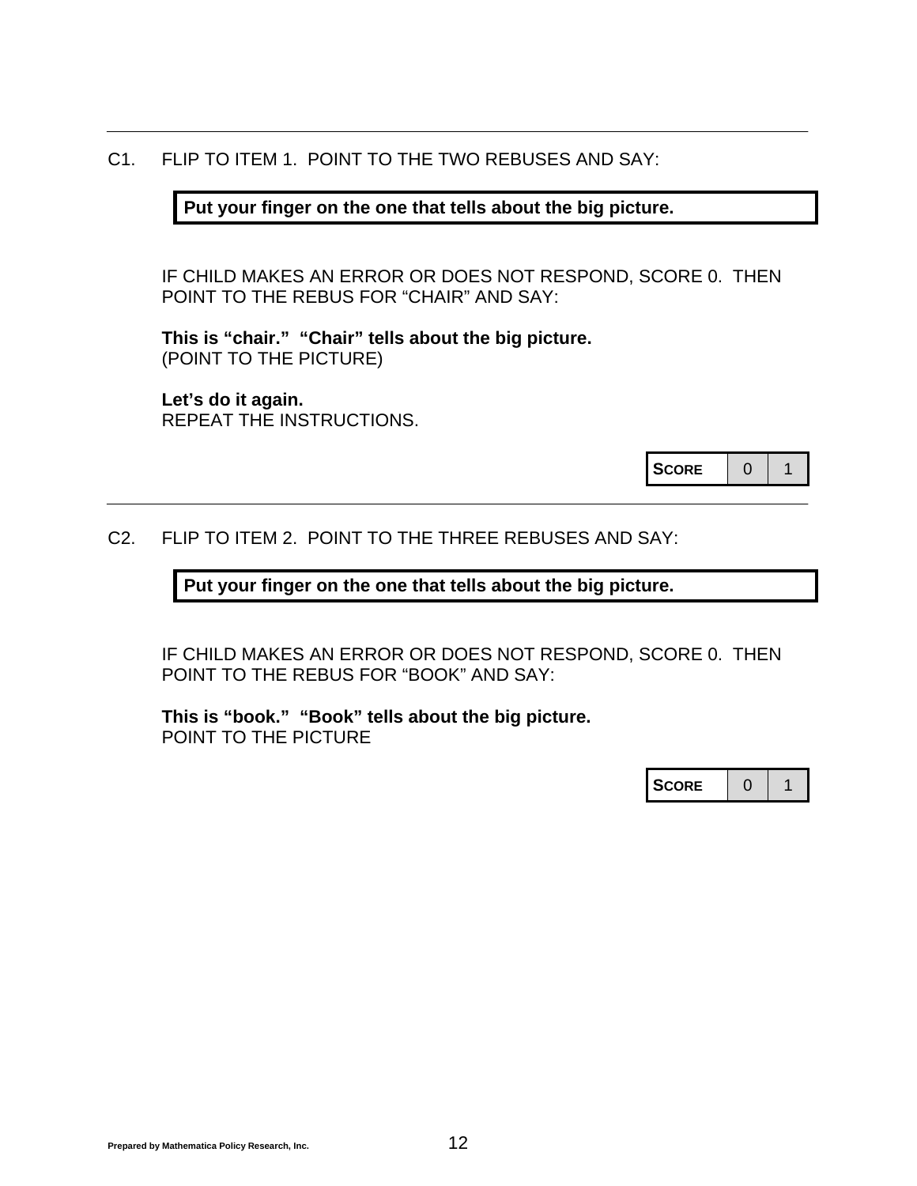---

C1. FLIP TO ITEM 1. POINT TO THE TWO REBUSES AND SAY:

> **Put your finger on the one that tells about the big picture.**

IF CHILD MAKES AN ERROR OR DOES NOT RESPOND, SCORE 0. THEN POINT TO THE REBUS FOR "CHAIR" AND SAY:

**This is "chair." "Chair" tells about the big picture.**
(POINT TO THE PICTURE)

**Let's do it again.**
REPEAT THE INSTRUCTIONS.

| SCORE | 0 | 1 |
|---|---|---|

---

C2. FLIP TO ITEM 2. POINT TO THE THREE REBUSES AND SAY:

> **Put your finger on the one that tells about the big picture.**

IF CHILD MAKES AN ERROR OR DOES NOT RESPOND, SCORE 0. THEN POINT TO THE REBUS FOR "BOOK" AND SAY:

**This is "book." "Book" tells about the big picture.**
POINT TO THE PICTURE

| SCORE | 0 | 1 |
|---|---|---|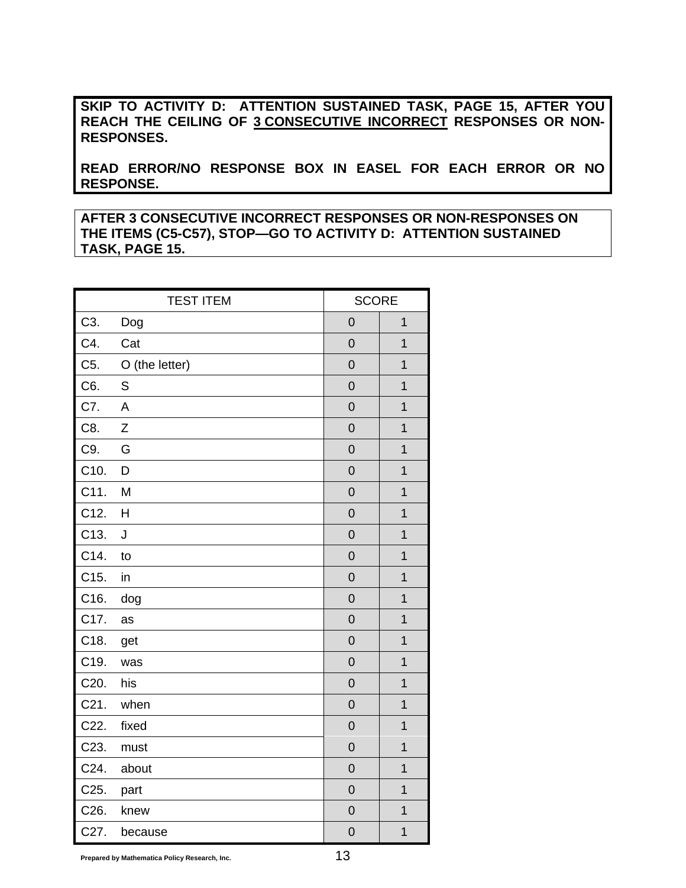**SKIP TO ACTIVITY D: ATTENTION SUSTAINED TASK, PAGE 15, AFTER YOU REACH THE CEILING OF <u>3 CONSECUTIVE INCORRECT</u> RESPONSES OR NON-RESPONSES.**

**READ ERROR/NO RESPONSE BOX IN EASEL FOR EACH ERROR OR NO RESPONSE.**

**AFTER 3 CONSECUTIVE INCORRECT RESPONSES OR NON-RESPONSES ON THE ITEMS (C5-C57), STOP—GO TO ACTIVITY D: ATTENTION SUSTAINED TASK, PAGE 15.**

| TEST ITEM | SCORE | |
|---|---|---|
| C3. Dog | 0 | 1 |
| C4. Cat | 0 | 1 |
| C5. O (the letter) | 0 | 1 |
| C6. S | 0 | 1 |
| C7. A | 0 | 1 |
| C8. Z | 0 | 1 |
| C9. G | 0 | 1 |
| C10. D | 0 | 1 |
| C11. M | 0 | 1 |
| C12. H | 0 | 1 |
| C13. J | 0 | 1 |
| C14. to | 0 | 1 |
| C15. in | 0 | 1 |
| C16. dog | 0 | 1 |
| C17. as | 0 | 1 |
| C18. get | 0 | 1 |
| C19. was | 0 | 1 |
| C20. his | 0 | 1 |
| C21. when | 0 | 1 |
| C22. fixed | 0 | 1 |
| C23. must | 0 | 1 |
| C24. about | 0 | 1 |
| C25. part | 0 | 1 |
| C26. knew | 0 | 1 |
| C27. because | 0 | 1 |

Prepared by Mathematica Policy Research, Inc.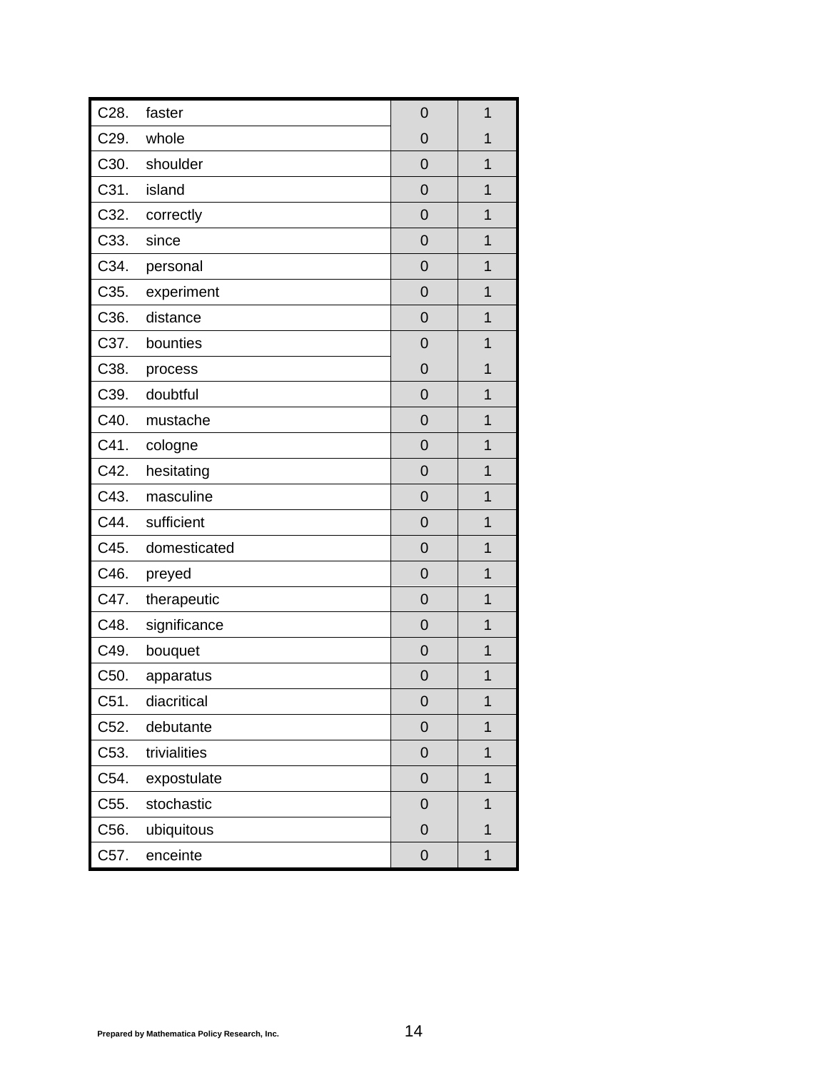| | | | |
|---|---|---|---|
| C28. | faster | 0 | 1 |
| C29. | whole | 0 | 1 |
| C30. | shoulder | 0 | 1 |
| C31. | island | 0 | 1 |
| C32. | correctly | 0 | 1 |
| C33. | since | 0 | 1 |
| C34. | personal | 0 | 1 |
| C35. | experiment | 0 | 1 |
| C36. | distance | 0 | 1 |
| C37. | bounties | 0 | 1 |
| C38. | process | 0 | 1 |
| C39. | doubtful | 0 | 1 |
| C40. | mustache | 0 | 1 |
| C41. | cologne | 0 | 1 |
| C42. | hesitating | 0 | 1 |
| C43. | masculine | 0 | 1 |
| C44. | sufficient | 0 | 1 |
| C45. | domesticated | 0 | 1 |
| C46. | preyed | 0 | 1 |
| C47. | therapeutic | 0 | 1 |
| C48. | significance | 0 | 1 |
| C49. | bouquet | 0 | 1 |
| C50. | apparatus | 0 | 1 |
| C51. | diacritical | 0 | 1 |
| C52. | debutante | 0 | 1 |
| C53. | trivialities | 0 | 1 |
| C54. | expostulate | 0 | 1 |
| C55. | stochastic | 0 | 1 |
| C56. | ubiquitous | 0 | 1 |
| C57. | enceinte | 0 | 1 |

Prepared by Mathematica Policy Research, Inc.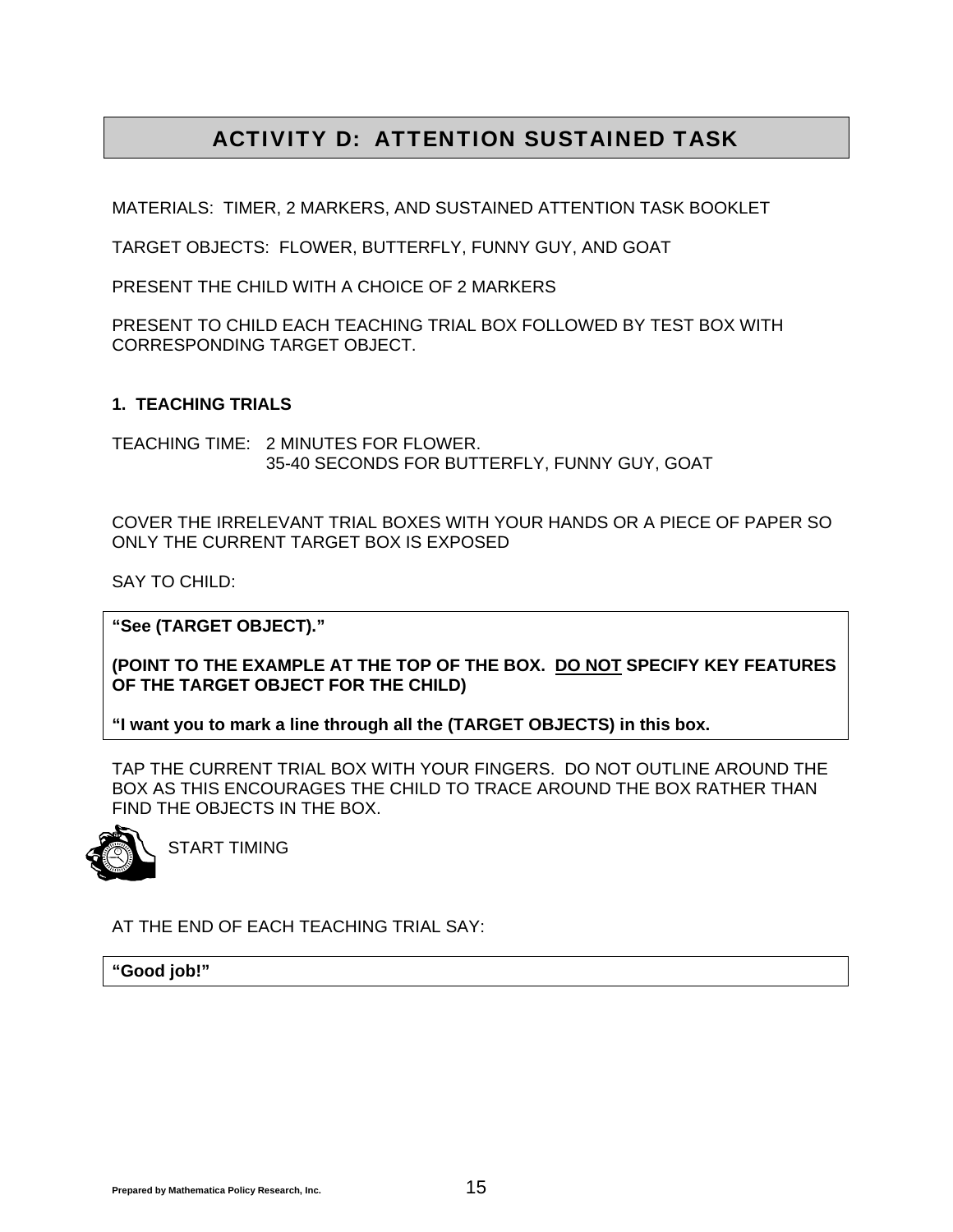# ACTIVITY D: ATTENTION SUSTAINED TASK

MATERIALS: TIMER, 2 MARKERS, AND SUSTAINED ATTENTION TASK BOOKLET

TARGET OBJECTS: FLOWER, BUTTERFLY, FUNNY GUY, AND GOAT

PRESENT THE CHILD WITH A CHOICE OF 2 MARKERS

PRESENT TO CHILD EACH TEACHING TRIAL BOX FOLLOWED BY TEST BOX WITH CORRESPONDING TARGET OBJECT.

## 1. TEACHING TRIALS

TEACHING TIME: 2 MINUTES FOR FLOWER.
35-40 SECONDS FOR BUTTERFLY, FUNNY GUY, GOAT

COVER THE IRRELEVANT TRIAL BOXES WITH YOUR HANDS OR A PIECE OF PAPER SO ONLY THE CURRENT TARGET BOX IS EXPOSED

SAY TO CHILD:

**"See (TARGET OBJECT)."**

**(POINT TO THE EXAMPLE AT THE TOP OF THE BOX. DO NOT SPECIFY KEY FEATURES OF THE TARGET OBJECT FOR THE CHILD)**

**"I want you to mark a line through all the (TARGET OBJECTS) in this box.**

TAP THE CURRENT TRIAL BOX WITH YOUR FINGERS. DO NOT OUTLINE AROUND THE BOX AS THIS ENCOURAGES THE CHILD TO TRACE AROUND THE BOX RATHER THAN FIND THE OBJECTS IN THE BOX.

START TIMING

AT THE END OF EACH TEACHING TRIAL SAY:

**"Good job!"**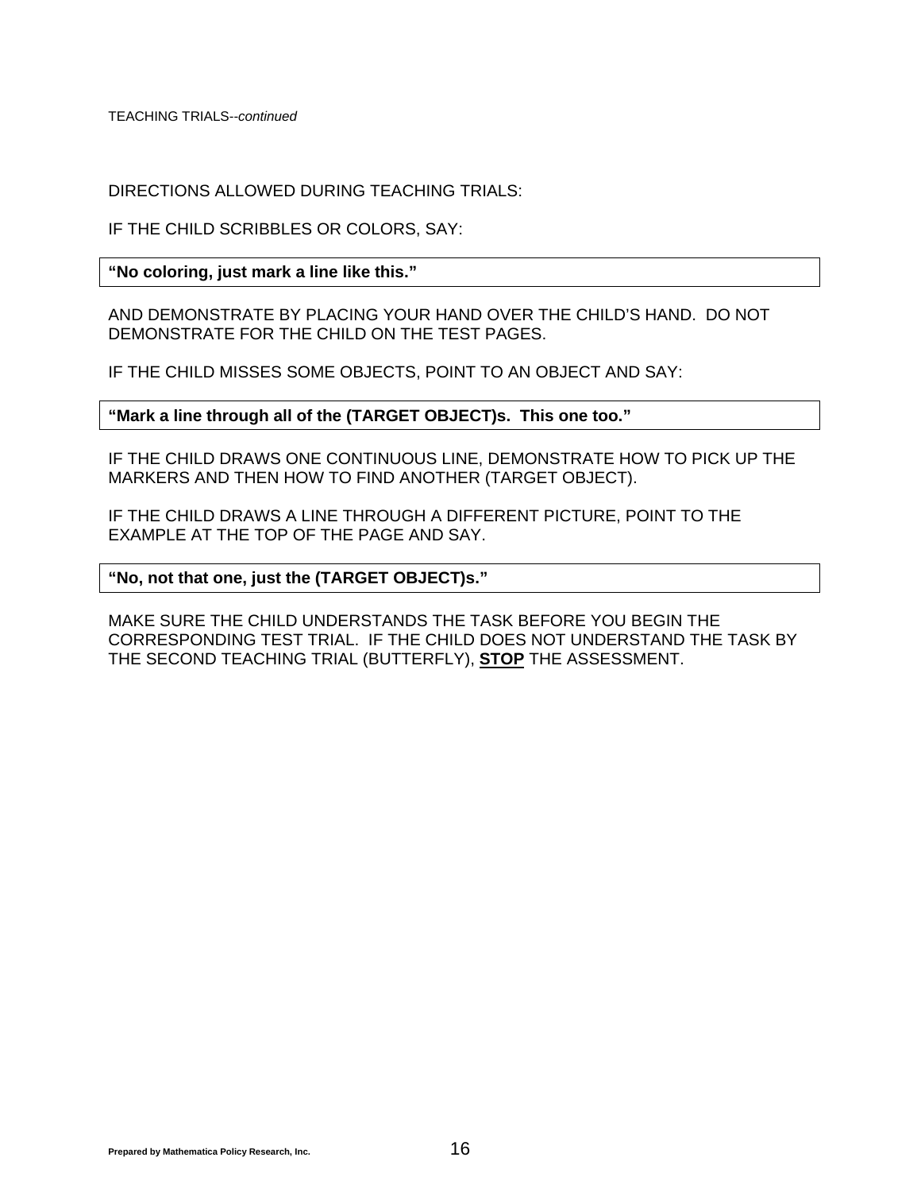TEACHING TRIALS--*continued*

DIRECTIONS ALLOWED DURING TEACHING TRIALS:

IF THE CHILD SCRIBBLES OR COLORS, SAY:

| **"No coloring, just mark a line like this."** |
|---|

AND DEMONSTRATE BY PLACING YOUR HAND OVER THE CHILD'S HAND. DO NOT DEMONSTRATE FOR THE CHILD ON THE TEST PAGES.

IF THE CHILD MISSES SOME OBJECTS, POINT TO AN OBJECT AND SAY:

| **"Mark a line through all of the (TARGET OBJECT)s. This one too."** |
|---|

IF THE CHILD DRAWS ONE CONTINUOUS LINE, DEMONSTRATE HOW TO PICK UP THE MARKERS AND THEN HOW TO FIND ANOTHER (TARGET OBJECT).

IF THE CHILD DRAWS A LINE THROUGH A DIFFERENT PICTURE, POINT TO THE EXAMPLE AT THE TOP OF THE PAGE AND SAY.

| **"No, not that one, just the (TARGET OBJECT)s."** |
|---|

MAKE SURE THE CHILD UNDERSTANDS THE TASK BEFORE YOU BEGIN THE CORRESPONDING TEST TRIAL. IF THE CHILD DOES NOT UNDERSTAND THE TASK BY THE SECOND TEACHING TRIAL (BUTTERFLY), **STOP** THE ASSESSMENT.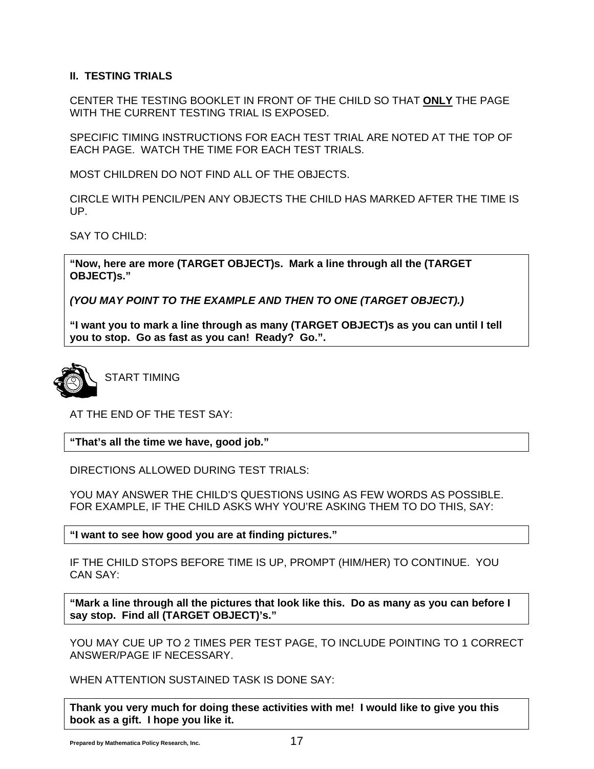## II. TESTING TRIALS

CENTER THE TESTING BOOKLET IN FRONT OF THE CHILD SO THAT **ONLY** THE PAGE WITH THE CURRENT TESTING TRIAL IS EXPOSED.

SPECIFIC TIMING INSTRUCTIONS FOR EACH TEST TRIAL ARE NOTED AT THE TOP OF EACH PAGE. WATCH THE TIME FOR EACH TEST TRIALS.

MOST CHILDREN DO NOT FIND ALL OF THE OBJECTS.

CIRCLE WITH PENCIL/PEN ANY OBJECTS THE CHILD HAS MARKED AFTER THE TIME IS UP.

SAY TO CHILD:

> **"Now, here are more (TARGET OBJECT)s. Mark a line through all the (TARGET OBJECT)s."**
>
> ***(YOU MAY POINT TO THE EXAMPLE AND THEN TO ONE (TARGET OBJECT).)***
>
> **"I want you to mark a line through as many (TARGET OBJECT)s as you can until I tell you to stop. Go as fast as you can! Ready? Go.".**

START TIMING

AT THE END OF THE TEST SAY:

> **"That's all the time we have, good job."**

DIRECTIONS ALLOWED DURING TEST TRIALS:

YOU MAY ANSWER THE CHILD'S QUESTIONS USING AS FEW WORDS AS POSSIBLE. FOR EXAMPLE, IF THE CHILD ASKS WHY YOU'RE ASKING THEM TO DO THIS, SAY:

> **"I want to see how good you are at finding pictures."**

IF THE CHILD STOPS BEFORE TIME IS UP, PROMPT (HIM/HER) TO CONTINUE. YOU CAN SAY:

> **"Mark a line through all the pictures that look like this. Do as many as you can before I say stop. Find all (TARGET OBJECT)'s."**

YOU MAY CUE UP TO 2 TIMES PER TEST PAGE, TO INCLUDE POINTING TO 1 CORRECT ANSWER/PAGE IF NECESSARY.

WHEN ATTENTION SUSTAINED TASK IS DONE SAY:

> **Thank you very much for doing these activities with me! I would like to give you this book as a gift. I hope you like it.**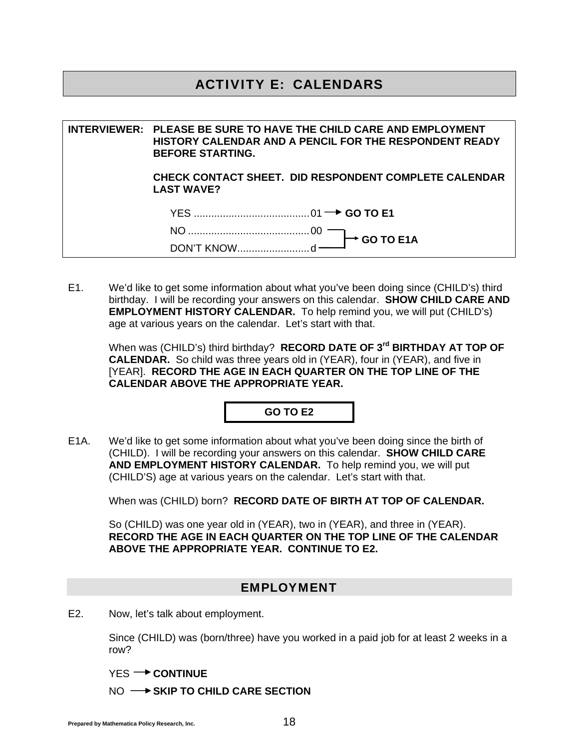# ACTIVITY E: CALENDARS

**INTERVIEWER: PLEASE BE SURE TO HAVE THE CHILD CARE AND EMPLOYMENT HISTORY CALENDAR AND A PENCIL FOR THE RESPONDENT READY BEFORE STARTING.**

**CHECK CONTACT SHEET. DID RESPONDENT COMPLETE CALENDAR LAST WAVE?**

YES ........................................01 → **GO TO E1**

NO ..........................................00 → **GO TO E1A**

DON'T KNOW.........................d → **GO TO E1A**

E1. We'd like to get some information about what you've been doing since (CHILD's) third birthday. I will be recording your answers on this calendar. **SHOW CHILD CARE AND EMPLOYMENT HISTORY CALENDAR.** To help remind you, we will put (CHILD's) age at various years on the calendar. Let's start with that.

When was (CHILD's) third birthday? **RECORD DATE OF 3rd BIRTHDAY AT TOP OF CALENDAR.** So child was three years old in (YEAR), four in (YEAR), and five in [YEAR]. **RECORD THE AGE IN EACH QUARTER ON THE TOP LINE OF THE CALENDAR ABOVE THE APPROPRIATE YEAR.**

**GO TO E2**

E1A. We'd like to get some information about what you've been doing since the birth of (CHILD). I will be recording your answers on this calendar. **SHOW CHILD CARE AND EMPLOYMENT HISTORY CALENDAR.** To help remind you, we will put (CHILD'S) age at various years on the calendar. Let's start with that.

When was (CHILD) born? **RECORD DATE OF BIRTH AT TOP OF CALENDAR.**

So (CHILD) was one year old in (YEAR), two in (YEAR), and three in (YEAR). **RECORD THE AGE IN EACH QUARTER ON THE TOP LINE OF THE CALENDAR ABOVE THE APPROPRIATE YEAR. CONTINUE TO E2.**

## EMPLOYMENT

E2. Now, let's talk about employment.

Since (CHILD) was (born/three) have you worked in a paid job for at least 2 weeks in a row?

YES → **CONTINUE**

NO → **SKIP TO CHILD CARE SECTION**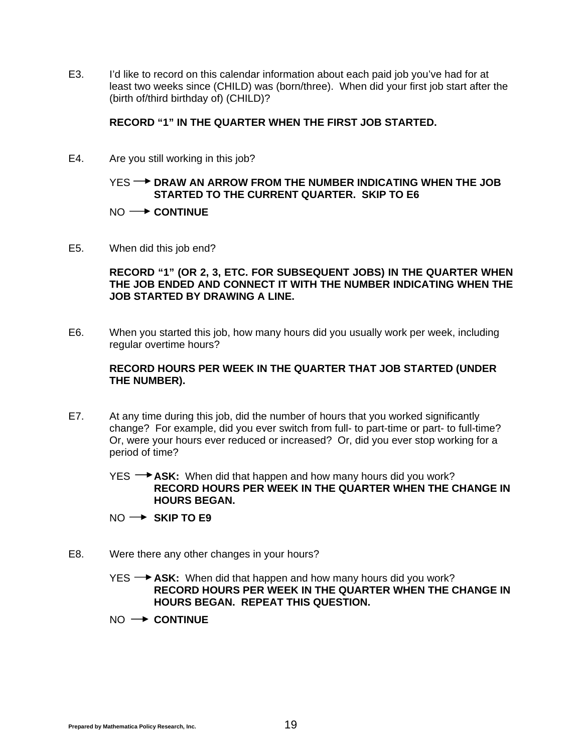E3. I'd like to record on this calendar information about each paid job you've had for at least two weeks since (CHILD) was (born/three). When did your first job start after the (birth of/third birthday of) (CHILD)?

**RECORD "1" IN THE QUARTER WHEN THE FIRST JOB STARTED.**

E4. Are you still working in this job?

YES → **DRAW AN ARROW FROM THE NUMBER INDICATING WHEN THE JOB STARTED TO THE CURRENT QUARTER. SKIP TO E6**

NO → **CONTINUE**

E5. When did this job end?

**RECORD "1" (OR 2, 3, ETC. FOR SUBSEQUENT JOBS) IN THE QUARTER WHEN THE JOB ENDED AND CONNECT IT WITH THE NUMBER INDICATING WHEN THE JOB STARTED BY DRAWING A LINE.**

E6. When you started this job, how many hours did you usually work per week, including regular overtime hours?

**RECORD HOURS PER WEEK IN THE QUARTER THAT JOB STARTED (UNDER THE NUMBER).**

E7. At any time during this job, did the number of hours that you worked significantly change? For example, did you ever switch from full- to part-time or part- to full-time? Or, were your hours ever reduced or increased? Or, did you ever stop working for a period of time?

YES → **ASK:** When did that happen and how many hours did you work? **RECORD HOURS PER WEEK IN THE QUARTER WHEN THE CHANGE IN HOURS BEGAN.**

NO → **SKIP TO E9**

E8. Were there any other changes in your hours?

YES → **ASK:** When did that happen and how many hours did you work? **RECORD HOURS PER WEEK IN THE QUARTER WHEN THE CHANGE IN HOURS BEGAN. REPEAT THIS QUESTION.**

NO → **CONTINUE**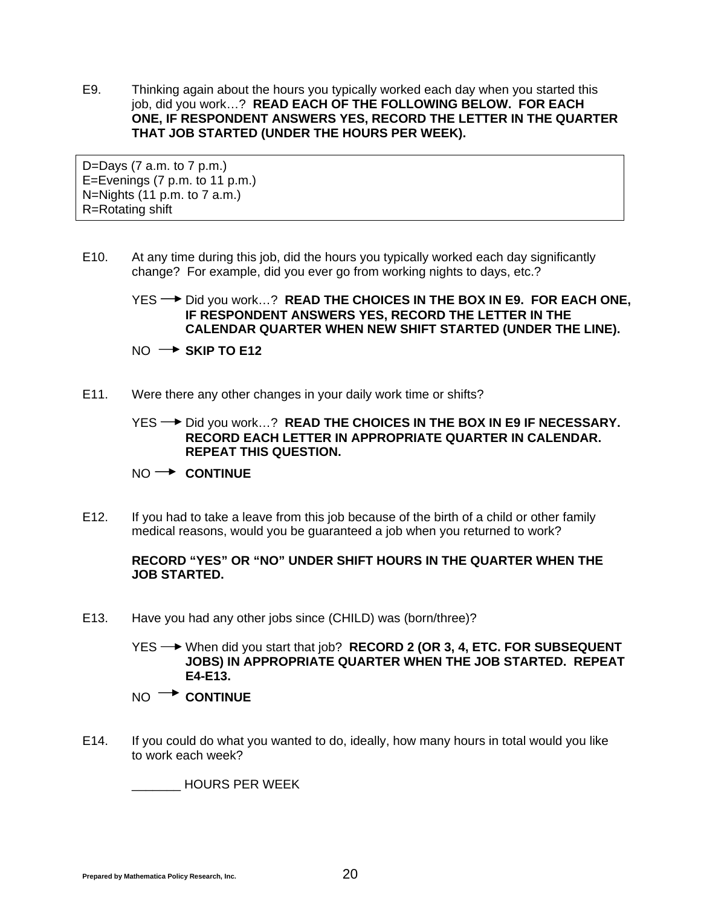E9. Thinking again about the hours you typically worked each day when you started this job, did you work…? **READ EACH OF THE FOLLOWING BELOW. FOR EACH ONE, IF RESPONDENT ANSWERS YES, RECORD THE LETTER IN THE QUARTER THAT JOB STARTED (UNDER THE HOURS PER WEEK).**

| D=Days (7 a.m. to 7 p.m.)<br>E=Evenings (7 p.m. to 11 p.m.)<br>N=Nights (11 p.m. to 7 a.m.)<br>R=Rotating shift |
|---|

E10. At any time during this job, did the hours you typically worked each day significantly change? For example, did you ever go from working nights to days, etc.?

YES → Did you work…? **READ THE CHOICES IN THE BOX IN E9. FOR EACH ONE, IF RESPONDENT ANSWERS YES, RECORD THE LETTER IN THE CALENDAR QUARTER WHEN NEW SHIFT STARTED (UNDER THE LINE).**

NO → **SKIP TO E12**

E11. Were there any other changes in your daily work time or shifts?

YES → Did you work…? **READ THE CHOICES IN THE BOX IN E9 IF NECESSARY. RECORD EACH LETTER IN APPROPRIATE QUARTER IN CALENDAR. REPEAT THIS QUESTION.**

NO → **CONTINUE**

E12. If you had to take a leave from this job because of the birth of a child or other family medical reasons, would you be guaranteed a job when you returned to work?

**RECORD "YES" OR "NO" UNDER SHIFT HOURS IN THE QUARTER WHEN THE JOB STARTED.**

E13. Have you had any other jobs since (CHILD) was (born/three)?

YES → When did you start that job? **RECORD 2 (OR 3, 4, ETC. FOR SUBSEQUENT JOBS) IN APPROPRIATE QUARTER WHEN THE JOB STARTED. REPEAT E4-E13.**

NO → **CONTINUE**

E14. If you could do what you wanted to do, ideally, how many hours in total would you like to work each week?

_______ HOURS PER WEEK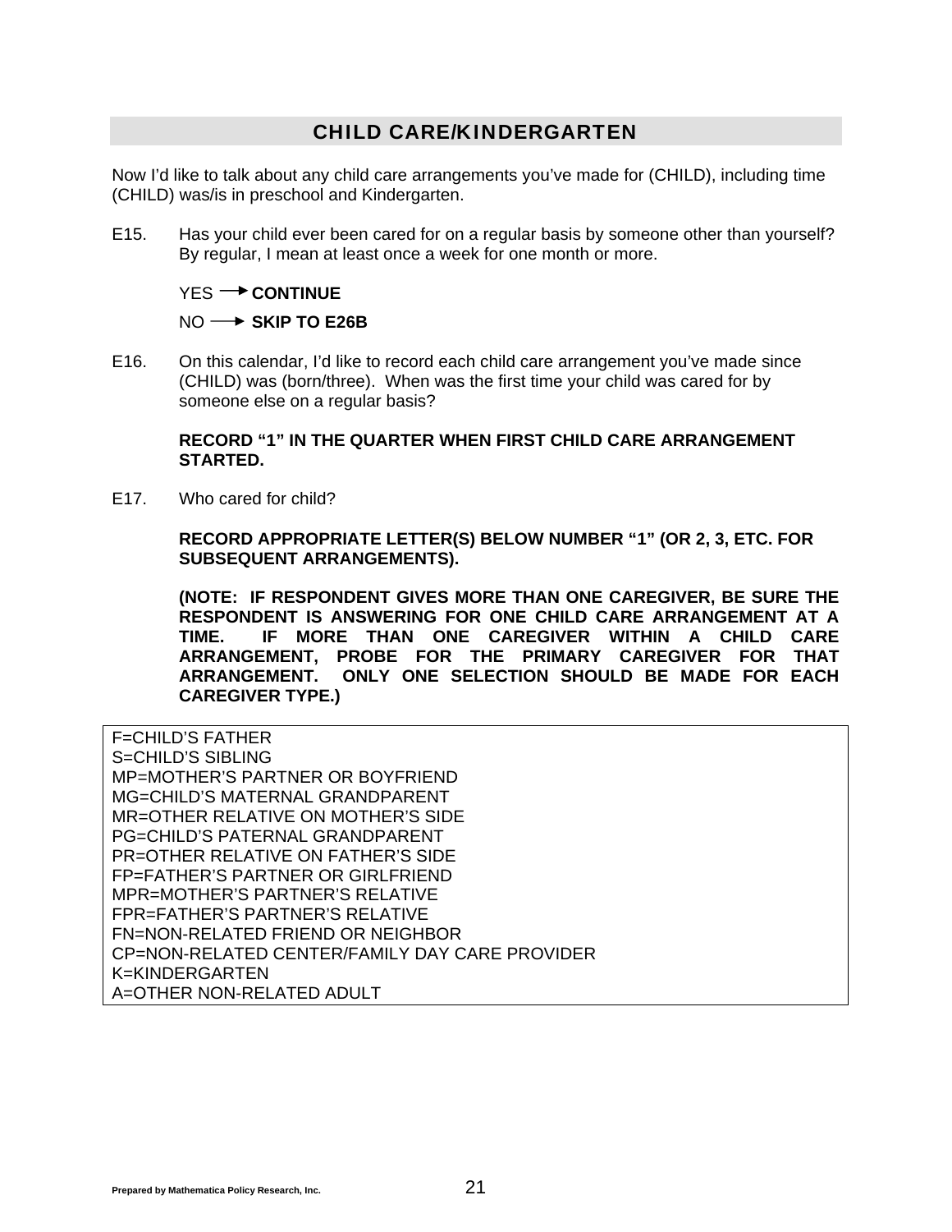## CHILD CARE/KINDERGARTEN

Now I'd like to talk about any child care arrangements you've made for (CHILD), including time (CHILD) was/is in preschool and Kindergarten.

E15. Has your child ever been cared for on a regular basis by someone other than yourself? By regular, I mean at least once a week for one month or more.

YES → **CONTINUE**

NO → **SKIP TO E26B**

E16. On this calendar, I'd like to record each child care arrangement you've made since (CHILD) was (born/three). When was the first time your child was cared for by someone else on a regular basis?

**RECORD "1" IN THE QUARTER WHEN FIRST CHILD CARE ARRANGEMENT STARTED.**

E17. Who cared for child?

**RECORD APPROPRIATE LETTER(S) BELOW NUMBER "1" (OR 2, 3, ETC. FOR SUBSEQUENT ARRANGEMENTS).**

**(NOTE: IF RESPONDENT GIVES MORE THAN ONE CAREGIVER, BE SURE THE RESPONDENT IS ANSWERING FOR ONE CHILD CARE ARRANGEMENT AT A TIME. IF MORE THAN ONE CAREGIVER WITHIN A CHILD CARE ARRANGEMENT, PROBE FOR THE PRIMARY CAREGIVER FOR THAT ARRANGEMENT. ONLY ONE SELECTION SHOULD BE MADE FOR EACH CAREGIVER TYPE.)**

F=CHILD'S FATHER
S=CHILD'S SIBLING
MP=MOTHER'S PARTNER OR BOYFRIEND
MG=CHILD'S MATERNAL GRANDPARENT
MR=OTHER RELATIVE ON MOTHER'S SIDE
PG=CHILD'S PATERNAL GRANDPARENT
PR=OTHER RELATIVE ON FATHER'S SIDE
FP=FATHER'S PARTNER OR GIRLFRIEND
MPR=MOTHER'S PARTNER'S RELATIVE
FPR=FATHER'S PARTNER'S RELATIVE
FN=NON-RELATED FRIEND OR NEIGHBOR
CP=NON-RELATED CENTER/FAMILY DAY CARE PROVIDER
K=KINDERGARTEN
A=OTHER NON-RELATED ADULT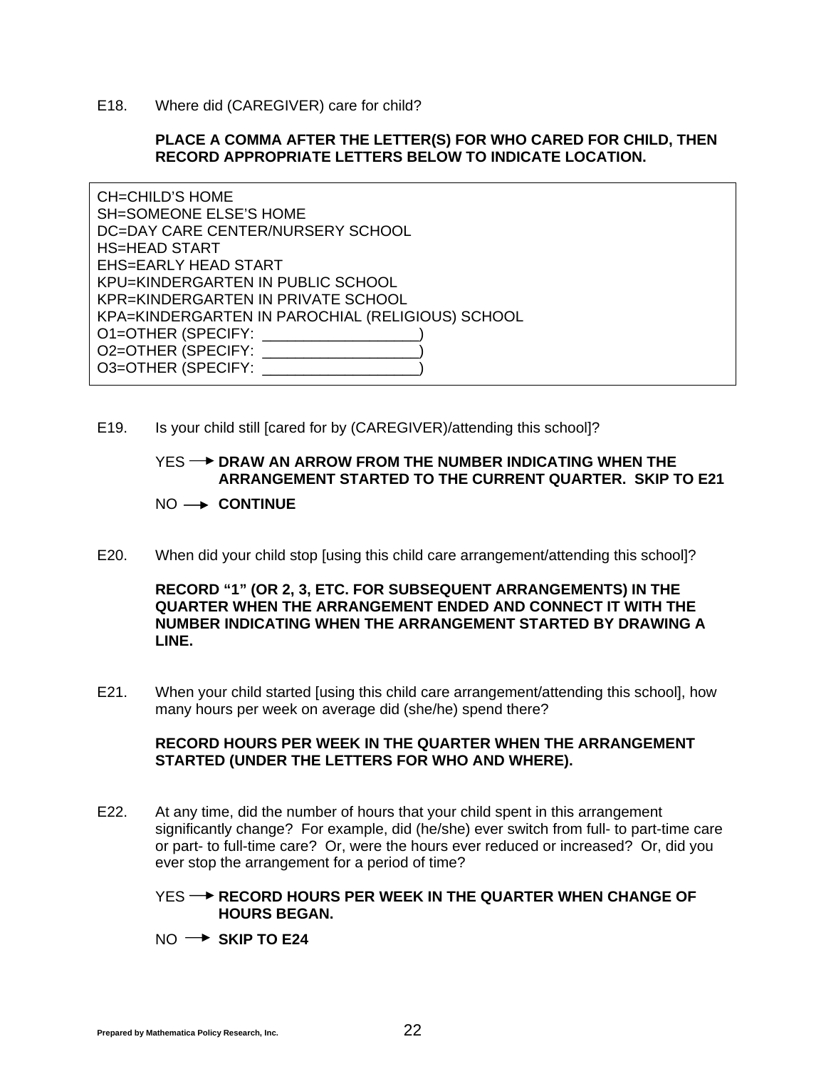E18. Where did (CAREGIVER) care for child?

**PLACE A COMMA AFTER THE LETTER(S) FOR WHO CARED FOR CHILD, THEN RECORD APPROPRIATE LETTERS BELOW TO INDICATE LOCATION.**

CH=CHILD'S HOME
SH=SOMEONE ELSE'S HOME
DC=DAY CARE CENTER/NURSERY SCHOOL
HS=HEAD START
EHS=EARLY HEAD START
KPU=KINDERGARTEN IN PUBLIC SCHOOL
KPR=KINDERGARTEN IN PRIVATE SCHOOL
KPA=KINDERGARTEN IN PAROCHIAL (RELIGIOUS) SCHOOL
O1=OTHER (SPECIFY: ___________________)
O2=OTHER (SPECIFY: ___________________)
O3=OTHER (SPECIFY: ___________________)

E19. Is your child still [cared for by (CAREGIVER)/attending this school]?

YES → **DRAW AN ARROW FROM THE NUMBER INDICATING WHEN THE ARRANGEMENT STARTED TO THE CURRENT QUARTER. SKIP TO E21**

NO → **CONTINUE**

E20. When did your child stop [using this child care arrangement/attending this school]?

**RECORD "1" (OR 2, 3, ETC. FOR SUBSEQUENT ARRANGEMENTS) IN THE QUARTER WHEN THE ARRANGEMENT ENDED AND CONNECT IT WITH THE NUMBER INDICATING WHEN THE ARRANGEMENT STARTED BY DRAWING A LINE.**

E21. When your child started [using this child care arrangement/attending this school], how many hours per week on average did (she/he) spend there?

**RECORD HOURS PER WEEK IN THE QUARTER WHEN THE ARRANGEMENT STARTED (UNDER THE LETTERS FOR WHO AND WHERE).**

E22. At any time, did the number of hours that your child spent in this arrangement significantly change? For example, did (he/she) ever switch from full- to part-time care or part- to full-time care? Or, were the hours ever reduced or increased? Or, did you ever stop the arrangement for a period of time?

YES → **RECORD HOURS PER WEEK IN THE QUARTER WHEN CHANGE OF HOURS BEGAN.**

NO → **SKIP TO E24**

Prepared by Mathematica Policy Research, Inc.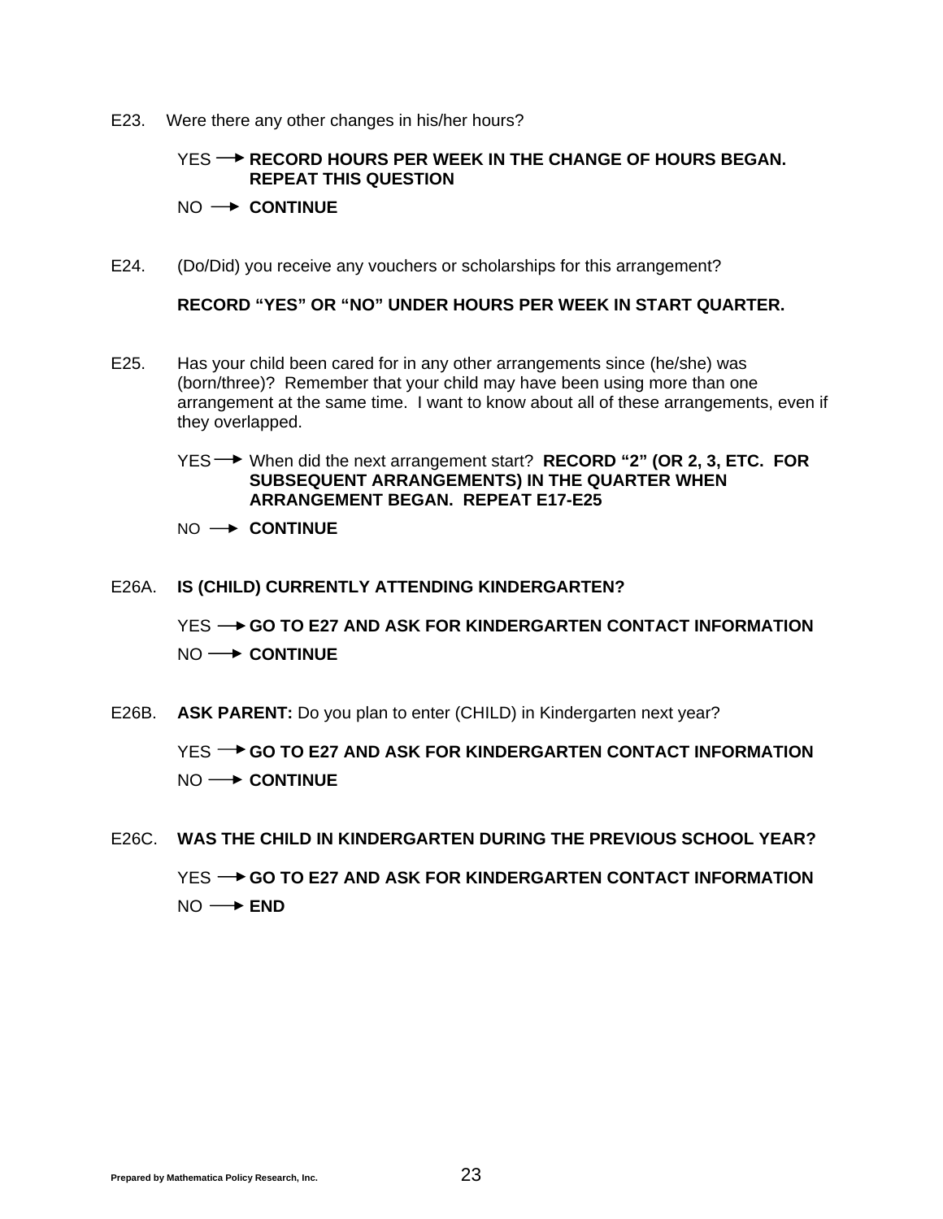E23. Were there any other changes in his/her hours?

YES → **RECORD HOURS PER WEEK IN THE CHANGE OF HOURS BEGAN. REPEAT THIS QUESTION**

NO → **CONTINUE**

E24. (Do/Did) you receive any vouchers or scholarships for this arrangement?

**RECORD "YES" OR "NO" UNDER HOURS PER WEEK IN START QUARTER.**

E25. Has your child been cared for in any other arrangements since (he/she) was (born/three)? Remember that your child may have been using more than one arrangement at the same time. I want to know about all of these arrangements, even if they overlapped.

YES → When did the next arrangement start? **RECORD "2" (OR 2, 3, ETC. FOR SUBSEQUENT ARRANGEMENTS) IN THE QUARTER WHEN ARRANGEMENT BEGAN. REPEAT E17-E25**

NO → **CONTINUE**

E26A. **IS (CHILD) CURRENTLY ATTENDING KINDERGARTEN?**

YES → **GO TO E27 AND ASK FOR KINDERGARTEN CONTACT INFORMATION**

NO → **CONTINUE**

E26B. **ASK PARENT:** Do you plan to enter (CHILD) in Kindergarten next year?

YES → **GO TO E27 AND ASK FOR KINDERGARTEN CONTACT INFORMATION**

NO → **CONTINUE**

E26C. **WAS THE CHILD IN KINDERGARTEN DURING THE PREVIOUS SCHOOL YEAR?**

YES → **GO TO E27 AND ASK FOR KINDERGARTEN CONTACT INFORMATION**

NO → **END**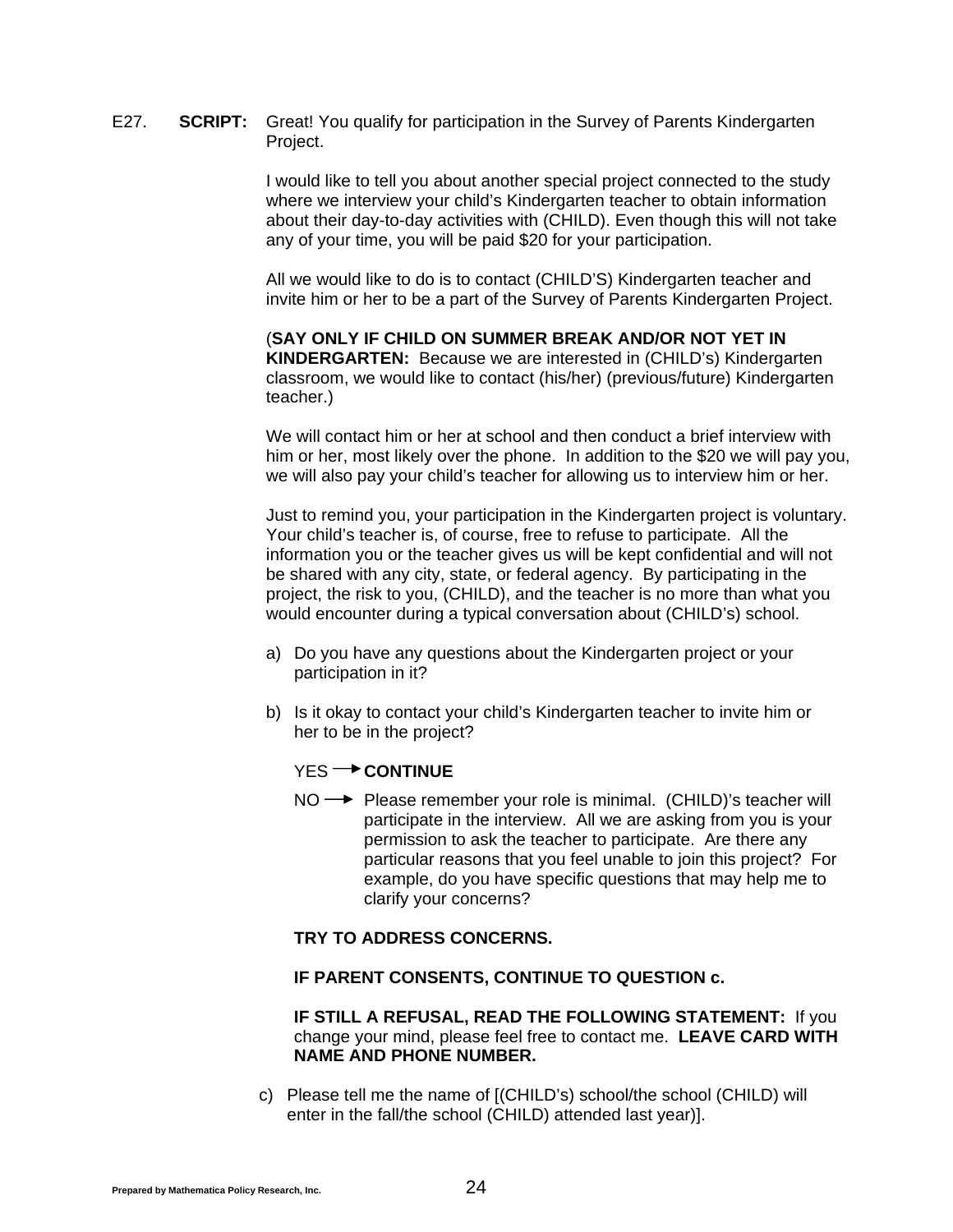E27. **SCRIPT:** Great! You qualify for participation in the Survey of Parents Kindergarten Project.

I would like to tell you about another special project connected to the study where we interview your child's Kindergarten teacher to obtain information about their day-to-day activities with (CHILD). Even though this will not take any of your time, you will be paid $20 for your participation.

All we would like to do is to contact (CHILD'S) Kindergarten teacher and invite him or her to be a part of the Survey of Parents Kindergarten Project.

(**SAY ONLY IF CHILD ON SUMMER BREAK AND/OR NOT YET IN KINDERGARTEN:** Because we are interested in (CHILD's) Kindergarten classroom, we would like to contact (his/her) (previous/future) Kindergarten teacher.)

We will contact him or her at school and then conduct a brief interview with him or her, most likely over the phone. In addition to the $20 we will pay you, we will also pay your child's teacher for allowing us to interview him or her.

Just to remind you, your participation in the Kindergarten project is voluntary. Your child's teacher is, of course, free to refuse to participate. All the information you or the teacher gives us will be kept confidential and will not be shared with any city, state, or federal agency. By participating in the project, the risk to you, (CHILD), and the teacher is no more than what you would encounter during a typical conversation about (CHILD's) school.

a) Do you have any questions about the Kindergarten project or your participation in it?

b) Is it okay to contact your child's Kindergarten teacher to invite him or her to be in the project?

YES → **CONTINUE**

NO → Please remember your role is minimal. (CHILD)'s teacher will participate in the interview. All we are asking from you is your permission to ask the teacher to participate. Are there any particular reasons that you feel unable to join this project? For example, do you have specific questions that may help me to clarify your concerns?

**TRY TO ADDRESS CONCERNS.**

**IF PARENT CONSENTS, CONTINUE TO QUESTION c.**

**IF STILL A REFUSAL, READ THE FOLLOWING STATEMENT:** If you change your mind, please feel free to contact me. **LEAVE CARD WITH NAME AND PHONE NUMBER.**

c) Please tell me the name of [(CHILD's) school/the school (CHILD) will enter in the fall/the school (CHILD) attended last year)].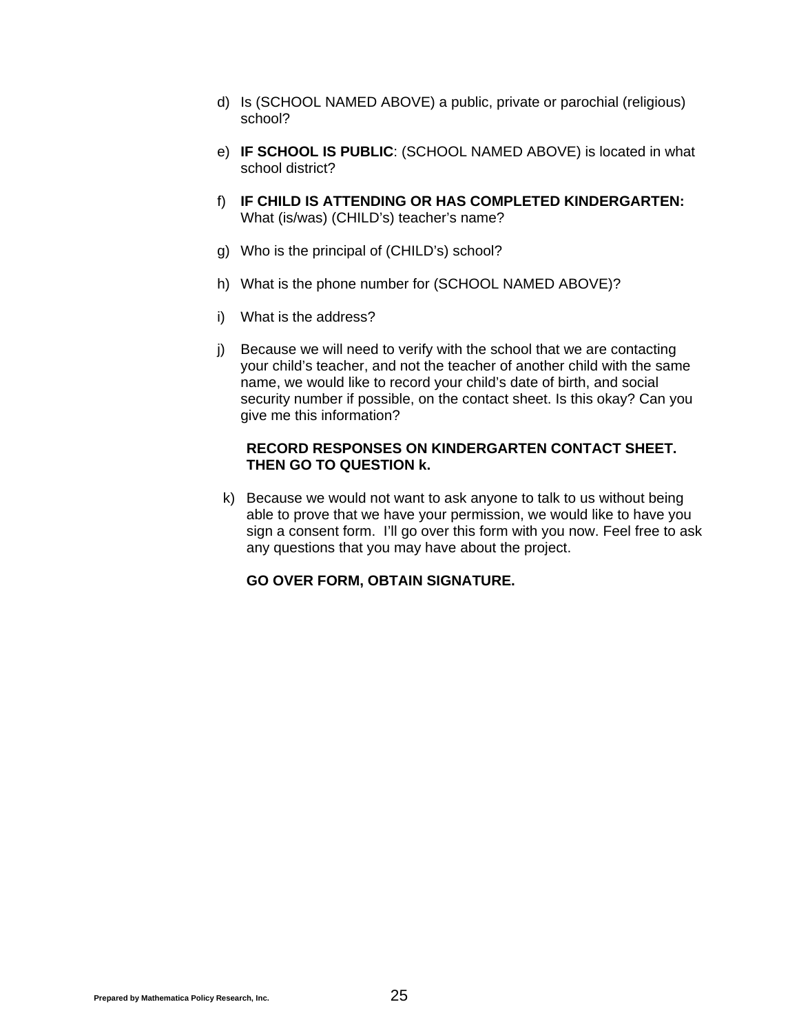d) Is (SCHOOL NAMED ABOVE) a public, private or parochial (religious) school?

e) **IF SCHOOL IS PUBLIC**: (SCHOOL NAMED ABOVE) is located in what school district?

f) **IF CHILD IS ATTENDING OR HAS COMPLETED KINDERGARTEN:** What (is/was) (CHILD's) teacher's name?

g) Who is the principal of (CHILD's) school?

h) What is the phone number for (SCHOOL NAMED ABOVE)?

i) What is the address?

j) Because we will need to verify with the school that we are contacting your child's teacher, and not the teacher of another child with the same name, we would like to record your child's date of birth, and social security number if possible, on the contact sheet. Is this okay? Can you give me this information?

**RECORD RESPONSES ON KINDERGARTEN CONTACT SHEET. THEN GO TO QUESTION k.**

k) Because we would not want to ask anyone to talk to us without being able to prove that we have your permission, we would like to have you sign a consent form. I'll go over this form with you now. Feel free to ask any questions that you may have about the project.

**GO OVER FORM, OBTAIN SIGNATURE.**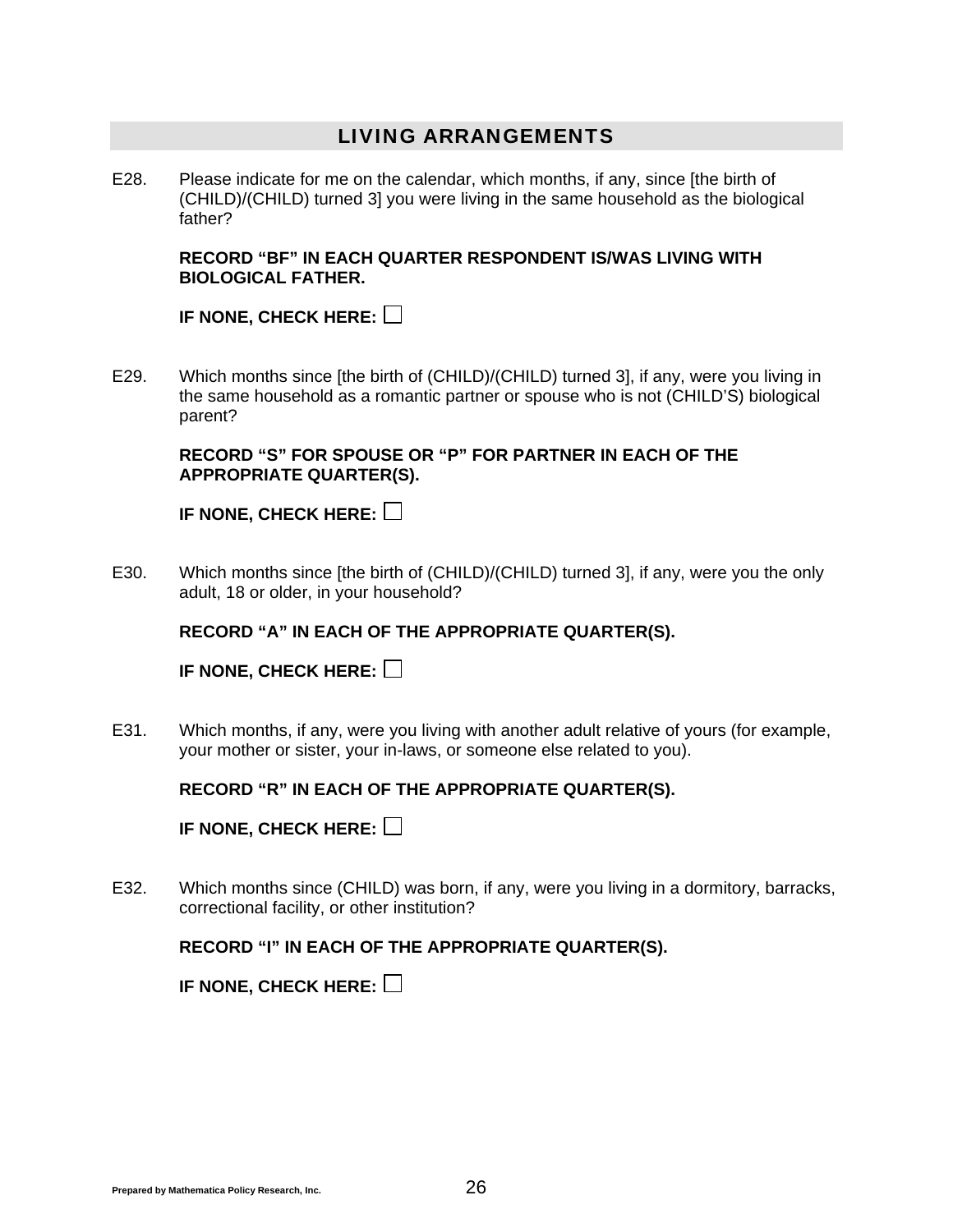## LIVING ARRANGEMENTS

E28. Please indicate for me on the calendar, which months, if any, since [the birth of (CHILD)/(CHILD) turned 3] you were living in the same household as the biological father?

**RECORD "BF" IN EACH QUARTER RESPONDENT IS/WAS LIVING WITH BIOLOGICAL FATHER.**

**IF NONE, CHECK HERE:** ☐

E29. Which months since [the birth of (CHILD)/(CHILD) turned 3], if any, were you living in the same household as a romantic partner or spouse who is not (CHILD'S) biological parent?

**RECORD "S" FOR SPOUSE OR "P" FOR PARTNER IN EACH OF THE APPROPRIATE QUARTER(S).**

**IF NONE, CHECK HERE:** ☐

E30. Which months since [the birth of (CHILD)/(CHILD) turned 3], if any, were you the only adult, 18 or older, in your household?

**RECORD "A" IN EACH OF THE APPROPRIATE QUARTER(S).**

**IF NONE, CHECK HERE:** ☐

E31. Which months, if any, were you living with another adult relative of yours (for example, your mother or sister, your in-laws, or someone else related to you).

**RECORD "R" IN EACH OF THE APPROPRIATE QUARTER(S).**

**IF NONE, CHECK HERE:** ☐

E32. Which months since (CHILD) was born, if any, were you living in a dormitory, barracks, correctional facility, or other institution?

**RECORD "I" IN EACH OF THE APPROPRIATE QUARTER(S).**

**IF NONE, CHECK HERE:** ☐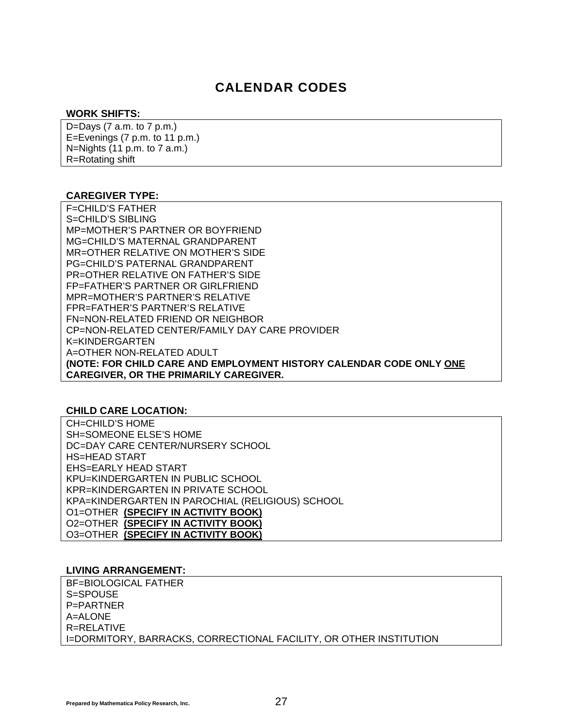# CALENDAR CODES

**WORK SHIFTS:**

D=Days (7 a.m. to 7 p.m.)
E=Evenings (7 p.m. to 11 p.m.)
N=Nights (11 p.m. to 7 a.m.)
R=Rotating shift

**CAREGIVER TYPE:**

F=CHILD'S FATHER
S=CHILD'S SIBLING
MP=MOTHER'S PARTNER OR BOYFRIEND
MG=CHILD'S MATERNAL GRANDPARENT
MR=OTHER RELATIVE ON MOTHER'S SIDE
PG=CHILD'S PATERNAL GRANDPARENT
PR=OTHER RELATIVE ON FATHER'S SIDE
FP=FATHER'S PARTNER OR GIRLFRIEND
MPR=MOTHER'S PARTNER'S RELATIVE
FPR=FATHER'S PARTNER'S RELATIVE
FN=NON-RELATED FRIEND OR NEIGHBOR
CP=NON-RELATED CENTER/FAMILY DAY CARE PROVIDER
K=KINDERGARTEN
A=OTHER NON-RELATED ADULT
**(NOTE: FOR CHILD CARE AND EMPLOYMENT HISTORY CALENDAR CODE ONLY ONE CAREGIVER, OR THE PRIMARILY CAREGIVER.**

**CHILD CARE LOCATION:**

CH=CHILD'S HOME
SH=SOMEONE ELSE'S HOME
DC=DAY CARE CENTER/NURSERY SCHOOL
HS=HEAD START
EHS=EARLY HEAD START
KPU=KINDERGARTEN IN PUBLIC SCHOOL
KPR=KINDERGARTEN IN PRIVATE SCHOOL
KPA=KINDERGARTEN IN PAROCHIAL (RELIGIOUS) SCHOOL
O1=OTHER **(SPECIFY IN ACTIVITY BOOK)**
O2=OTHER **(SPECIFY IN ACTIVITY BOOK)**
O3=OTHER **(SPECIFY IN ACTIVITY BOOK)**

**LIVING ARRANGEMENT:**

BF=BIOLOGICAL FATHER
S=SPOUSE
P=PARTNER
A=ALONE
R=RELATIVE
I=DORMITORY, BARRACKS, CORRECTIONAL FACILITY, OR OTHER INSTITUTION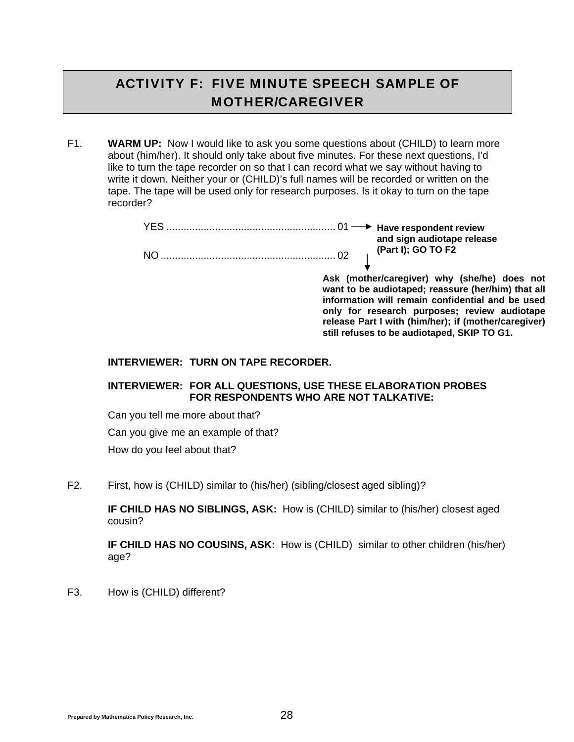# ACTIVITY F: FIVE MINUTE SPEECH SAMPLE OF MOTHER/CAREGIVER

F1. **WARM UP:** Now I would like to ask you some questions about (CHILD) to learn more about (him/her). It should only take about five minutes. For these next questions, I'd like to turn the tape recorder on so that I can record what we say without having to write it down. Neither your or (CHILD)'s full names will be recorded or written on the tape. The tape will be used only for research purposes. Is it okay to turn on the tape recorder?

YES .......................................................... 01 → **Have respondent review and sign audiotape release (Part I); GO TO F2**

NO ............................................................ 02 → **Ask (mother/caregiver) why (she/he) does not want to be audiotaped; reassure (her/him) that all information will remain confidential and be used only for research purposes; review audiotape release Part I with (him/her); if (mother/caregiver) still refuses to be audiotaped, SKIP TO G1.**

**INTERVIEWER: TURN ON TAPE RECORDER.**

**INTERVIEWER: FOR ALL QUESTIONS, USE THESE ELABORATION PROBES FOR RESPONDENTS WHO ARE NOT TALKATIVE:**

Can you tell me more about that?

Can you give me an example of that?

How do you feel about that?

F2. First, how is (CHILD) similar to (his/her) (sibling/closest aged sibling)?

**IF CHILD HAS NO SIBLINGS, ASK:** How is (CHILD) similar to (his/her) closest aged cousin?

**IF CHILD HAS NO COUSINS, ASK:** How is (CHILD) similar to other children (his/her) age?

F3. How is (CHILD) different?

Prepared by Mathematica Policy Research, Inc.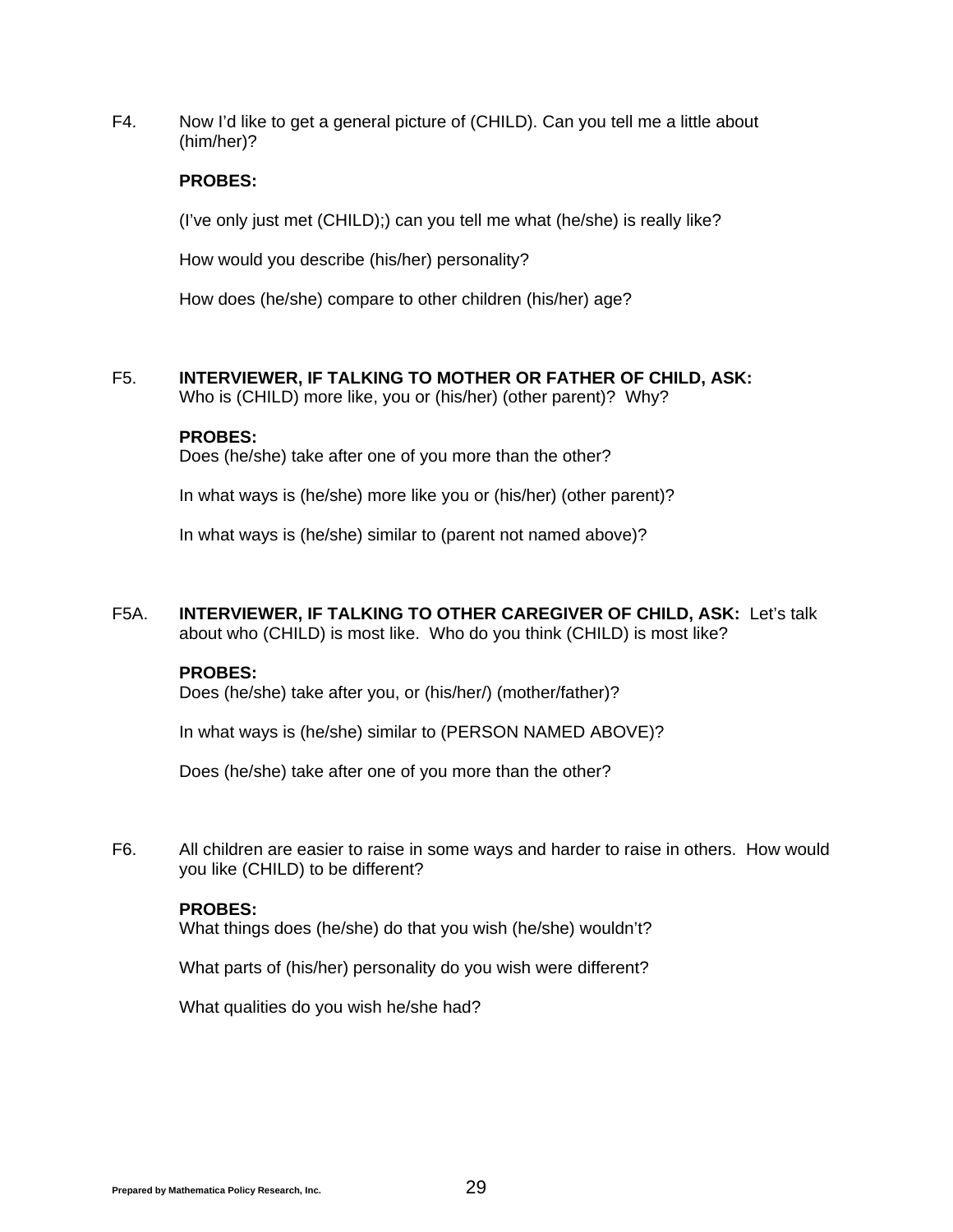F4. Now I'd like to get a general picture of (CHILD). Can you tell me a little about (him/her)?

**PROBES:**

(I've only just met (CHILD);) can you tell me what (he/she) is really like?

How would you describe (his/her) personality?

How does (he/she) compare to other children (his/her) age?

F5. **INTERVIEWER, IF TALKING TO MOTHER OR FATHER OF CHILD, ASK:** Who is (CHILD) more like, you or (his/her) (other parent)? Why?

**PROBES:**
Does (he/she) take after one of you more than the other?

In what ways is (he/she) more like you or (his/her) (other parent)?

In what ways is (he/she) similar to (parent not named above)?

F5A. **INTERVIEWER, IF TALKING TO OTHER CAREGIVER OF CHILD, ASK:** Let's talk about who (CHILD) is most like. Who do you think (CHILD) is most like?

**PROBES:**
Does (he/she) take after you, or (his/her/) (mother/father)?

In what ways is (he/she) similar to (PERSON NAMED ABOVE)?

Does (he/she) take after one of you more than the other?

F6. All children are easier to raise in some ways and harder to raise in others. How would you like (CHILD) to be different?

**PROBES:**
What things does (he/she) do that you wish (he/she) wouldn't?

What parts of (his/her) personality do you wish were different?

What qualities do you wish he/she had?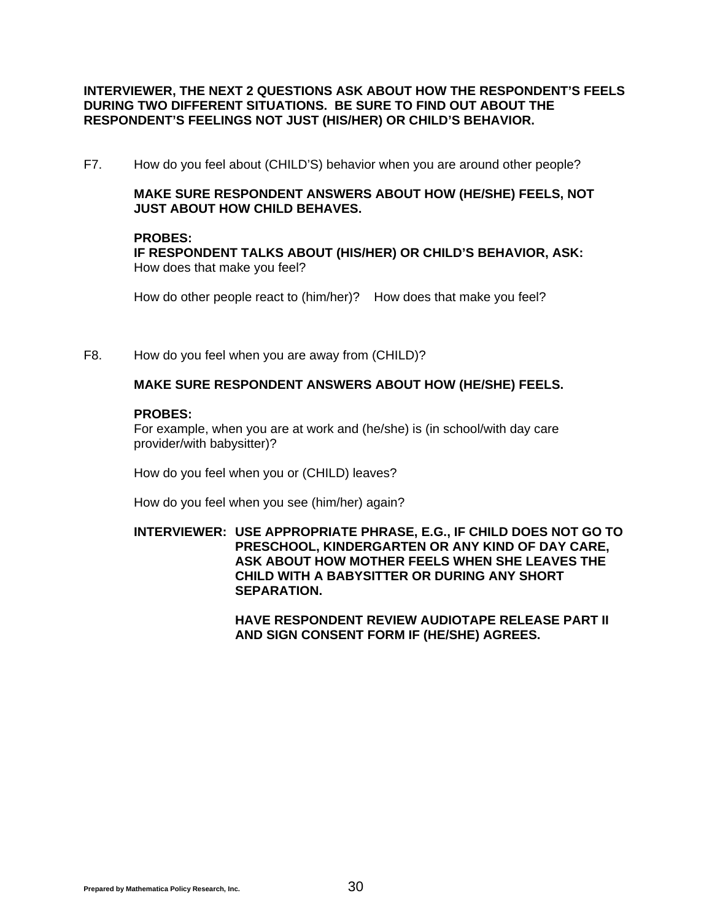**INTERVIEWER, THE NEXT 2 QUESTIONS ASK ABOUT HOW THE RESPONDENT'S FEELS DURING TWO DIFFERENT SITUATIONS. BE SURE TO FIND OUT ABOUT THE RESPONDENT'S FEELINGS NOT JUST (HIS/HER) OR CHILD'S BEHAVIOR.**

F7. How do you feel about (CHILD'S) behavior when you are around other people?

**MAKE SURE RESPONDENT ANSWERS ABOUT HOW (HE/SHE) FEELS, NOT JUST ABOUT HOW CHILD BEHAVES.**

**PROBES:**
**IF RESPONDENT TALKS ABOUT (HIS/HER) OR CHILD'S BEHAVIOR, ASK:**
How does that make you feel?

How do other people react to (him/her)? How does that make you feel?

F8. How do you feel when you are away from (CHILD)?

**MAKE SURE RESPONDENT ANSWERS ABOUT HOW (HE/SHE) FEELS.**

**PROBES:**
For example, when you are at work and (he/she) is (in school/with day care provider/with babysitter)?

How do you feel when you or (CHILD) leaves?

How do you feel when you see (him/her) again?

**INTERVIEWER: USE APPROPRIATE PHRASE, E.G., IF CHILD DOES NOT GO TO PRESCHOOL, KINDERGARTEN OR ANY KIND OF DAY CARE, ASK ABOUT HOW MOTHER FEELS WHEN SHE LEAVES THE CHILD WITH A BABYSITTER OR DURING ANY SHORT SEPARATION.**

**HAVE RESPONDENT REVIEW AUDIOTAPE RELEASE PART II AND SIGN CONSENT FORM IF (HE/SHE) AGREES.**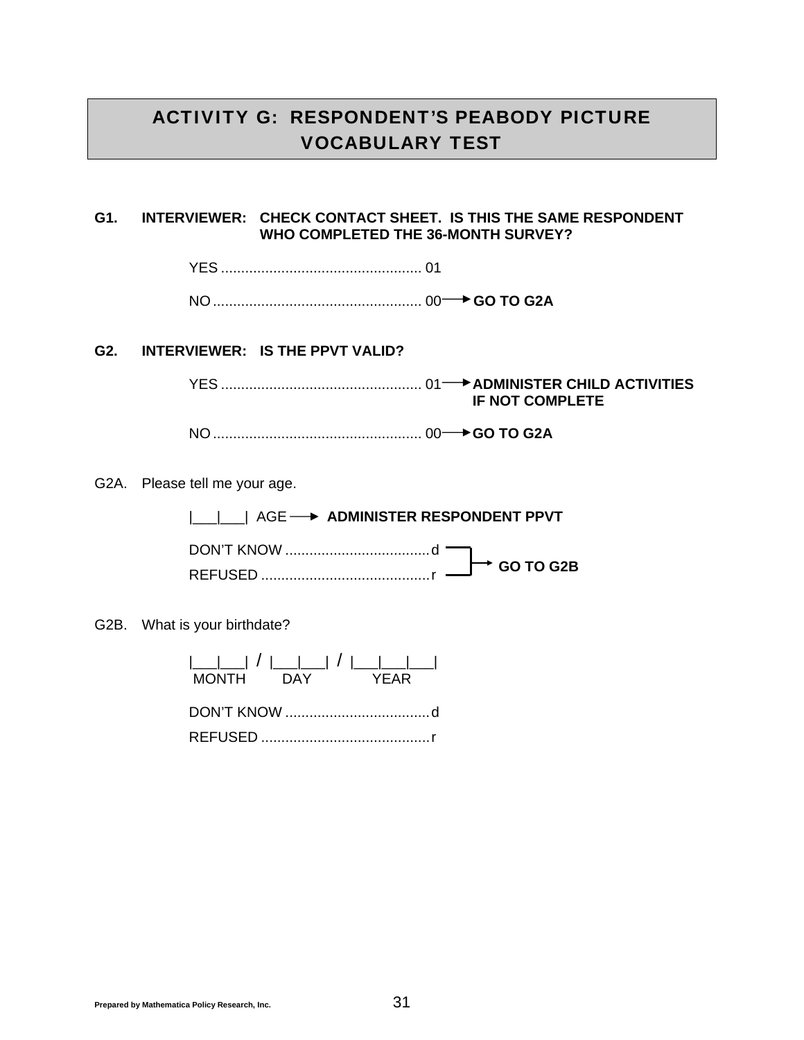# ACTIVITY G: RESPONDENT'S PEABODY PICTURE VOCABULARY TEST

**G1. INTERVIEWER: CHECK CONTACT SHEET. IS THIS THE SAME RESPONDENT WHO COMPLETED THE 36-MONTH SURVEY?**

YES .................................................. 01

NO .................................................... 00 → **GO TO G2A**

**G2. INTERVIEWER: IS THE PPVT VALID?**

YES .................................................. 01 → **ADMINISTER CHILD ACTIVITIES IF NOT COMPLETE**

NO .................................................... 00 → **GO TO G2A**

G2A. Please tell me your age.

|___|___| AGE → **ADMINISTER RESPONDENT PPVT**

DON'T KNOW .................................... d → **GO TO G2B**

REFUSED .......................................... r → **GO TO G2B**

G2B. What is your birthdate?

|___|___| / |___|___| / |___|___|___|

MONTH DAY YEAR

DON'T KNOW .................................... d

REFUSED .......................................... r

Prepared by Mathematica Policy Research, Inc.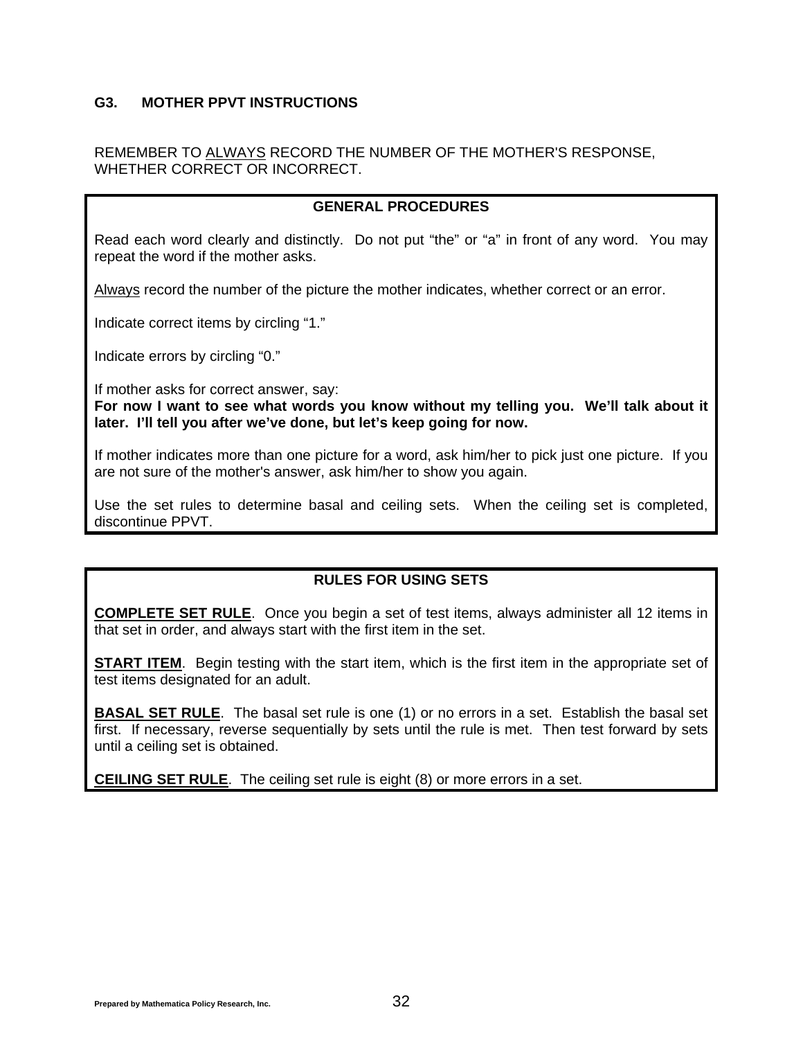## G3. MOTHER PPVT INSTRUCTIONS

REMEMBER TO <u>ALWAYS</u> RECORD THE NUMBER OF THE MOTHER'S RESPONSE, WHETHER CORRECT OR INCORRECT.

### GENERAL PROCEDURES

Read each word clearly and distinctly. Do not put "the" or "a" in front of any word. You may repeat the word if the mother asks.

<u>Always</u> record the number of the picture the mother indicates, whether correct or an error.

Indicate correct items by circling "1."

Indicate errors by circling "0."

If mother asks for correct answer, say:
**For now I want to see what words you know without my telling you. We'll talk about it later. I'll tell you after we've done, but let's keep going for now.**

If mother indicates more than one picture for a word, ask him/her to pick just one picture. If you are not sure of the mother's answer, ask him/her to show you again.

Use the set rules to determine basal and ceiling sets. When the ceiling set is completed, discontinue PPVT.

### RULES FOR USING SETS

<u>**COMPLETE SET RULE**</u>. Once you begin a set of test items, always administer all 12 items in that set in order, and always start with the first item in the set.

<u>**START ITEM**</u>. Begin testing with the start item, which is the first item in the appropriate set of test items designated for an adult.

<u>**BASAL SET RULE**</u>. The basal set rule is one (1) or no errors in a set. Establish the basal set first. If necessary, reverse sequentially by sets until the rule is met. Then test forward by sets until a ceiling set is obtained.

<u>**CEILING SET RULE**</u>. The ceiling set rule is eight (8) or more errors in a set.

Prepared by Mathematica Policy Research, Inc.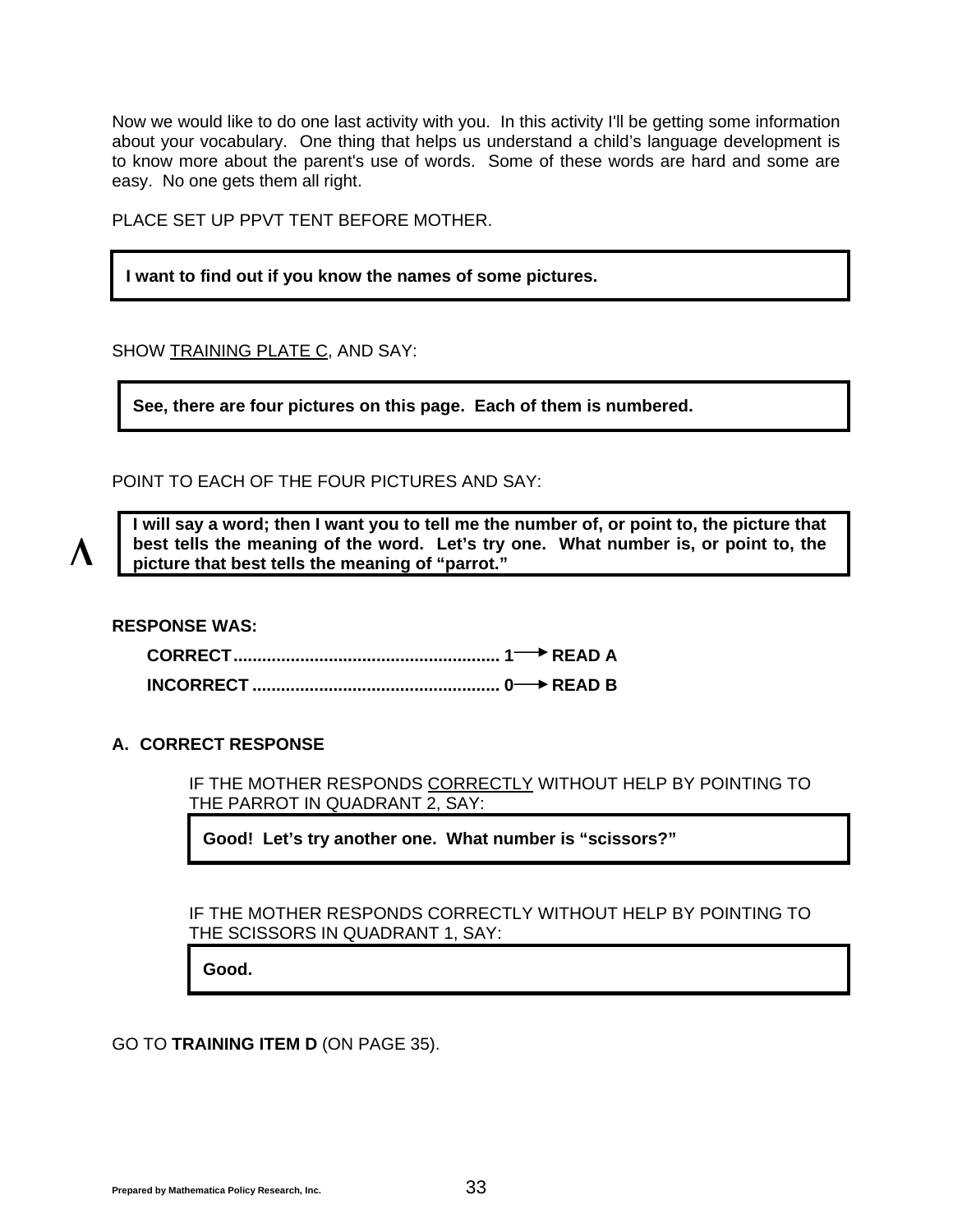Now we would like to do one last activity with you. In this activity I'll be getting some information about your vocabulary. One thing that helps us understand a child's language development is to know more about the parent's use of words. Some of these words are hard and some are easy. No one gets them all right.

PLACE SET UP PPVT TENT BEFORE MOTHER.

> **I want to find out if you know the names of some pictures.**

SHOW <u>TRAINING PLATE C</u>, AND SAY:

> **See, there are four pictures on this page. Each of them is numbered.**

POINT TO EACH OF THE FOUR PICTURES AND SAY:

Λ

> **I will say a word; then I want you to tell me the number of, or point to, the picture that best tells the meaning of the word. Let's try one. What number is, or point to, the picture that best tells the meaning of "parrot."**

**RESPONSE WAS:**

- **CORRECT........................................................ 1 → READ A**
- **INCORRECT .................................................... 0 → READ B**

**A. CORRECT RESPONSE**

IF THE MOTHER RESPONDS <u>CORRECTLY</u> WITHOUT HELP BY POINTING TO THE PARROT IN QUADRANT 2, SAY:

> **Good! Let's try another one. What number is "scissors?"**

IF THE MOTHER RESPONDS CORRECTLY WITHOUT HELP BY POINTING TO THE SCISSORS IN QUADRANT 1, SAY:

> **Good.**

GO TO **TRAINING ITEM D** (ON PAGE 35).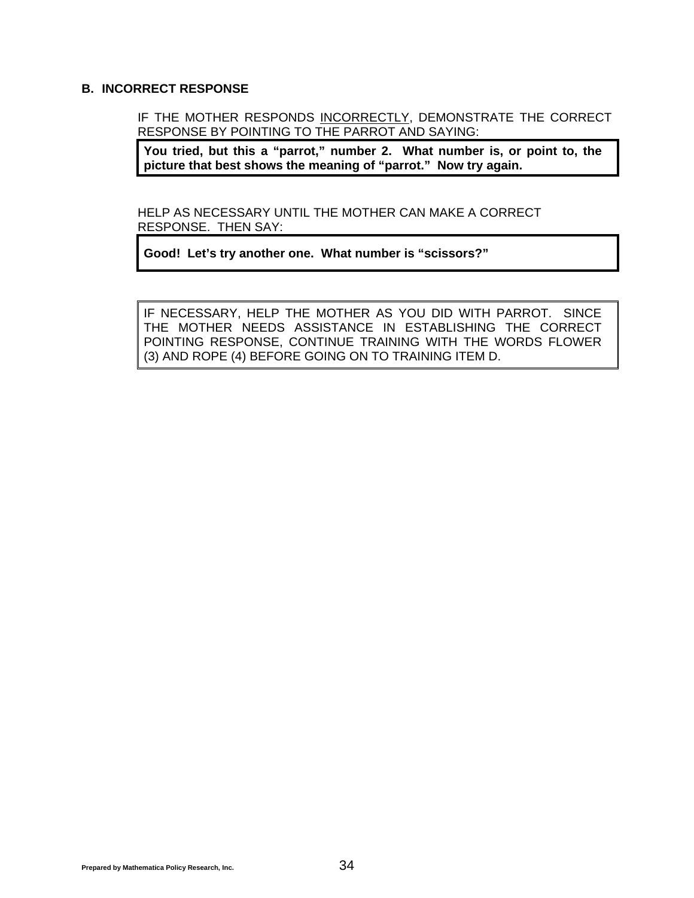### B. INCORRECT RESPONSE

IF THE MOTHER RESPONDS INCORRECTLY, DEMONSTRATE THE CORRECT RESPONSE BY POINTING TO THE PARROT AND SAYING:

**You tried, but this a "parrot," number 2. What number is, or point to, the picture that best shows the meaning of "parrot." Now try again.**

HELP AS NECESSARY UNTIL THE MOTHER CAN MAKE A CORRECT RESPONSE. THEN SAY:

**Good! Let's try another one. What number is "scissors?"**

IF NECESSARY, HELP THE MOTHER AS YOU DID WITH PARROT. SINCE THE MOTHER NEEDS ASSISTANCE IN ESTABLISHING THE CORRECT POINTING RESPONSE, CONTINUE TRAINING WITH THE WORDS FLOWER (3) AND ROPE (4) BEFORE GOING ON TO TRAINING ITEM D.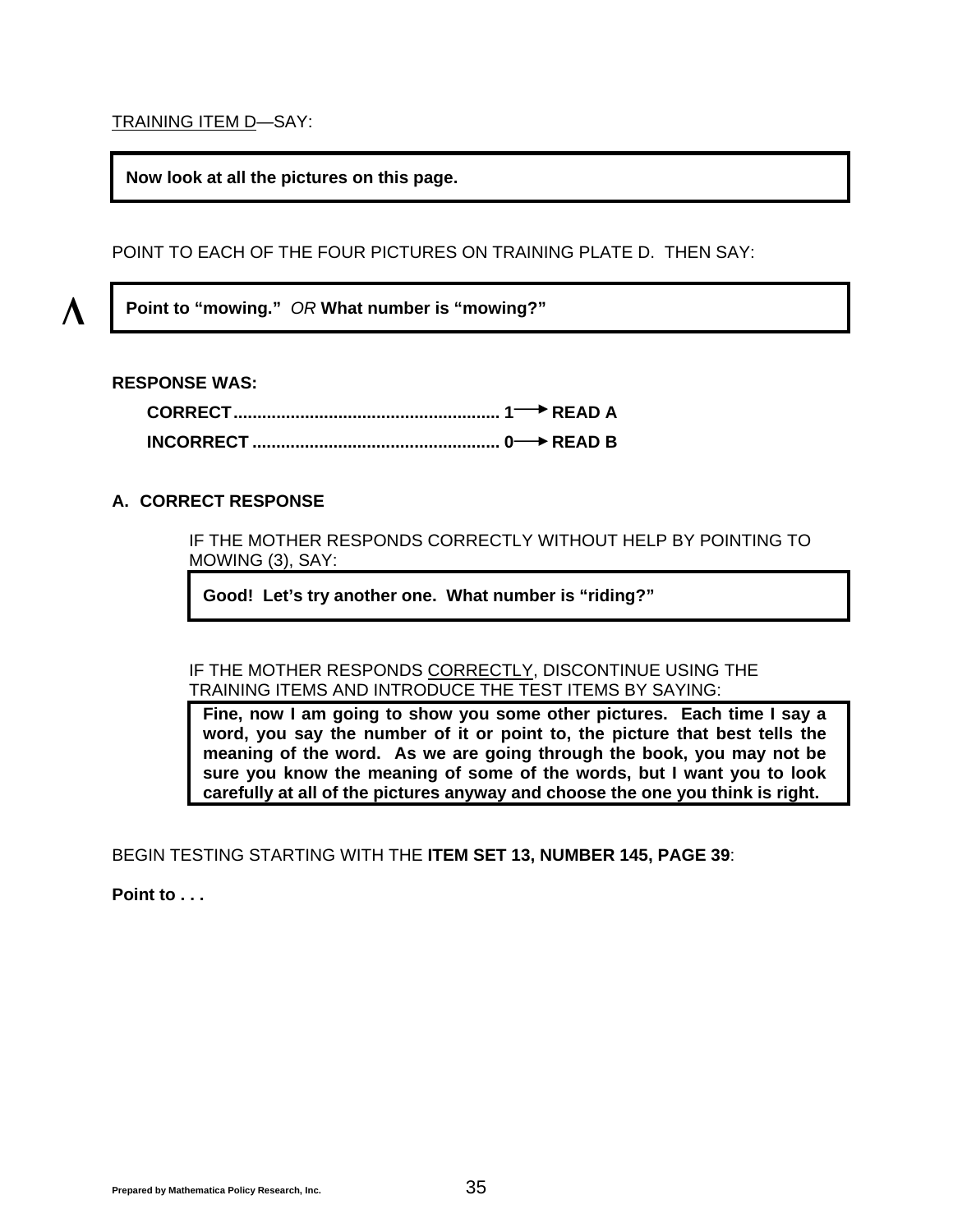<u>TRAINING ITEM D</u>—SAY:

> **Now look at all the pictures on this page.**

POINT TO EACH OF THE FOUR PICTURES ON TRAINING PLATE D. THEN SAY:

Λ

> **Point to "mowing."** *OR* **What number is "mowing?"**

**RESPONSE WAS:**

**CORRECT........................................................ 1 → READ A**

**INCORRECT.................................................... 0 → READ B**

**A. CORRECT RESPONSE**

IF THE MOTHER RESPONDS CORRECTLY WITHOUT HELP BY POINTING TO MOWING (3), SAY:

> **Good! Let's try another one. What number is "riding?"**

IF THE MOTHER RESPONDS <u>CORRECTLY</u>, DISCONTINUE USING THE TRAINING ITEMS AND INTRODUCE THE TEST ITEMS BY SAYING:

> **Fine, now I am going to show you some other pictures. Each time I say a word, you say the number of it or point to, the picture that best tells the meaning of the word. As we are going through the book, you may not be sure you know the meaning of some of the words, but I want you to look carefully at all of the pictures anyway and choose the one you think is right.**

BEGIN TESTING STARTING WITH THE **ITEM SET 13, NUMBER 145, PAGE 39**:

**Point to . . .**

Prepared by Mathematica Policy Research, Inc.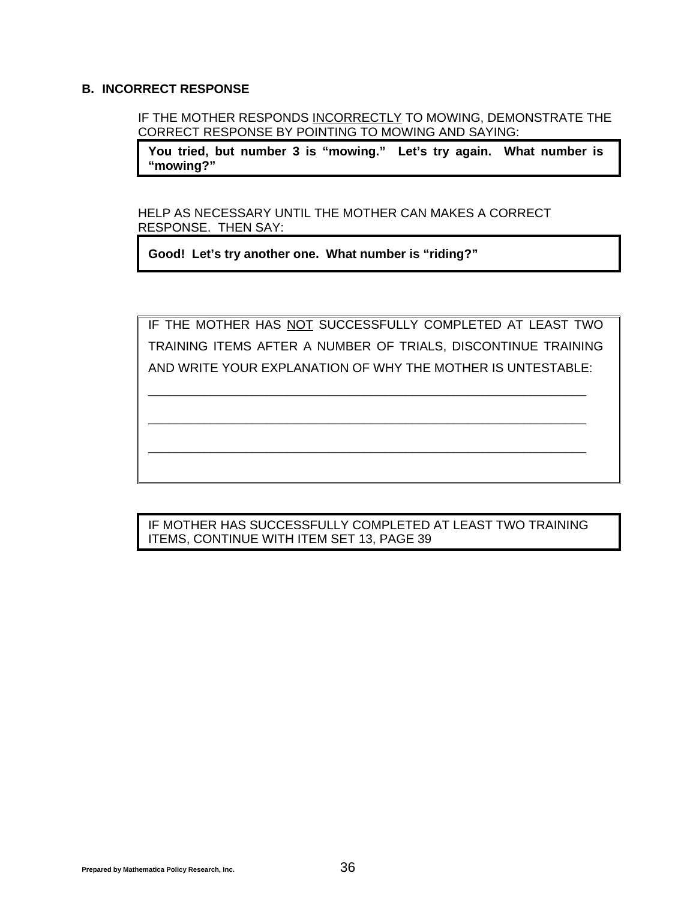## B. INCORRECT RESPONSE

IF THE MOTHER RESPONDS <u>INCORRECTLY</u> TO MOWING, DEMONSTRATE THE CORRECT RESPONSE BY POINTING TO MOWING AND SAYING:

**You tried, but number 3 is "mowing." Let's try again. What number is "mowing?"**

HELP AS NECESSARY UNTIL THE MOTHER CAN MAKES A CORRECT RESPONSE. THEN SAY:

**Good! Let's try another one. What number is "riding?"**

IF THE MOTHER HAS <u>NOT</u> SUCCESSFULLY COMPLETED AT LEAST TWO TRAINING ITEMS AFTER A NUMBER OF TRIALS, DISCONTINUE TRAINING AND WRITE YOUR EXPLANATION OF WHY THE MOTHER IS UNTESTABLE:

____________________________________________________________________

____________________________________________________________________

____________________________________________________________________

IF MOTHER HAS SUCCESSFULLY COMPLETED AT LEAST TWO TRAINING ITEMS, CONTINUE WITH ITEM SET 13, PAGE 39

Prepared by Mathematica Policy Research, Inc.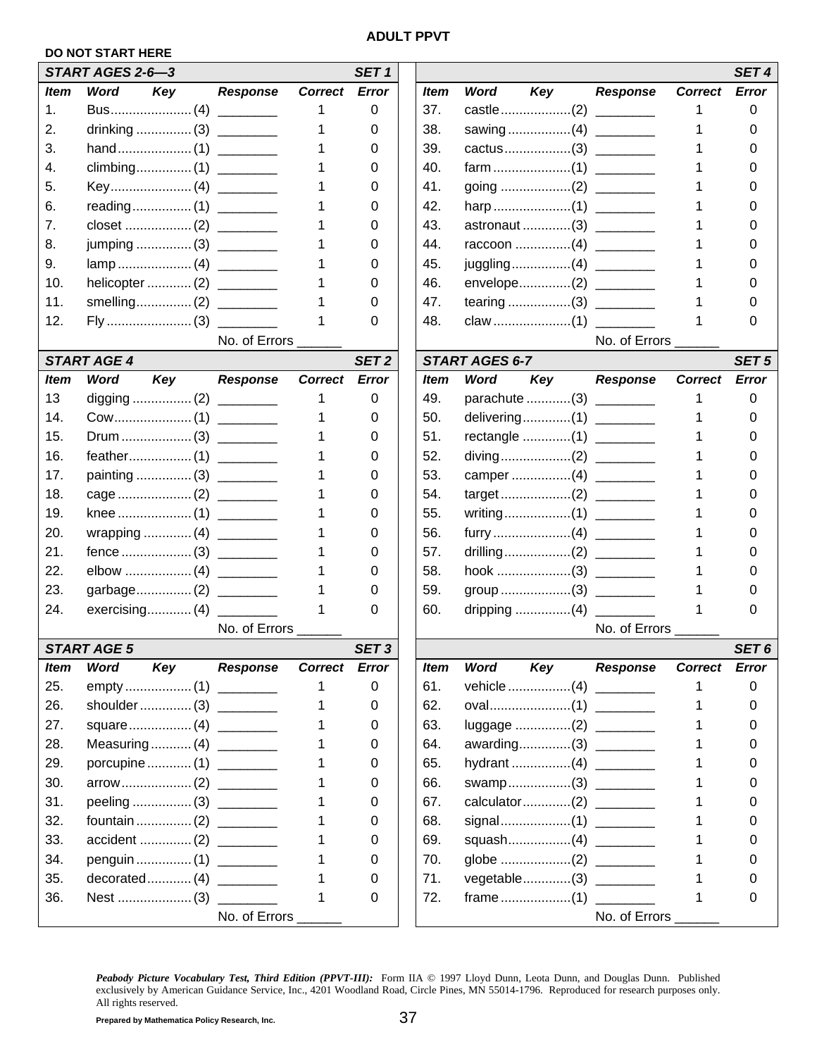## ADULT PPVT

**DO NOT START HERE**

| ***START AGES 2-6—3*** | | | | | ***SET 1*** |
|---|---|---|---|---|---|
| ***Item*** | ***Word*** | ***Key*** | ***Response*** | ***Correct*** | ***Error*** |
| 1. | Bus | (4) | ________ | 1 | 0 |
| 2. | drinking | (3) | ________ | 1 | 0 |
| 3. | hand | (1) | ________ | 1 | 0 |
| 4. | climbing | (1) | ________ | 1 | 0 |
| 5. | Key | (4) | ________ | 1 | 0 |
| 6. | reading | (1) | ________ | 1 | 0 |
| 7. | closet | (2) | ________ | 1 | 0 |
| 8. | jumping | (3) | ________ | 1 | 0 |
| 9. | lamp | (4) | ________ | 1 | 0 |
| 10. | helicopter | (2) | ________ | 1 | 0 |
| 11. | smelling | (2) | ________ | 1 | 0 |
| 12. | Fly | (3) | ________ | 1 | 0 |
| | | | No. of Errors ______ | | |

| ***START AGE 4*** | | | | | ***SET 2*** |
|---|---|---|---|---|---|
| ***Item*** | ***Word*** | ***Key*** | ***Response*** | ***Correct*** | ***Error*** |
| 13 | digging | (2) | ________ | 1 | 0 |
| 14. | Cow | (1) | ________ | 1 | 0 |
| 15. | Drum | (3) | ________ | 1 | 0 |
| 16. | feather | (1) | ________ | 1 | 0 |
| 17. | painting | (3) | ________ | 1 | 0 |
| 18. | cage | (2) | ________ | 1 | 0 |
| 19. | knee | (1) | ________ | 1 | 0 |
| 20. | wrapping | (4) | ________ | 1 | 0 |
| 21. | fence | (3) | ________ | 1 | 0 |
| 22. | elbow | (4) | ________ | 1 | 0 |
| 23. | garbage | (2) | ________ | 1 | 0 |
| 24. | exercising | (4) | ________ | 1 | 0 |
| | | | No. of Errors ______ | | |

| ***START AGE 5*** | | | | | ***SET 3*** |
|---|---|---|---|---|---|
| ***Item*** | ***Word*** | ***Key*** | ***Response*** | ***Correct*** | ***Error*** |
| 25. | empty | (1) | ________ | 1 | 0 |
| 26. | shoulder | (3) | ________ | 1 | 0 |
| 27. | square | (4) | ________ | 1 | 0 |
| 28. | Measuring | (4) | ________ | 1 | 0 |
| 29. | porcupine | (1) | ________ | 1 | 0 |
| 30. | arrow | (2) | ________ | 1 | 0 |
| 31. | peeling | (3) | ________ | 1 | 0 |
| 32. | fountain | (2) | ________ | 1 | 0 |
| 33. | accident | (2) | ________ | 1 | 0 |
| 34. | penguin | (1) | ________ | 1 | 0 |
| 35. | decorated | (4) | ________ | 1 | 0 |
| 36. | Nest | (3) | ________ | 1 | 0 |
| | | | No. of Errors ______ | | |

| | | | | | ***SET 4*** |
|---|---|---|---|---|---|
| ***Item*** | ***Word*** | ***Key*** | ***Response*** | ***Correct*** | ***Error*** |
| 37. | castle | (2) | ________ | 1 | 0 |
| 38. | sawing | (4) | ________ | 1 | 0 |
| 39. | cactus | (3) | ________ | 1 | 0 |
| 40. | farm | (1) | ________ | 1 | 0 |
| 41. | going | (2) | ________ | 1 | 0 |
| 42. | harp | (1) | ________ | 1 | 0 |
| 43. | astronaut | (3) | ________ | 1 | 0 |
| 44. | raccoon | (4) | ________ | 1 | 0 |
| 45. | juggling | (4) | ________ | 1 | 0 |
| 46. | envelope | (2) | ________ | 1 | 0 |
| 47. | tearing | (3) | ________ | 1 | 0 |
| 48. | claw | (1) | ________ | 1 | 0 |
| | | | No. of Errors ______ | | |

| ***START AGES 6-7*** | | | | | ***SET 5*** |
|---|---|---|---|---|---|
| ***Item*** | ***Word*** | ***Key*** | ***Response*** | ***Correct*** | ***Error*** |
| 49. | parachute | (3) | ________ | 1 | 0 |
| 50. | delivering | (1) | ________ | 1 | 0 |
| 51. | rectangle | (1) | ________ | 1 | 0 |
| 52. | diving | (2) | ________ | 1 | 0 |
| 53. | camper | (4) | ________ | 1 | 0 |
| 54. | target | (2) | ________ | 1 | 0 |
| 55. | writing | (1) | ________ | 1 | 0 |
| 56. | furry | (4) | ________ | 1 | 0 |
| 57. | drilling | (2) | ________ | 1 | 0 |
| 58. | hook | (3) | ________ | 1 | 0 |
| 59. | group | (3) | ________ | 1 | 0 |
| 60. | dripping | (4) | ________ | 1 | 0 |
| | | | No. of Errors ______ | | |

| | | | | | ***SET 6*** |
|---|---|---|---|---|---|
| ***Item*** | ***Word*** | ***Key*** | ***Response*** | ***Correct*** | ***Error*** |
| 61. | vehicle | (4) | ________ | 1 | 0 |
| 62. | oval | (1) | ________ | 1 | 0 |
| 63. | luggage | (2) | ________ | 1 | 0 |
| 64. | awarding | (3) | ________ | 1 | 0 |
| 65. | hydrant | (4) | ________ | 1 | 0 |
| 66. | swamp | (3) | ________ | 1 | 0 |
| 67. | calculator | (2) | ________ | 1 | 0 |
| 68. | signal | (1) | ________ | 1 | 0 |
| 69. | squash | (4) | ________ | 1 | 0 |
| 70. | globe | (2) | ________ | 1 | 0 |
| 71. | vegetable | (3) | ________ | 1 | 0 |
| 72. | frame | (1) | ________ | 1 | 0 |
| | | | No. of Errors ______ | | |

***Peabody Picture Vocabulary Test, Third Edition (PPVT-III):*** Form IIA © 1997 Lloyd Dunn, Leota Dunn, and Douglas Dunn. Published exclusively by American Guidance Service, Inc., 4201 Woodland Road, Circle Pines, MN 55014-1796. Reproduced for research purposes only. All rights reserved.

**Prepared by Mathematica Policy Research, Inc.**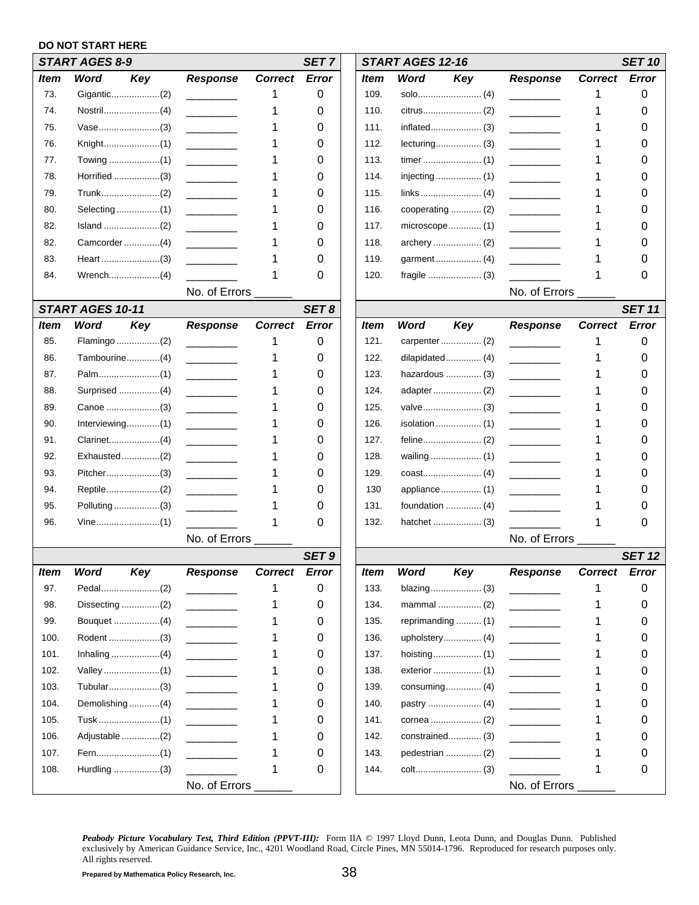**DO NOT START HERE**

| ***START AGES 8-9*** | | | | | ***SET 7*** |
|---|---|---|---|---|---|
| ***Item*** | ***Word*** | ***Key*** | ***Response*** | ***Correct*** | ***Error*** |
| 73. | Gigantic | (2) | ________ | 1 | 0 |
| 74. | Nostril | (4) | ________ | 1 | 0 |
| 75. | Vase | (3) | ________ | 1 | 0 |
| 76. | Knight | (1) | ________ | 1 | 0 |
| 77. | Towing | (1) | ________ | 1 | 0 |
| 78. | Horrified | (3) | ________ | 1 | 0 |
| 79. | Trunk | (2) | ________ | 1 | 0 |
| 80. | Selecting | (1) | ________ | 1 | 0 |
| 82. | Island | (2) | ________ | 1 | 0 |
| 82. | Camcorder | (4) | ________ | 1 | 0 |
| 83. | Heart | (3) | ________ | 1 | 0 |
| 84. | Wrench | (4) | ________ | 1 | 0 |
| | | | No. of Errors ______ | | |

| ***START AGES 10-11*** | | | | | ***SET 8*** |
|---|---|---|---|---|---|
| ***Item*** | ***Word*** | ***Key*** | ***Response*** | ***Correct*** | ***Error*** |
| 85. | Flamingo | (2) | ________ | 1 | 0 |
| 86. | Tambourine | (4) | ________ | 1 | 0 |
| 87. | Palm | (1) | ________ | 1 | 0 |
| 88. | Surprised | (4) | ________ | 1 | 0 |
| 89. | Canoe | (3) | ________ | 1 | 0 |
| 90. | Interviewing | (1) | ________ | 1 | 0 |
| 91. | Clarinet | (4) | ________ | 1 | 0 |
| 92. | Exhausted | (2) | ________ | 1 | 0 |
| 93. | Pitcher | (3) | ________ | 1 | 0 |
| 94. | Reptile | (2) | ________ | 1 | 0 |
| 95. | Polluting | (3) | ________ | 1 | 0 |
| 96. | Vine | (1) | ________ | 1 | 0 |
| | | | No. of Errors ______ | | |

| | | | | | ***SET 9*** |
|---|---|---|---|---|---|
| ***Item*** | ***Word*** | ***Key*** | ***Response*** | ***Correct*** | ***Error*** |
| 97. | Pedal | (2) | ________ | 1 | 0 |
| 98. | Dissecting | (2) | ________ | 1 | 0 |
| 99. | Bouquet | (4) | ________ | 1 | 0 |
| 100. | Rodent | (3) | ________ | 1 | 0 |
| 101. | Inhaling | (4) | ________ | 1 | 0 |
| 102. | Valley | (1) | ________ | 1 | 0 |
| 103. | Tubular | (3) | ________ | 1 | 0 |
| 104. | Demolishing | (4) | ________ | 1 | 0 |
| 105. | Tusk | (1) | ________ | 1 | 0 |
| 106. | Adjustable | (2) | ________ | 1 | 0 |
| 107. | Fern | (1) | ________ | 1 | 0 |
| 108. | Hurdling | (3) | ________ | 1 | 0 |
| | | | No. of Errors ______ | | |

| ***START AGES 12-16*** | | | | | ***SET 10*** |
|---|---|---|---|---|---|
| ***Item*** | ***Word*** | ***Key*** | ***Response*** | ***Correct*** | ***Error*** |
| 109. | solo | (4) | ________ | 1 | 0 |
| 110. | citrus | (2) | ________ | 1 | 0 |
| 111. | inflated | (3) | ________ | 1 | 0 |
| 112. | lecturing | (3) | ________ | 1 | 0 |
| 113. | timer | (1) | ________ | 1 | 0 |
| 114. | injecting | (1) | ________ | 1 | 0 |
| 115. | links | (4) | ________ | 1 | 0 |
| 116. | cooperating | (2) | ________ | 1 | 0 |
| 117. | microscope | (1) | ________ | 1 | 0 |
| 118. | archery | (2) | ________ | 1 | 0 |
| 119. | garment | (4) | ________ | 1 | 0 |
| 120. | fragile | (3) | ________ | 1 | 0 |
| | | | No. of Errors ______ | | |

| | | | | | ***SET 11*** |
|---|---|---|---|---|---|
| ***Item*** | ***Word*** | ***Key*** | ***Response*** | ***Correct*** | ***Error*** |
| 121. | carpenter | (2) | ________ | 1 | 0 |
| 122. | dilapidated | (4) | ________ | 1 | 0 |
| 123. | hazardous | (3) | ________ | 1 | 0 |
| 124. | adapter | (2) | ________ | 1 | 0 |
| 125. | valve | (3) | ________ | 1 | 0 |
| 126. | isolation | (1) | ________ | 1 | 0 |
| 127. | feline | (2) | ________ | 1 | 0 |
| 128. | wailing | (1) | ________ | 1 | 0 |
| 129. | coast | (4) | ________ | 1 | 0 |
| 130 | appliance | (1) | ________ | 1 | 0 |
| 131. | foundation | (4) | ________ | 1 | 0 |
| 132. | hatchet | (3) | ________ | 1 | 0 |
| | | | No. of Errors ______ | | |

| | | | | | ***SET 12*** |
|---|---|---|---|---|---|
| ***Item*** | ***Word*** | ***Key*** | ***Response*** | ***Correct*** | ***Error*** |
| 133. | blazing | (3) | ________ | 1 | 0 |
| 134. | mammal | (2) | ________ | 1 | 0 |
| 135. | reprimanding | (1) | ________ | 1 | 0 |
| 136. | upholstery | (4) | ________ | 1 | 0 |
| 137. | hoisting | (1) | ________ | 1 | 0 |
| 138. | exterior | (1) | ________ | 1 | 0 |
| 139. | consuming | (4) | ________ | 1 | 0 |
| 140. | pastry | (4) | ________ | 1 | 0 |
| 141. | cornea | (2) | ________ | 1 | 0 |
| 142. | constrained | (3) | ________ | 1 | 0 |
| 143. | pedestrian | (2) | ________ | 1 | 0 |
| 144. | colt | (3) | ________ | 1 | 0 |
| | | | No. of Errors ______ | | |

***Peabody Picture Vocabulary Test, Third Edition (PPVT-III):*** Form IIA © 1997 Lloyd Dunn, Leota Dunn, and Douglas Dunn. Published exclusively by American Guidance Service, Inc., 4201 Woodland Road, Circle Pines, MN 55014-1796. Reproduced for research purposes only. All rights reserved.

**Prepared by Mathematica Policy Research, Inc.**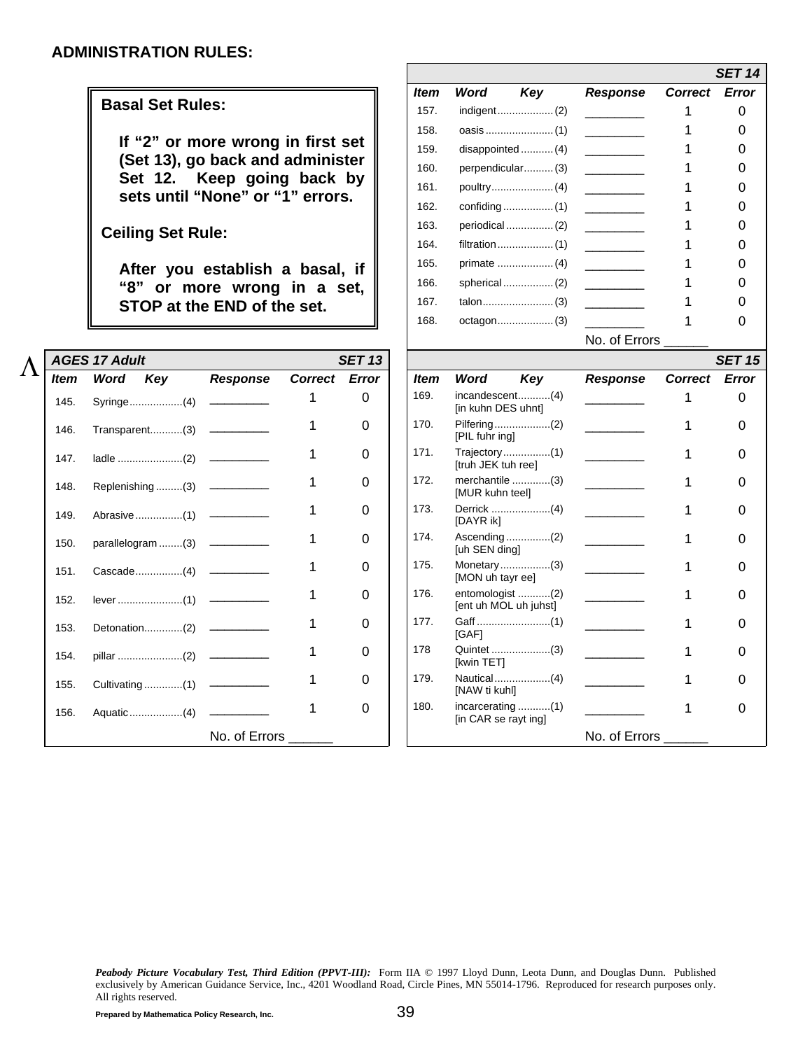**ADMINISTRATION RULES:**

**Basal Set Rules:**

**If "2" or more wrong in first set (Set 13), go back and administer Set 12. Keep going back by sets until "None" or "1" errors.**

**Ceiling Set Rule:**

**After you establish a basal, if "8" or more wrong in a set, STOP at the END of the set.**

Λ

| ***AGES 17 Adult*** | | | | ***SET 13*** |
|---|---|---|---|---|
| ***Item*** | ***Word Key*** | ***Response*** | ***Correct*** | ***Error*** |
| 145. | Syringe..................(4) | __________ | 1 | 0 |
| 146. | Transparent...........(3) | __________ | 1 | 0 |
| 147. | ladle ......................(2) | __________ | 1 | 0 |
| 148. | Replenishing .........(3) | __________ | 1 | 0 |
| 149. | Abrasive................(1) | __________ | 1 | 0 |
| 150. | parallelogram ........(3) | __________ | 1 | 0 |
| 151. | Cascade................(4) | __________ | 1 | 0 |
| 152. | lever ......................(1) | __________ | 1 | 0 |
| 153. | Detonation.............(2) | __________ | 1 | 0 |
| 154. | pillar ......................(2) | __________ | 1 | 0 |
| 155. | Cultivating .............(1) | __________ | 1 | 0 |
| 156. | Aquatic..................(4) | __________ | 1 | 0 |
| | | No. of Errors ______ | | |

| | | | | ***SET 14*** |
|---|---|---|---|---|
| ***Item*** | ***Word Key*** | ***Response*** | ***Correct*** | ***Error*** |
| 157. | indigent...................(2) | _________ | 1 | 0 |
| 158. | oasis .......................(1) | _________ | 1 | 0 |
| 159. | disappointed ...........(4) | _________ | 1 | 0 |
| 160. | perpendicular..........(3) | _________ | 1 | 0 |
| 161. | poultry.....................(4) | _________ | 1 | 0 |
| 162. | confiding .................(1) | _________ | 1 | 0 |
| 163. | periodical ................(2) | _________ | 1 | 0 |
| 164. | filtration ...................(1) | _________ | 1 | 0 |
| 165. | primate ...................(4) | _________ | 1 | 0 |
| 166. | spherical .................(2) | _________ | 1 | 0 |
| 167. | talon........................(3) | _________ | 1 | 0 |
| 168. | octagon...................(3) | _________ | 1 | 0 |
| | | No. of Errors ______ | | |

| | | | | ***SET 15*** |
|---|---|---|---|---|
| ***Item*** | ***Word Key*** | ***Response*** | ***Correct*** | ***Error*** |
| 169. | incandescent...........(4) [in kuhn DES uhnt] | _________ | 1 | 0 |
| 170. | Pilfering...................(2) [PIL fuhr ing] | _________ | 1 | 0 |
| 171. | Trajectory................(1) [truh JEK tuh ree] | _________ | 1 | 0 |
| 172. | merchantile .............(3) [MUR kuhn teel] | _________ | 1 | 0 |
| 173. | Derrick ....................(4) [DAYR ik] | _________ | 1 | 0 |
| 174. | Ascending ...............(2) [uh SEN ding] | _________ | 1 | 0 |
| 175. | Monetary.................(3) [MON uh tayr ee] | _________ | 1 | 0 |
| 176. | entomologist ...........(2) [ent uh MOL uh juhst] | _________ | 1 | 0 |
| 177. | Gaff .........................(1) [GAF] | _________ | 1 | 0 |
| 178 | Quintet ....................(3) [kwin TET] | _________ | 1 | 0 |
| 179. | Nautical...................(4) [NAW ti kuhl] | _________ | 1 | 0 |
| 180. | incarcerating ...........(1) [in CAR se rayt ing] | _________ | 1 | 0 |
| | | No. of Errors ______ | | |

***Peabody Picture Vocabulary Test, Third Edition (PPVT-III):*** Form IIA © 1997 Lloyd Dunn, Leota Dunn, and Douglas Dunn. Published exclusively by American Guidance Service, Inc., 4201 Woodland Road, Circle Pines, MN 55014-1796. Reproduced for research purposes only. All rights reserved.

**Prepared by Mathematica Policy Research, Inc.**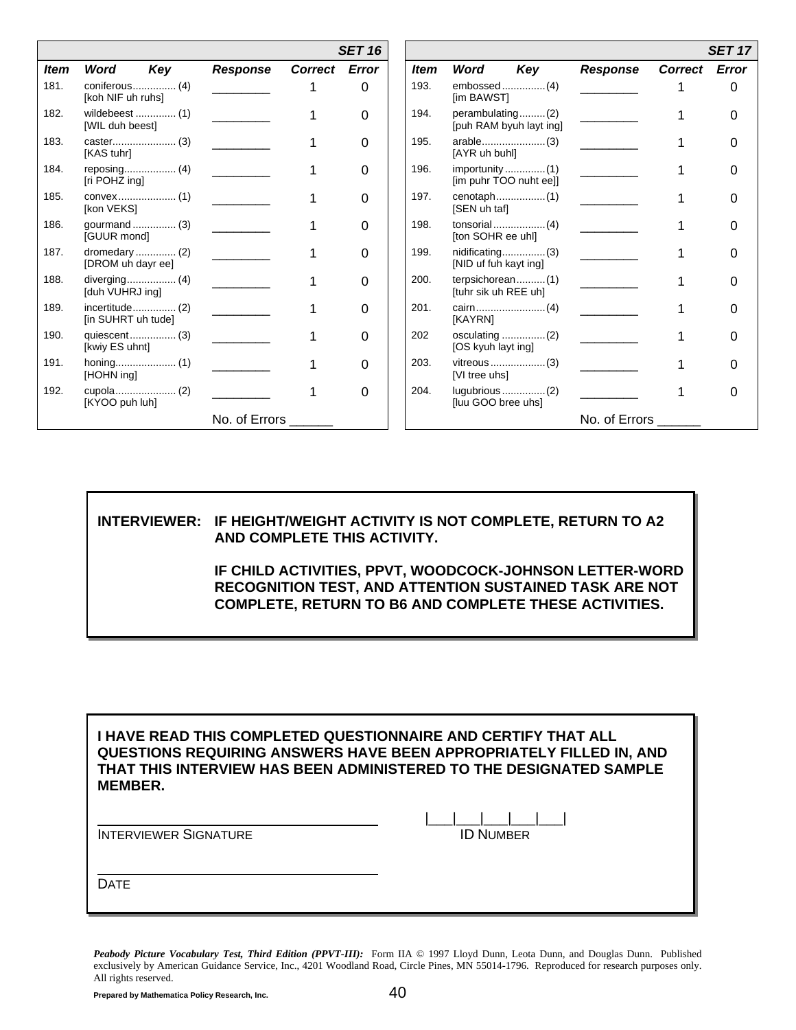| Item | Word | Key | Response | Correct | Error |
|---|---|---|---|---|---|
| | | | | | **SET 16** |
| 181. | coniferous [koh NIF uh ruhs] | (4) | ________ | 1 | 0 |
| 182. | wildebeest [WIL duh beest] | (1) | ________ | 1 | 0 |
| 183. | caster [KAS tuhr] | (3) | ________ | 1 | 0 |
| 184. | reposing [ri POHZ ing] | (4) | ________ | 1 | 0 |
| 185. | convex [kon VEKS] | (1) | ________ | 1 | 0 |
| 186. | gourmand [GUUR mond] | (3) | ________ | 1 | 0 |
| 187. | dromedary [DROM uh dayr ee] | (2) | ________ | 1 | 0 |
| 188. | diverging [duh VUHRJ ing] | (4) | ________ | 1 | 0 |
| 189. | incertitude [in SUHRT uh tude] | (2) | ________ | 1 | 0 |
| 190. | quiescent [kwiy ES uhnt] | (3) | ________ | 1 | 0 |
| 191. | honing [HOHN ing] | (1) | ________ | 1 | 0 |
| 192. | cupola [KYOO puh luh] | (2) | ________ | 1 | 0 |
| | | | No. of Errors ______ | | |

| Item | Word | Key | Response | Correct | Error |
|---|---|---|---|---|---|
| | | | | | **SET 17** |
| 193. | embossed [im BAWST] | (4) | ________ | 1 | 0 |
| 194. | perambulating [puh RAM byuh layt ing] | (2) | ________ | 1 | 0 |
| 195. | arable [AYR uh buhl] | (3) | ________ | 1 | 0 |
| 196. | importunity [im puhr TOO nuht ee]] | (1) | ________ | 1 | 0 |
| 197. | cenotaph [SEN uh taf] | (1) | ________ | 1 | 0 |
| 198. | tonsorial [ton SOHR ee uhl] | (4) | ________ | 1 | 0 |
| 199. | nidificating [NID uf fuh kayt ing] | (3) | ________ | 1 | 0 |
| 200. | terpsichorean [tuhr sik uh REE uh] | (1) | ________ | 1 | 0 |
| 201. | cairn [KAYRN] | (4) | ________ | 1 | 0 |
| 202 | osculating [OS kyuh layt ing] | (2) | ________ | 1 | 0 |
| 203. | vitreous [VI tree uhs] | (3) | ________ | 1 | 0 |
| 204. | lugubrious [luu GOO bree uhs] | (2) | ________ | 1 | 0 |
| | | | No. of Errors ______ | | |

**INTERVIEWER: IF HEIGHT/WEIGHT ACTIVITY IS NOT COMPLETE, RETURN TO A2 AND COMPLETE THIS ACTIVITY.**

**IF CHILD ACTIVITIES, PPVT, WOODCOCK-JOHNSON LETTER-WORD RECOGNITION TEST, AND ATTENTION SUSTAINED TASK ARE NOT COMPLETE, RETURN TO B6 AND COMPLETE THESE ACTIVITIES.**

**I HAVE READ THIS COMPLETED QUESTIONNAIRE AND CERTIFY THAT ALL QUESTIONS REQUIRING ANSWERS HAVE BEEN APPROPRIATELY FILLED IN, AND THAT THIS INTERVIEW HAS BEEN ADMINISTERED TO THE DESIGNATED SAMPLE MEMBER.**

______________________________ |___|___|___|___|___|

INTERVIEWER SIGNATURE ID NUMBER

______________________________

DATE

***Peabody Picture Vocabulary Test, Third Edition (PPVT-III):*** Form IIA © 1997 Lloyd Dunn, Leota Dunn, and Douglas Dunn. Published exclusively by American Guidance Service, Inc., 4201 Woodland Road, Circle Pines, MN 55014-1796. Reproduced for research purposes only. All rights reserved.

**Prepared by Mathematica Policy Research, Inc.**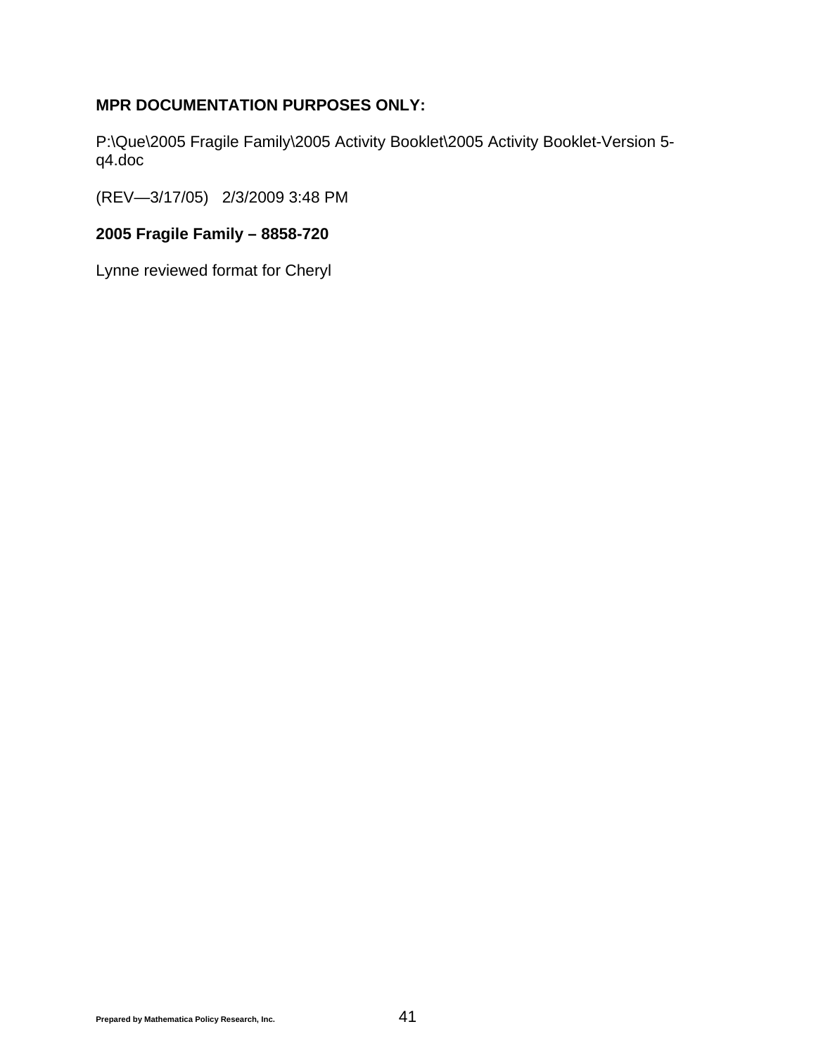**MPR DOCUMENTATION PURPOSES ONLY:**

P:\Que\2005 Fragile Family\2005 Activity Booklet\2005 Activity Booklet-Version 5-q4.doc

(REV—3/17/05)   2/3/2009 3:48 PM

**2005 Fragile Family – 8858-720**

Lynne reviewed format for Cheryl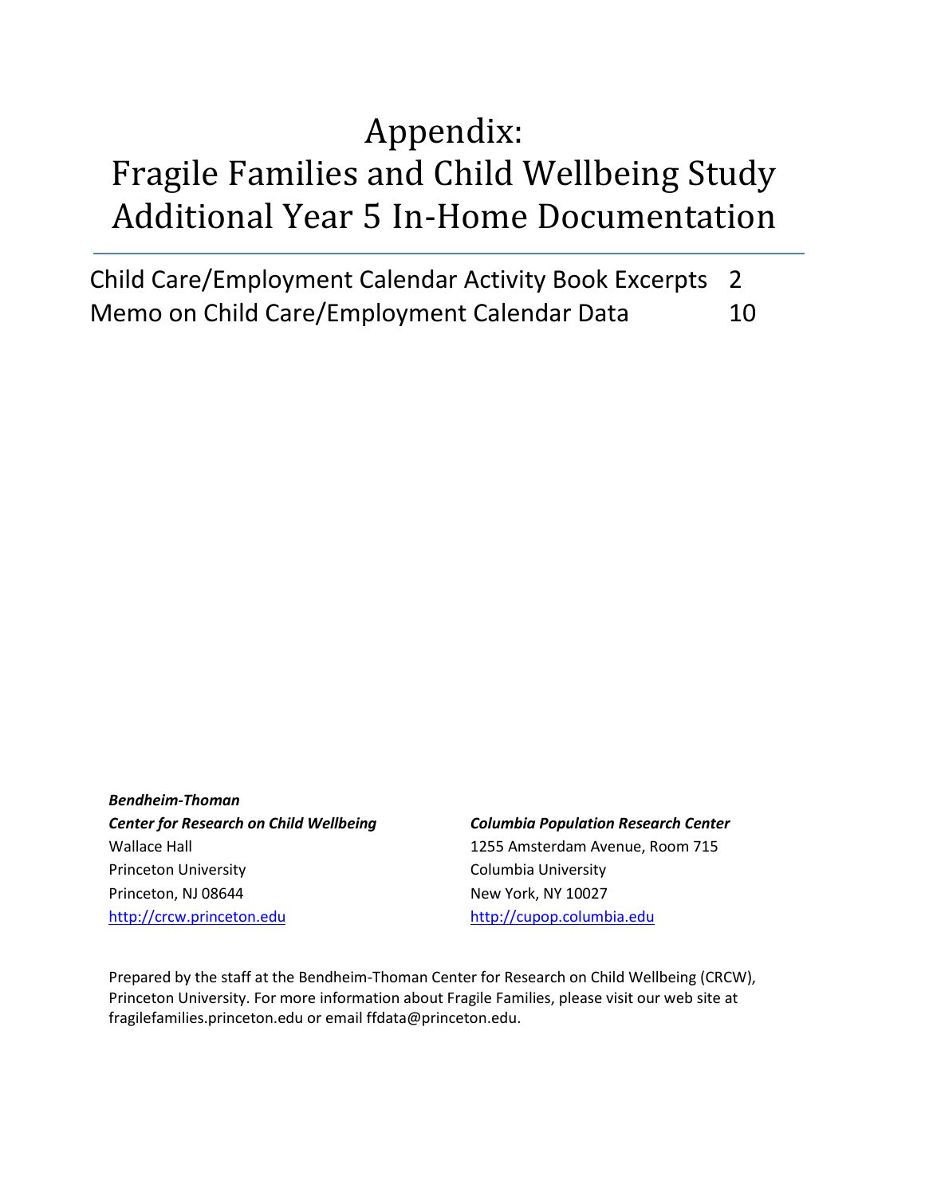# Appendix: Fragile Families and Child Wellbeing Study Additional Year 5 In-Home Documentation

| | |
|---|---|
| Child Care/Employment Calendar Activity Book Excerpts | 2 |
| Memo on Child Care/Employment Calendar Data | 10 |

***Bendheim-Thoman***
***Center for Research on Child Wellbeing***
Wallace Hall
Princeton University
Princeton, NJ 08644
http://crcw.princeton.edu

***Columbia Population Research Center***
1255 Amsterdam Avenue, Room 715
Columbia University
New York, NY 10027
http://cupop.columbia.edu

Prepared by the staff at the Bendheim-Thoman Center for Research on Child Wellbeing (CRCW), Princeton University. For more information about Fragile Families, please visit our web site at fragilefamilies.princeton.edu or email ffdata@princeton.edu.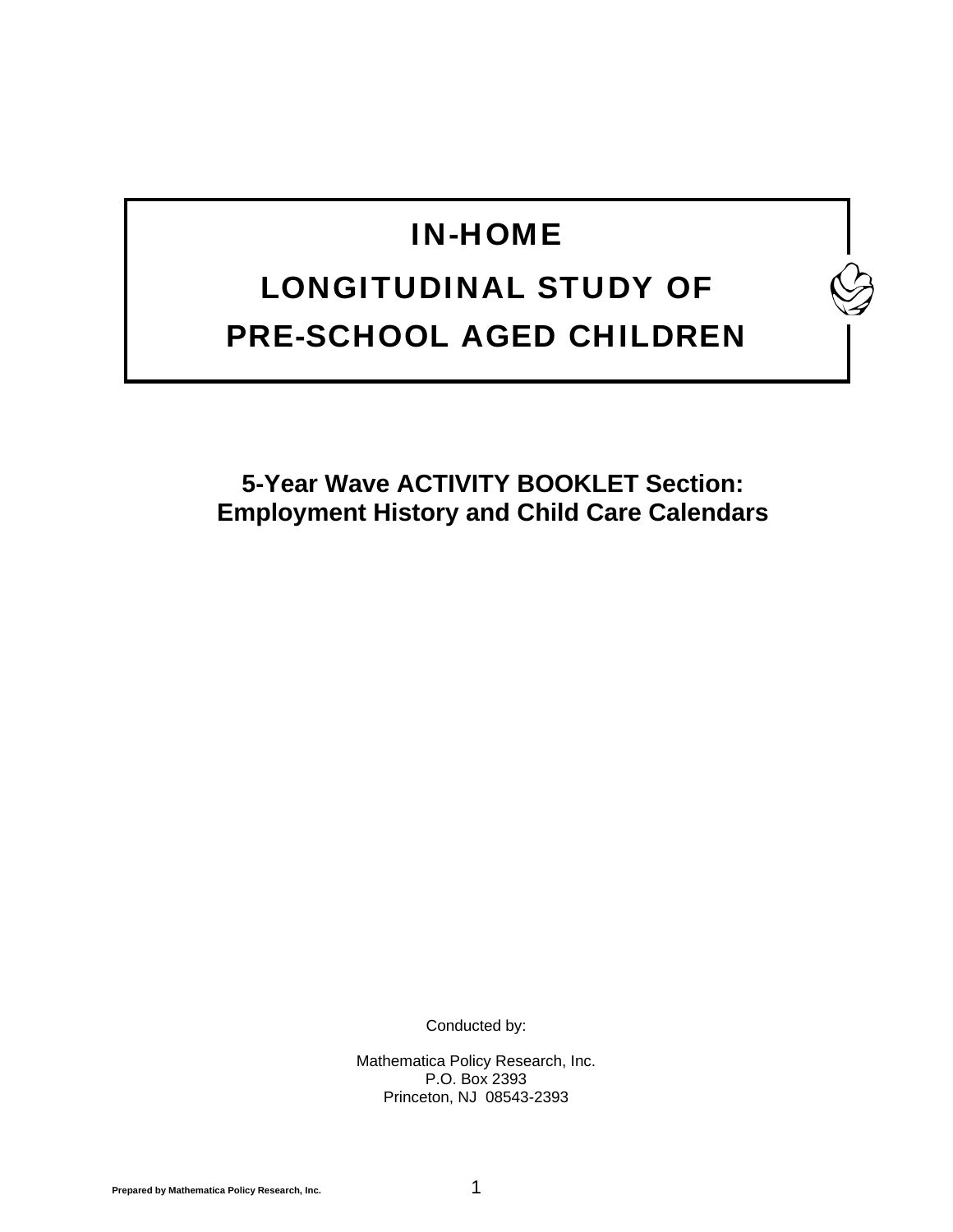# IN-HOME

# LONGITUDINAL STUDY OF

# PRE-SCHOOL AGED CHILDREN

## 5-Year Wave ACTIVITY BOOKLET Section:
## Employment History and Child Care Calendars

Conducted by:

Mathematica Policy Research, Inc.
P.O. Box 2393
Princeton, NJ 08543-2393

Prepared by Mathematica Policy Research, Inc.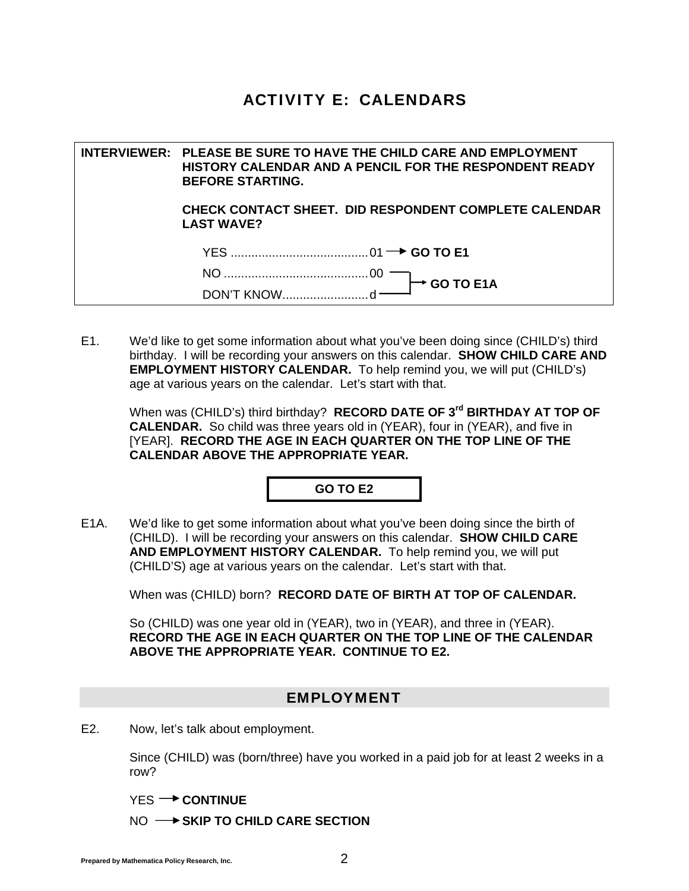# ACTIVITY E: CALENDARS

> **INTERVIEWER: PLEASE BE SURE TO HAVE THE CHILD CARE AND EMPLOYMENT HISTORY CALENDAR AND A PENCIL FOR THE RESPONDENT READY BEFORE STARTING.**
>
> **CHECK CONTACT SHEET. DID RESPONDENT COMPLETE CALENDAR LAST WAVE?**
>
> YES ........................................01 → **GO TO E1**
>
> NO ..........................................00 → **GO TO E1A**
>
> DON'T KNOW.........................d → **GO TO E1A**

E1. We'd like to get some information about what you've been doing since (CHILD's) third birthday. I will be recording your answers on this calendar. **SHOW CHILD CARE AND EMPLOYMENT HISTORY CALENDAR.** To help remind you, we will put (CHILD's) age at various years on the calendar. Let's start with that.

When was (CHILD's) third birthday? **RECORD DATE OF 3rd BIRTHDAY AT TOP OF CALENDAR.** So child was three years old in (YEAR), four in (YEAR), and five in [YEAR]. **RECORD THE AGE IN EACH QUARTER ON THE TOP LINE OF THE CALENDAR ABOVE THE APPROPRIATE YEAR.**

**GO TO E2**

E1A. We'd like to get some information about what you've been doing since the birth of (CHILD). I will be recording your answers on this calendar. **SHOW CHILD CARE AND EMPLOYMENT HISTORY CALENDAR.** To help remind you, we will put (CHILD'S) age at various years on the calendar. Let's start with that.

When was (CHILD) born? **RECORD DATE OF BIRTH AT TOP OF CALENDAR.**

So (CHILD) was one year old in (YEAR), two in (YEAR), and three in (YEAR). **RECORD THE AGE IN EACH QUARTER ON THE TOP LINE OF THE CALENDAR ABOVE THE APPROPRIATE YEAR. CONTINUE TO E2.**

## EMPLOYMENT

E2. Now, let's talk about employment.

Since (CHILD) was (born/three) have you worked in a paid job for at least 2 weeks in a row?

YES → **CONTINUE**

NO → **SKIP TO CHILD CARE SECTION**

Prepared by Mathematica Policy Research, Inc.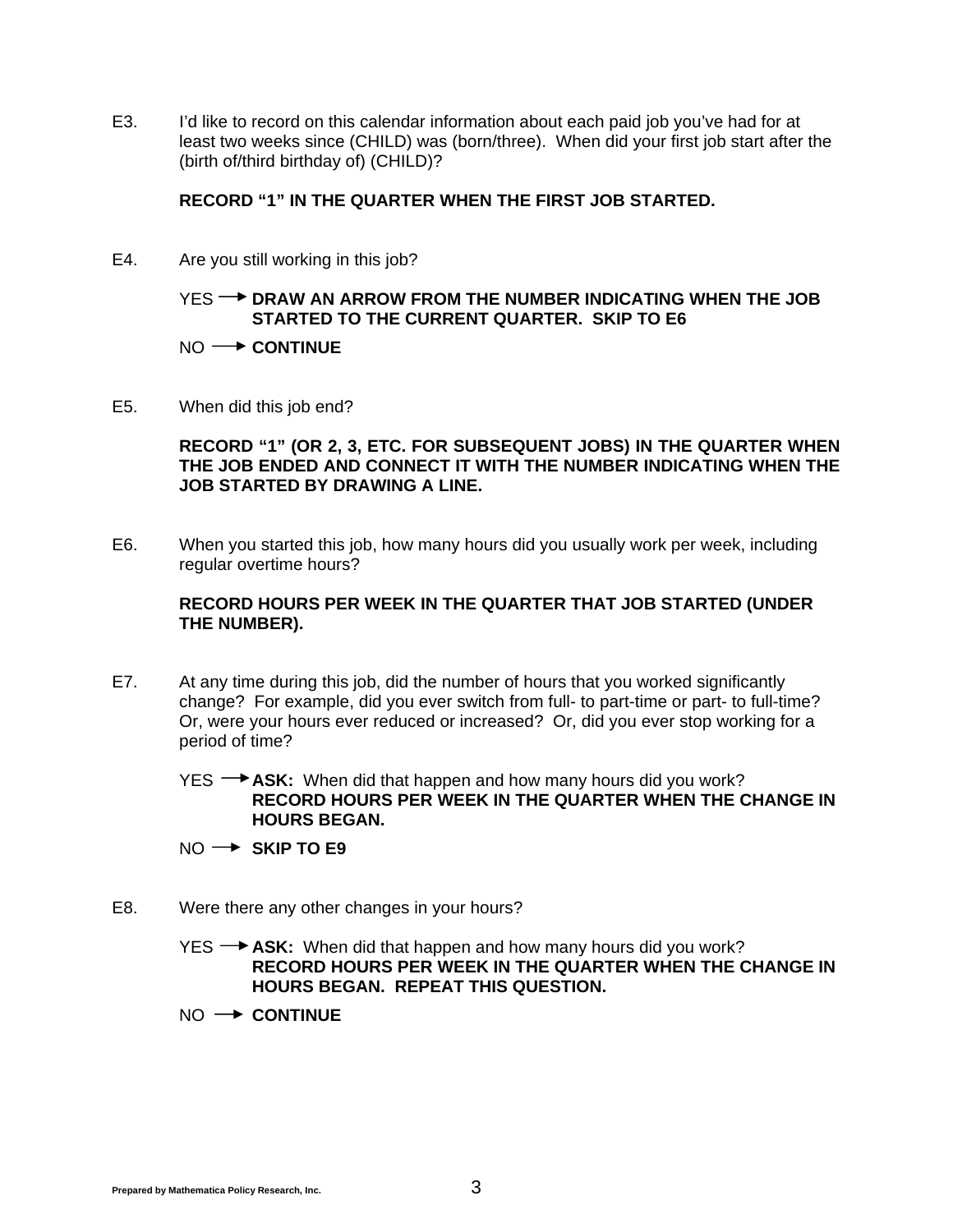E3. I'd like to record on this calendar information about each paid job you've had for at least two weeks since (CHILD) was (born/three). When did your first job start after the (birth of/third birthday of) (CHILD)?

**RECORD "1" IN THE QUARTER WHEN THE FIRST JOB STARTED.**

E4. Are you still working in this job?

YES → **DRAW AN ARROW FROM THE NUMBER INDICATING WHEN THE JOB STARTED TO THE CURRENT QUARTER. SKIP TO E6**

NO → **CONTINUE**

E5. When did this job end?

**RECORD "1" (OR 2, 3, ETC. FOR SUBSEQUENT JOBS) IN THE QUARTER WHEN THE JOB ENDED AND CONNECT IT WITH THE NUMBER INDICATING WHEN THE JOB STARTED BY DRAWING A LINE.**

E6. When you started this job, how many hours did you usually work per week, including regular overtime hours?

**RECORD HOURS PER WEEK IN THE QUARTER THAT JOB STARTED (UNDER THE NUMBER).**

E7. At any time during this job, did the number of hours that you worked significantly change? For example, did you ever switch from full- to part-time or part- to full-time? Or, were your hours ever reduced or increased? Or, did you ever stop working for a period of time?

YES → **ASK:** When did that happen and how many hours did you work? **RECORD HOURS PER WEEK IN THE QUARTER WHEN THE CHANGE IN HOURS BEGAN.**

NO → **SKIP TO E9**

E8. Were there any other changes in your hours?

YES → **ASK:** When did that happen and how many hours did you work? **RECORD HOURS PER WEEK IN THE QUARTER WHEN THE CHANGE IN HOURS BEGAN. REPEAT THIS QUESTION.**

NO → **CONTINUE**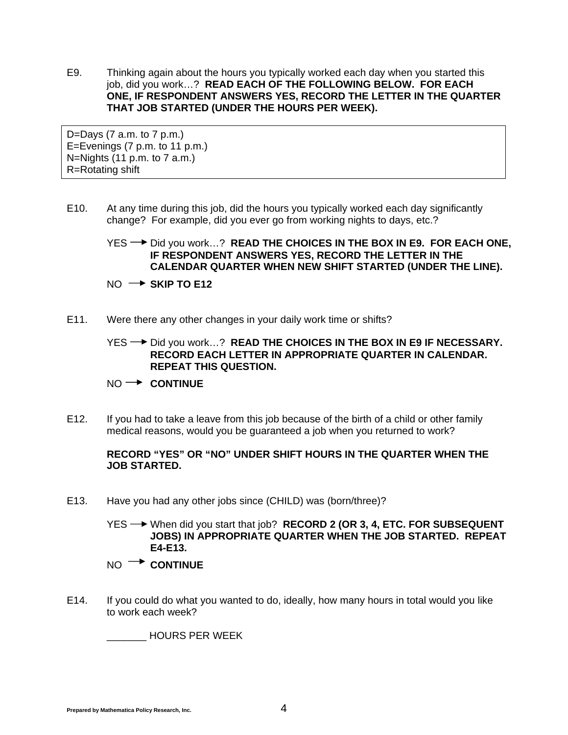E9. Thinking again about the hours you typically worked each day when you started this job, did you work…? **READ EACH OF THE FOLLOWING BELOW. FOR EACH ONE, IF RESPONDENT ANSWERS YES, RECORD THE LETTER IN THE QUARTER THAT JOB STARTED (UNDER THE HOURS PER WEEK).**

| D=Days (7 a.m. to 7 p.m.)<br>E=Evenings (7 p.m. to 11 p.m.)<br>N=Nights (11 p.m. to 7 a.m.)<br>R=Rotating shift |
|---|

E10. At any time during this job, did the hours you typically worked each day significantly change? For example, did you ever go from working nights to days, etc.?

YES → Did you work…? **READ THE CHOICES IN THE BOX IN E9. FOR EACH ONE, IF RESPONDENT ANSWERS YES, RECORD THE LETTER IN THE CALENDAR QUARTER WHEN NEW SHIFT STARTED (UNDER THE LINE).**

NO → **SKIP TO E12**

E11. Were there any other changes in your daily work time or shifts?

YES → Did you work…? **READ THE CHOICES IN THE BOX IN E9 IF NECESSARY. RECORD EACH LETTER IN APPROPRIATE QUARTER IN CALENDAR. REPEAT THIS QUESTION.**

NO → **CONTINUE**

E12. If you had to take a leave from this job because of the birth of a child or other family medical reasons, would you be guaranteed a job when you returned to work?

**RECORD "YES" OR "NO" UNDER SHIFT HOURS IN THE QUARTER WHEN THE JOB STARTED.**

E13. Have you had any other jobs since (CHILD) was (born/three)?

YES → When did you start that job? **RECORD 2 (OR 3, 4, ETC. FOR SUBSEQUENT JOBS) IN APPROPRIATE QUARTER WHEN THE JOB STARTED. REPEAT E4-E13.**

NO → **CONTINUE**

E14. If you could do what you wanted to do, ideally, how many hours in total would you like to work each week?

_______ HOURS PER WEEK

Prepared by Mathematica Policy Research, Inc.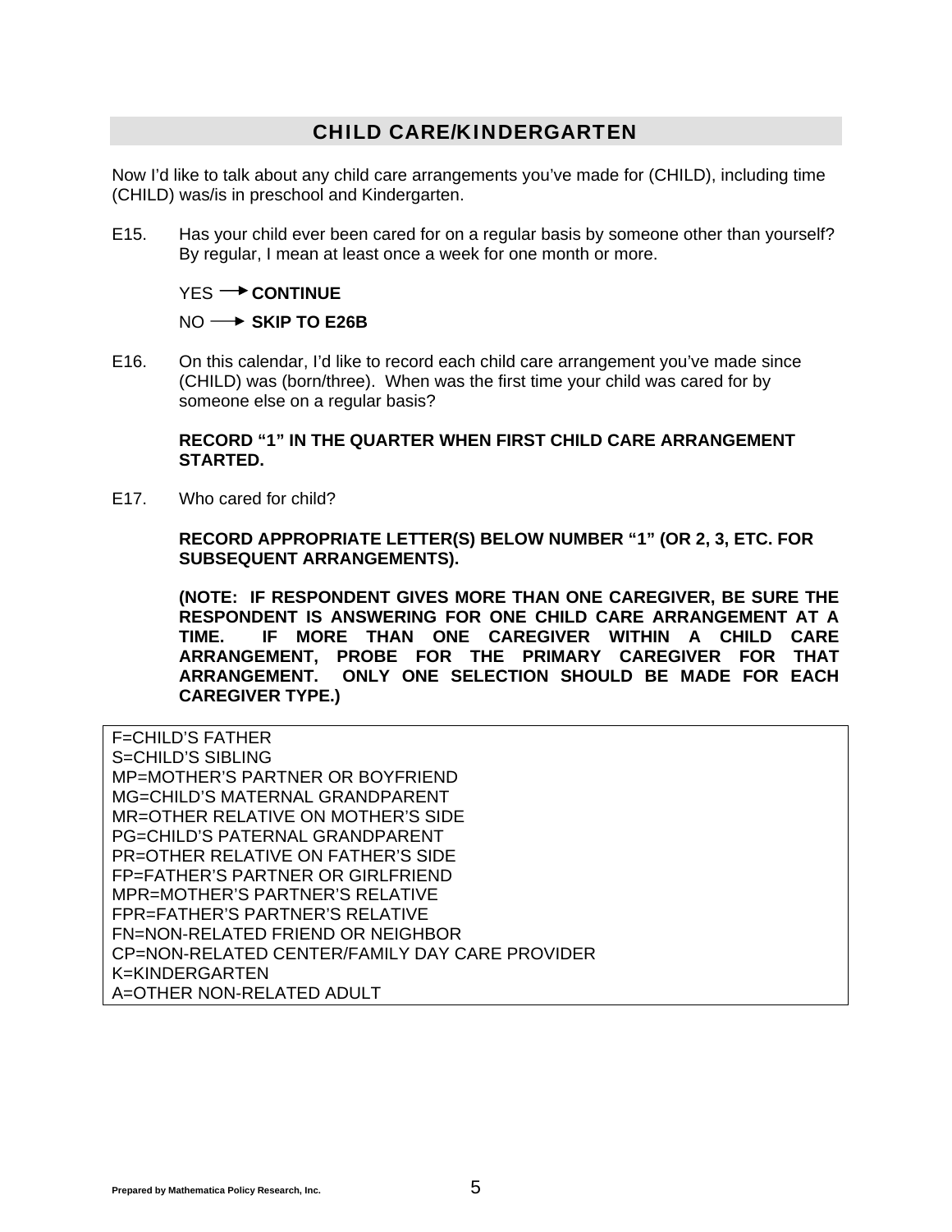## CHILD CARE/KINDERGARTEN

Now I'd like to talk about any child care arrangements you've made for (CHILD), including time (CHILD) was/is in preschool and Kindergarten.

E15. Has your child ever been cared for on a regular basis by someone other than yourself? By regular, I mean at least once a week for one month or more.

YES → **CONTINUE**

NO → **SKIP TO E26B**

E16. On this calendar, I'd like to record each child care arrangement you've made since (CHILD) was (born/three). When was the first time your child was cared for by someone else on a regular basis?

**RECORD "1" IN THE QUARTER WHEN FIRST CHILD CARE ARRANGEMENT STARTED.**

E17. Who cared for child?

**RECORD APPROPRIATE LETTER(S) BELOW NUMBER "1" (OR 2, 3, ETC. FOR SUBSEQUENT ARRANGEMENTS).**

**(NOTE: IF RESPONDENT GIVES MORE THAN ONE CAREGIVER, BE SURE THE RESPONDENT IS ANSWERING FOR ONE CHILD CARE ARRANGEMENT AT A TIME. IF MORE THAN ONE CAREGIVER WITHIN A CHILD CARE ARRANGEMENT, PROBE FOR THE PRIMARY CAREGIVER FOR THAT ARRANGEMENT. ONLY ONE SELECTION SHOULD BE MADE FOR EACH CAREGIVER TYPE.)**

F=CHILD'S FATHER
S=CHILD'S SIBLING
MP=MOTHER'S PARTNER OR BOYFRIEND
MG=CHILD'S MATERNAL GRANDPARENT
MR=OTHER RELATIVE ON MOTHER'S SIDE
PG=CHILD'S PATERNAL GRANDPARENT
PR=OTHER RELATIVE ON FATHER'S SIDE
FP=FATHER'S PARTNER OR GIRLFRIEND
MPR=MOTHER'S PARTNER'S RELATIVE
FPR=FATHER'S PARTNER'S RELATIVE
FN=NON-RELATED FRIEND OR NEIGHBOR
CP=NON-RELATED CENTER/FAMILY DAY CARE PROVIDER
K=KINDERGARTEN
A=OTHER NON-RELATED ADULT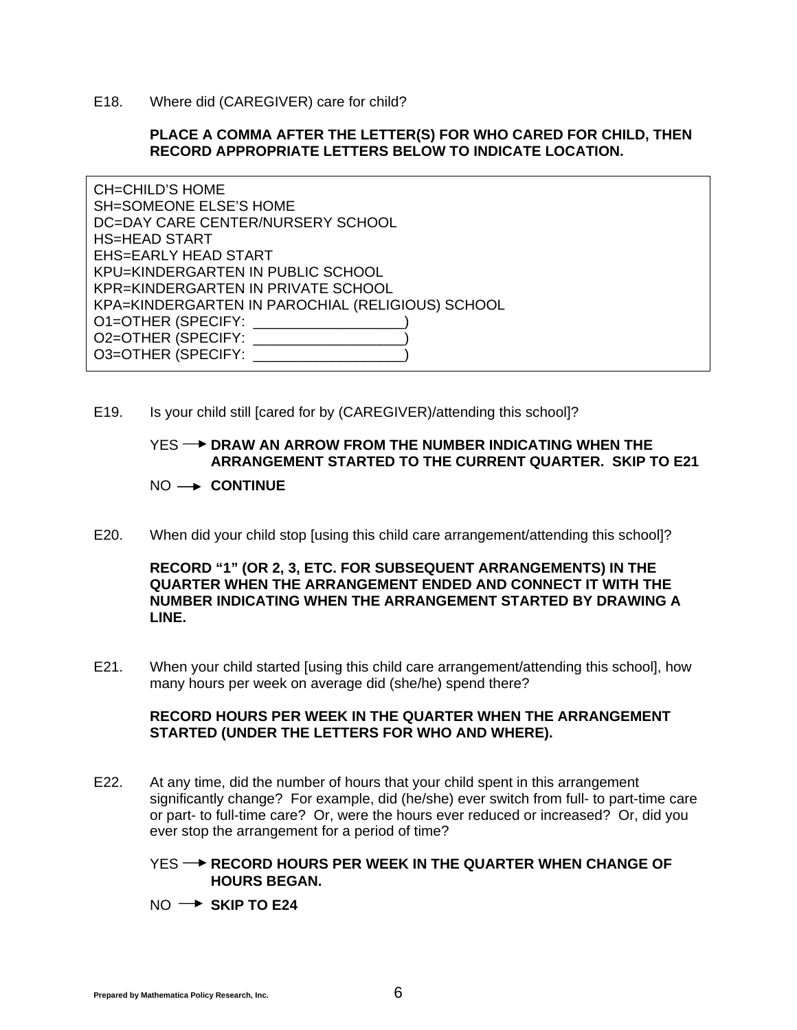E18. Where did (CAREGIVER) care for child?

**PLACE A COMMA AFTER THE LETTER(S) FOR WHO CARED FOR CHILD, THEN RECORD APPROPRIATE LETTERS BELOW TO INDICATE LOCATION.**

CH=CHILD'S HOME
SH=SOMEONE ELSE'S HOME
DC=DAY CARE CENTER/NURSERY SCHOOL
HS=HEAD START
EHS=EARLY HEAD START
KPU=KINDERGARTEN IN PUBLIC SCHOOL
KPR=KINDERGARTEN IN PRIVATE SCHOOL
KPA=KINDERGARTEN IN PAROCHIAL (RELIGIOUS) SCHOOL
O1=OTHER (SPECIFY: ___________________)
O2=OTHER (SPECIFY: ___________________)
O3=OTHER (SPECIFY: ___________________)

E19. Is your child still [cared for by (CAREGIVER)/attending this school]?

YES → **DRAW AN ARROW FROM THE NUMBER INDICATING WHEN THE ARRANGEMENT STARTED TO THE CURRENT QUARTER. SKIP TO E21**

NO → **CONTINUE**

E20. When did your child stop [using this child care arrangement/attending this school]?

**RECORD "1" (OR 2, 3, ETC. FOR SUBSEQUENT ARRANGEMENTS) IN THE QUARTER WHEN THE ARRANGEMENT ENDED AND CONNECT IT WITH THE NUMBER INDICATING WHEN THE ARRANGEMENT STARTED BY DRAWING A LINE.**

E21. When your child started [using this child care arrangement/attending this school], how many hours per week on average did (she/he) spend there?

**RECORD HOURS PER WEEK IN THE QUARTER WHEN THE ARRANGEMENT STARTED (UNDER THE LETTERS FOR WHO AND WHERE).**

E22. At any time, did the number of hours that your child spent in this arrangement significantly change? For example, did (he/she) ever switch from full- to part-time care or part- to full-time care? Or, were the hours ever reduced or increased? Or, did you ever stop the arrangement for a period of time?

YES → **RECORD HOURS PER WEEK IN THE QUARTER WHEN CHANGE OF HOURS BEGAN.**

NO → **SKIP TO E24**

Prepared by Mathematica Policy Research, Inc.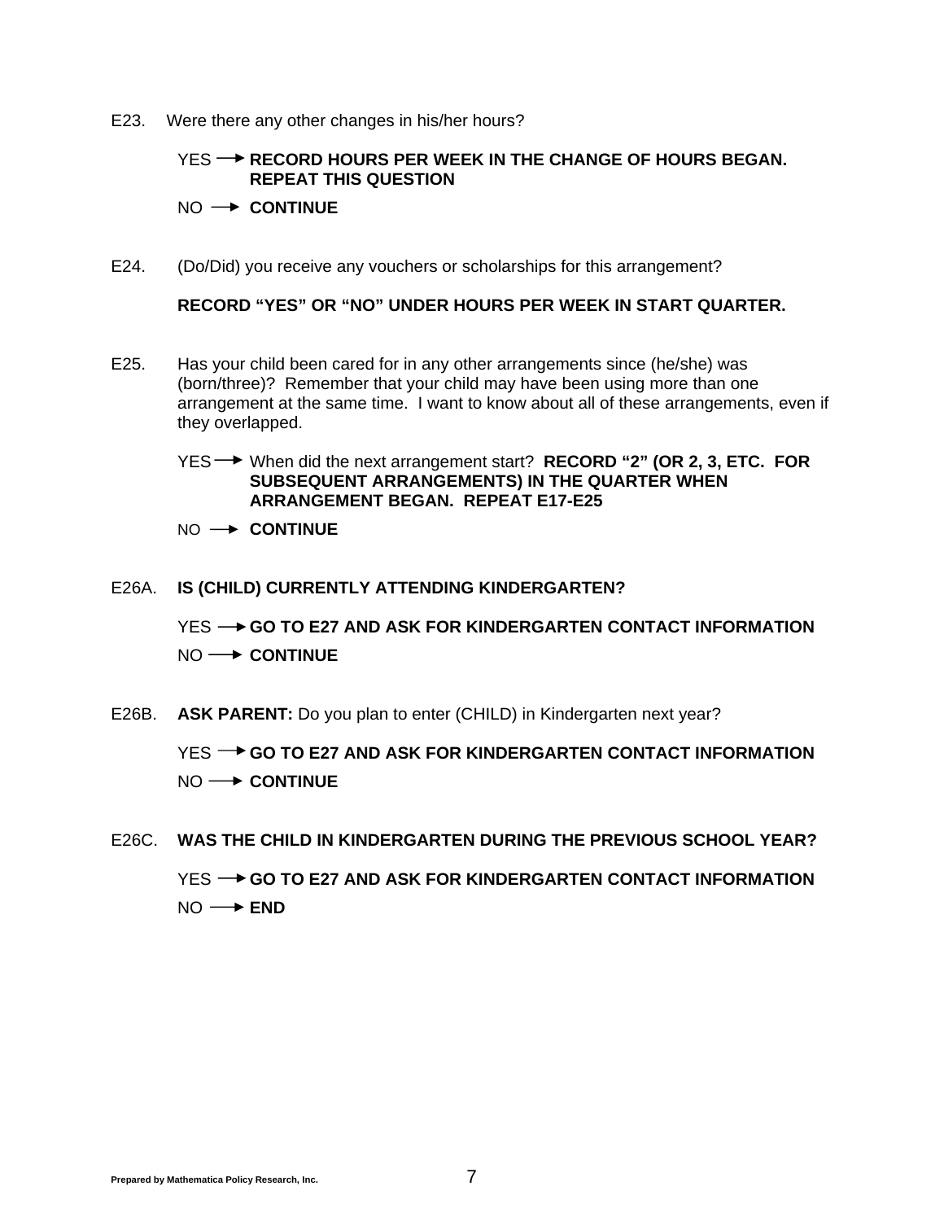E23. Were there any other changes in his/her hours?

YES → **RECORD HOURS PER WEEK IN THE CHANGE OF HOURS BEGAN. REPEAT THIS QUESTION**

NO → **CONTINUE**

E24. (Do/Did) you receive any vouchers or scholarships for this arrangement?

**RECORD "YES" OR "NO" UNDER HOURS PER WEEK IN START QUARTER.**

E25. Has your child been cared for in any other arrangements since (he/she) was (born/three)? Remember that your child may have been using more than one arrangement at the same time. I want to know about all of these arrangements, even if they overlapped.

YES → When did the next arrangement start? **RECORD "2" (OR 2, 3, ETC. FOR SUBSEQUENT ARRANGEMENTS) IN THE QUARTER WHEN ARRANGEMENT BEGAN. REPEAT E17-E25**

NO → **CONTINUE**

E26A. **IS (CHILD) CURRENTLY ATTENDING KINDERGARTEN?**

YES → **GO TO E27 AND ASK FOR KINDERGARTEN CONTACT INFORMATION**

NO → **CONTINUE**

E26B. **ASK PARENT:** Do you plan to enter (CHILD) in Kindergarten next year?

YES → **GO TO E27 AND ASK FOR KINDERGARTEN CONTACT INFORMATION**

NO → **CONTINUE**

E26C. **WAS THE CHILD IN KINDERGARTEN DURING THE PREVIOUS SCHOOL YEAR?**

YES → **GO TO E27 AND ASK FOR KINDERGARTEN CONTACT INFORMATION**

NO → **END**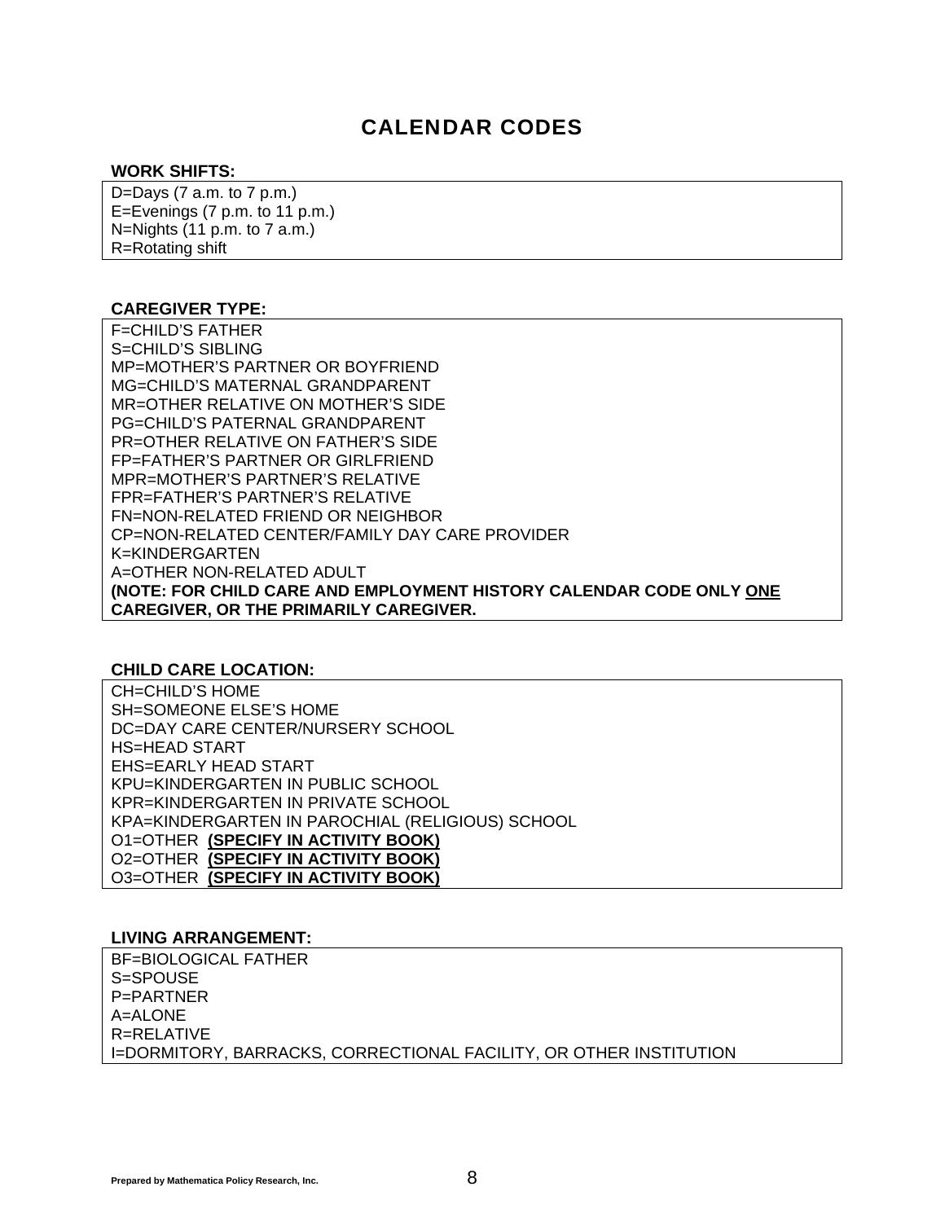# CALENDAR CODES

**WORK SHIFTS:**

D=Days (7 a.m. to 7 p.m.)
E=Evenings (7 p.m. to 11 p.m.)
N=Nights (11 p.m. to 7 a.m.)
R=Rotating shift

**CAREGIVER TYPE:**

F=CHILD'S FATHER
S=CHILD'S SIBLING
MP=MOTHER'S PARTNER OR BOYFRIEND
MG=CHILD'S MATERNAL GRANDPARENT
MR=OTHER RELATIVE ON MOTHER'S SIDE
PG=CHILD'S PATERNAL GRANDPARENT
PR=OTHER RELATIVE ON FATHER'S SIDE
FP=FATHER'S PARTNER OR GIRLFRIEND
MPR=MOTHER'S PARTNER'S RELATIVE
FPR=FATHER'S PARTNER'S RELATIVE
FN=NON-RELATED FRIEND OR NEIGHBOR
CP=NON-RELATED CENTER/FAMILY DAY CARE PROVIDER
K=KINDERGARTEN
A=OTHER NON-RELATED ADULT
**(NOTE: FOR CHILD CARE AND EMPLOYMENT HISTORY CALENDAR CODE ONLY ONE CAREGIVER, OR THE PRIMARILY CAREGIVER.**

**CHILD CARE LOCATION:**

CH=CHILD'S HOME
SH=SOMEONE ELSE'S HOME
DC=DAY CARE CENTER/NURSERY SCHOOL
HS=HEAD START
EHS=EARLY HEAD START
KPU=KINDERGARTEN IN PUBLIC SCHOOL
KPR=KINDERGARTEN IN PRIVATE SCHOOL
KPA=KINDERGARTEN IN PAROCHIAL (RELIGIOUS) SCHOOL
O1=OTHER **(SPECIFY IN ACTIVITY BOOK)**
O2=OTHER **(SPECIFY IN ACTIVITY BOOK)**
O3=OTHER **(SPECIFY IN ACTIVITY BOOK)**

**LIVING ARRANGEMENT:**

BF=BIOLOGICAL FATHER
S=SPOUSE
P=PARTNER
A=ALONE
R=RELATIVE
I=DORMITORY, BARRACKS, CORRECTIONAL FACILITY, OR OTHER INSTITUTION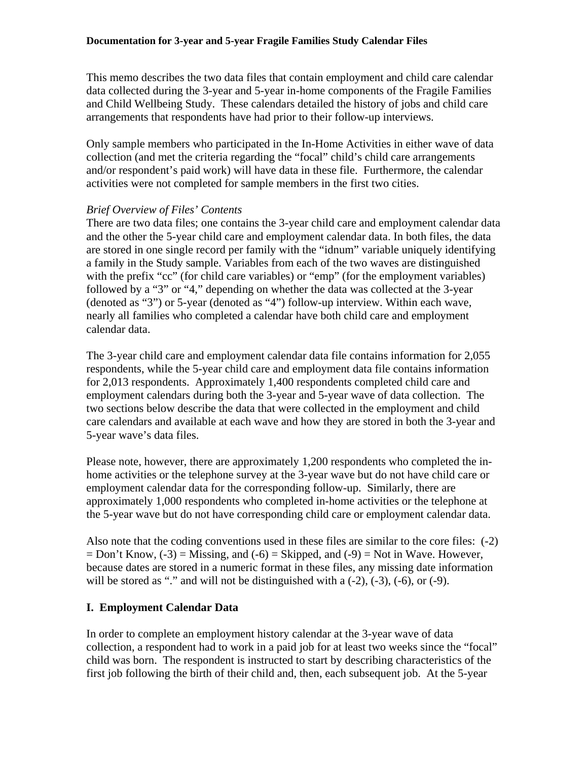**Documentation for 3-year and 5-year Fragile Families Study Calendar Files**

This memo describes the two data files that contain employment and child care calendar data collected during the 3-year and 5-year in-home components of the Fragile Families and Child Wellbeing Study. These calendars detailed the history of jobs and child care arrangements that respondents have had prior to their follow-up interviews.

Only sample members who participated in the In-Home Activities in either wave of data collection (and met the criteria regarding the "focal" child's child care arrangements and/or respondent's paid work) will have data in these file. Furthermore, the calendar activities were not completed for sample members in the first two cities.

*Brief Overview of Files' Contents*

There are two data files; one contains the 3-year child care and employment calendar data and the other the 5-year child care and employment calendar data. In both files, the data are stored in one single record per family with the "idnum" variable uniquely identifying a family in the Study sample. Variables from each of the two waves are distinguished with the prefix "cc" (for child care variables) or "emp" (for the employment variables) followed by a "3" or "4," depending on whether the data was collected at the 3-year (denoted as "3") or 5-year (denoted as "4") follow-up interview. Within each wave, nearly all families who completed a calendar have both child care and employment calendar data.

The 3-year child care and employment calendar data file contains information for 2,055 respondents, while the 5-year child care and employment data file contains information for 2,013 respondents. Approximately 1,400 respondents completed child care and employment calendars during both the 3-year and 5-year wave of data collection. The two sections below describe the data that were collected in the employment and child care calendars and available at each wave and how they are stored in both the 3-year and 5-year wave's data files.

Please note, however, there are approximately 1,200 respondents who completed the in-home activities or the telephone survey at the 3-year wave but do not have child care or employment calendar data for the corresponding follow-up. Similarly, there are approximately 1,000 respondents who completed in-home activities or the telephone at the 5-year wave but do not have corresponding child care or employment calendar data.

Also note that the coding conventions used in these files are similar to the core files: (-2) = Don't Know, (-3) = Missing, and (-6) = Skipped, and (-9) = Not in Wave. However, because dates are stored in a numeric format in these files, any missing date information will be stored as "." and will not be distinguished with a (-2), (-3), (-6), or (-9).

## I. Employment Calendar Data

In order to complete an employment history calendar at the 3-year wave of data collection, a respondent had to work in a paid job for at least two weeks since the "focal" child was born. The respondent is instructed to start by describing characteristics of the first job following the birth of their child and, then, each subsequent job. At the 5-year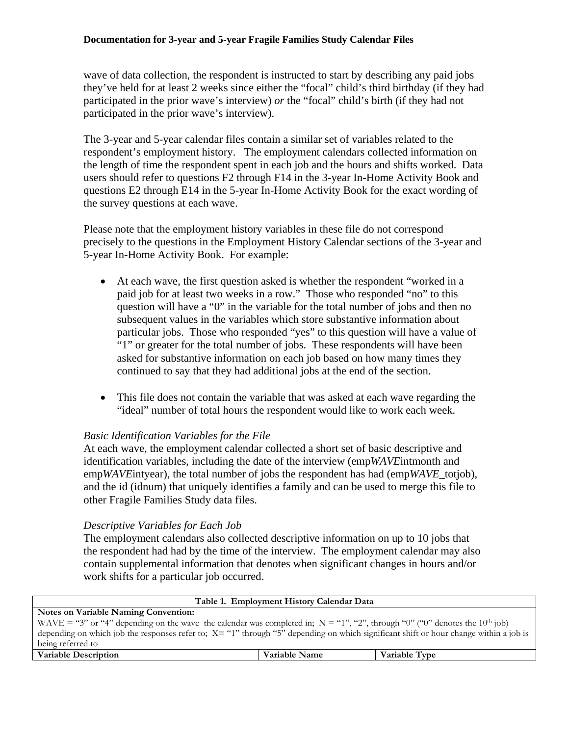wave of data collection, the respondent is instructed to start by describing any paid jobs they've held for at least 2 weeks since either the "focal" child's third birthday (if they had participated in the prior wave's interview) *or* the "focal" child's birth (if they had not participated in the prior wave's interview).

The 3-year and 5-year calendar files contain a similar set of variables related to the respondent's employment history. The employment calendars collected information on the length of time the respondent spent in each job and the hours and shifts worked. Data users should refer to questions F2 through F14 in the 3-year In-Home Activity Book and questions E2 through E14 in the 5-year In-Home Activity Book for the exact wording of the survey questions at each wave.

Please note that the employment history variables in these file do not correspond precisely to the questions in the Employment History Calendar sections of the 3-year and 5-year In-Home Activity Book. For example:

- At each wave, the first question asked is whether the respondent "worked in a paid job for at least two weeks in a row." Those who responded "no" to this question will have a "0" in the variable for the total number of jobs and then no subsequent values in the variables which store substantive information about particular jobs. Those who responded "yes" to this question will have a value of "1" or greater for the total number of jobs. These respondents will have been asked for substantive information on each job based on how many times they continued to say that they had additional jobs at the end of the section.

- This file does not contain the variable that was asked at each wave regarding the "ideal" number of total hours the respondent would like to work each week.

*Basic Identification Variables for the File*

At each wave, the employment calendar collected a short set of basic descriptive and identification variables, including the date of the interview (emp*WAVE*intmonth and emp*WAVE*intyear), the total number of jobs the respondent has had (emp*WAVE*_totjob), and the id (idnum) that uniquely identifies a family and can be used to merge this file to other Fragile Families Study data files.

*Descriptive Variables for Each Job*

The employment calendars also collected descriptive information on up to 10 jobs that the respondent had had by the time of the interview. The employment calendar may also contain supplemental information that denotes when significant changes in hours and/or work shifts for a particular job occurred.

| **Table 1. Employment History Calendar Data** | | |
|---|---|---|
| **Notes on Variable Naming Convention:** WAVE = "3" or "4" depending on the wave the calendar was completed in; N = "1", "2", through "0" ("0" denotes the 10th job) depending on which job the responses refer to; X= "1" through "5" depending on which significant shift or hour change within a job is being referred to | | |
| **Variable Description** | **Variable Name** | **Variable Type** |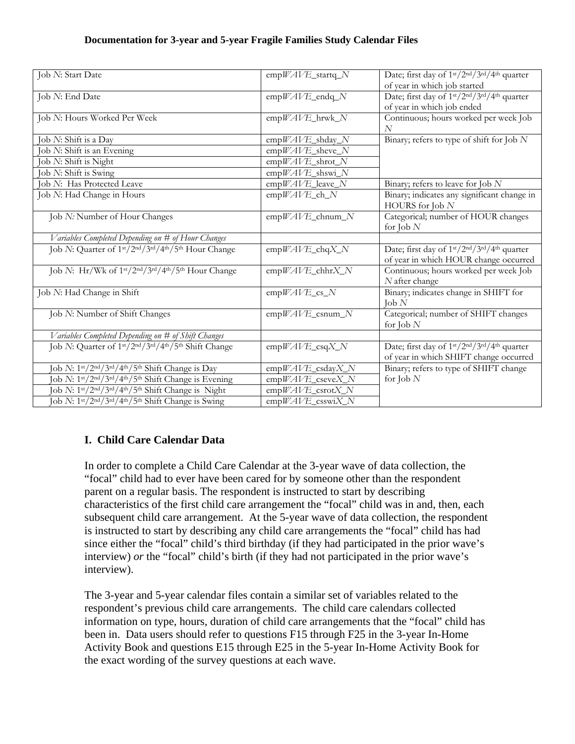**Documentation for 3-year and 5-year Fragile Families Study Calendar Files**

| | | |
|---|---|---|
| Job *N*: Start Date | emp*WAVE*_startq_*N* | Date; first day of 1st/2nd/3rd/4th quarter of year in which job started |
| Job *N*: End Date | emp*WAVE*_endq_*N* | Date; first day of 1st/2nd/3rd/4th quarter of year in which job ended |
| Job *N*: Hours Worked Per Week | emp*WAVE*_hrwk_*N* | Continuous; hours worked per week Job *N* |
| Job *N*: Shift is a Day | emp*WAVE*_shday_*N* | Binary; refers to type of shift for Job *N* |
| Job *N*: Shift is an Evening | emp*WAVE*_sheve_*N* | |
| Job *N*: Shift is Night | emp*WAVE*_shrot_*N* | |
| Job *N*: Shift is Swing | emp*WAVE*_shswi_*N* | |
| Job *N*: Has Protected Leave | emp*WAVE*_leave_*N* | Binary; refers to leave for Job *N* |
| Job *N*: Had Change in Hours | emp*WAVE*_ch_*N* | Binary; indicates any significant change in HOURS for Job *N* |
| Job *N:* Number of Hour Changes | emp*WAVE*_chnum_*N* | Categorical; number of HOUR changes for Job *N* |
| *Variables Completed Depending on # of Hour Changes* | | |
| Job *N*: Quarter of 1st/2nd/3rd/4th/5th Hour Change | emp*WAVE*_chq*X*_*N* | Date; first day of 1st/2nd/3rd/4th quarter of year in which HOUR change occurred |
| Job *N*: Hr/Wk of 1st/2nd/3rd/4th/5th Hour Change | emp*WAVE*_chhr*X*_*N* | Continuous; hours worked per week Job *N* after change |
| Job *N*: Had Change in Shift | emp*WAVE*_cs_*N* | Binary; indicates change in SHIFT for Job *N* |
| Job *N*: Number of Shift Changes | emp*WAVE*_csnum_*N* | Categorical; number of SHIFT changes for Job *N* |
| *Variables Completed Depending on # of Shift Changes* | | |
| Job *N*: Quarter of 1st/2nd/3rd/4th/5th Shift Change | emp*WAVE*_csq*X*_*N* | Date; first day of 1st/2nd/3rd/4th quarter of year in which SHIFT change occurred |
| Job *N*: 1st/2nd/3rd/4th/5th Shift Change is Day | emp*WAVE*_csday*X*_*N* | Binary; refers to type of SHIFT change for Job *N* |
| Job *N*: 1st/2nd/3rd/4th/5th Shift Change is Evening | emp*WAVE*_cseve*X*_*N* | |
| Job *N*: 1st/2nd/3rd/4th/5th Shift Change is Night | emp*WAVE*_csrot*X*_*N* | |
| Job *N*: 1st/2nd/3rd/4th/5th Shift Change is Swing | emp*WAVE*_csswi*X*_*N* | |

## I. Child Care Calendar Data

In order to complete a Child Care Calendar at the 3-year wave of data collection, the "focal" child had to ever have been cared for by someone other than the respondent parent on a regular basis. The respondent is instructed to start by describing characteristics of the first child care arrangement the "focal" child was in and, then, each subsequent child care arrangement. At the 5-year wave of data collection, the respondent is instructed to start by describing any child care arrangements the "focal" child has had since either the "focal" child's third birthday (if they had participated in the prior wave's interview) *or* the "focal" child's birth (if they had not participated in the prior wave's interview).

The 3-year and 5-year calendar files contain a similar set of variables related to the respondent's previous child care arrangements. The child care calendars collected information on type, hours, duration of child care arrangements that the "focal" child has been in. Data users should refer to questions F15 through F25 in the 3-year In-Home Activity Book and questions E15 through E25 in the 5-year In-Home Activity Book for the exact wording of the survey questions at each wave.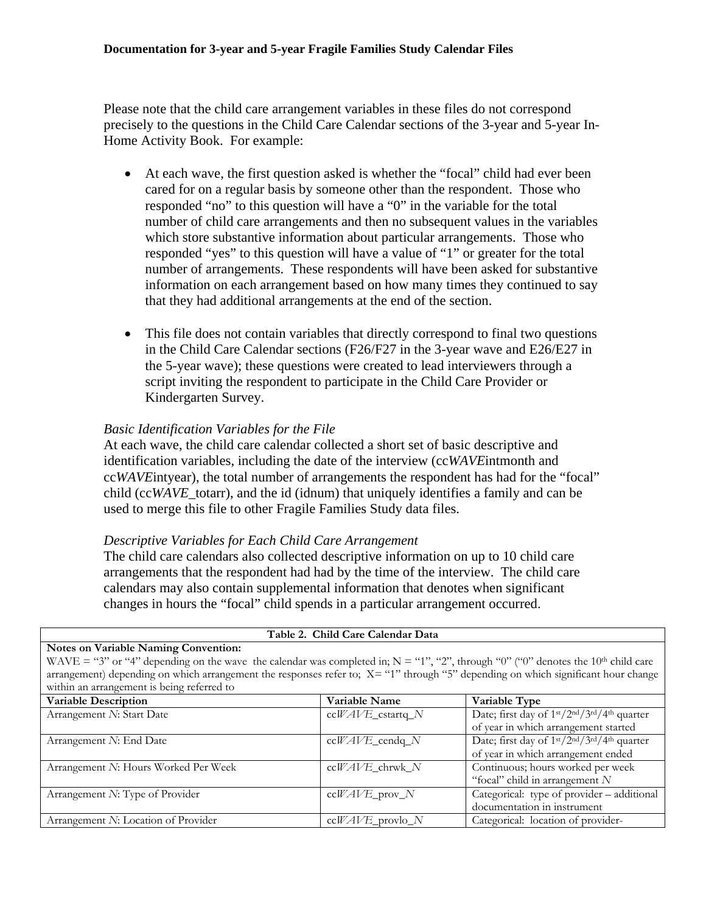Please note that the child care arrangement variables in these files do not correspond precisely to the questions in the Child Care Calendar sections of the 3-year and 5-year In-Home Activity Book. For example:

- At each wave, the first question asked is whether the "focal" child had ever been cared for on a regular basis by someone other than the respondent. Those who responded "no" to this question will have a "0" in the variable for the total number of child care arrangements and then no subsequent values in the variables which store substantive information about particular arrangements. Those who responded "yes" to this question will have a value of "1" or greater for the total number of arrangements. These respondents will have been asked for substantive information on each arrangement based on how many times they continued to say that they had additional arrangements at the end of the section.

- This file does not contain variables that directly correspond to final two questions in the Child Care Calendar sections (F26/F27 in the 3-year wave and E26/E27 in the 5-year wave); these questions were created to lead interviewers through a script inviting the respondent to participate in the Child Care Provider or Kindergarten Survey.

*Basic Identification Variables for the File*

At each wave, the child care calendar collected a short set of basic descriptive and identification variables, including the date of the interview (cc*WAVE*intmonth and cc*WAVE*intyear), the total number of arrangements the respondent has had for the "focal" child (cc*WAVE*_totarr), and the id (idnum) that uniquely identifies a family and can be used to merge this file to other Fragile Families Study data files.

*Descriptive Variables for Each Child Care Arrangement*

The child care calendars also collected descriptive information on up to 10 child care arrangements that the respondent had had by the time of the interview. The child care calendars may also contain supplemental information that denotes when significant changes in hours the "focal" child spends in a particular arrangement occurred.

| **Table 2. Child Care Calendar Data** | | |
|---|---|---|
| **Notes on Variable Naming Convention:** WAVE = "3" or "4" depending on the wave the calendar was completed in; N = "1", "2", through "0" ("0" denotes the 10th child care arrangement) depending on which arrangement the responses refer to; X= "1" through "5" depending on which significant hour change within an arrangement is being referred to | | |
| **Variable Description** | **Variable Name** | **Variable Type** |
| Arrangement *N*: Start Date | cc*WAVE*_cstartq_*N* | Date; first day of 1st/2nd/3rd/4th quarter of year in which arrangement started |
| Arrangement *N*: End Date | cc*WAVE*_cendq_*N* | Date; first day of 1st/2nd/3rd/4th quarter of year in which arrangement ended |
| Arrangement *N*: Hours Worked Per Week | cc*WAVE*_chrwk_*N* | Continuous; hours worked per week "focal" child in arrangement *N* |
| Arrangement *N*: Type of Provider | cc*WAVE*_prov_*N* | Categorical: type of provider – additional documentation in instrument |
| Arrangement *N*: Location of Provider | cc*WAVE*_provlo_*N* | Categorical: location of provider- |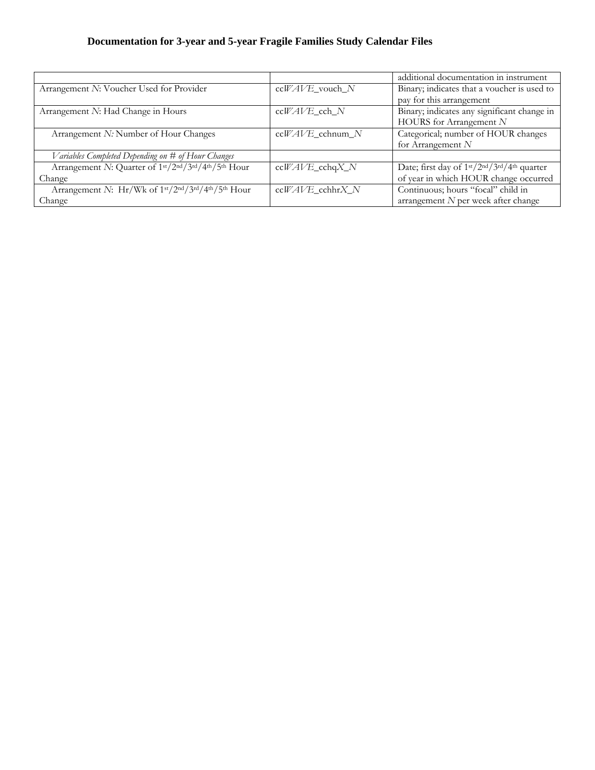# Documentation for 3-year and 5-year Fragile Families Study Calendar Files

| | | |
|---|---|---|
| | | additional documentation in instrument |
| Arrangement *N*: Voucher Used for Provider | cc*WAVE*_vouch_*N* | Binary; indicates that a voucher is used to pay for this arrangement |
| Arrangement *N*: Had Change in Hours | cc*WAVE*_cch_*N* | Binary; indicates any significant change in HOURS for Arrangement *N* |
| Arrangement *N:* Number of Hour Changes | cc*WAVE*_cchnum_*N* | Categorical; number of HOUR changes for Arrangement *N* |
| *Variables Completed Depending on # of Hour Changes* | | |
| Arrangement *N*: Quarter of 1st/2nd/3rd/4th/5th Hour Change | cc*WAVE*_cchq*X*_*N* | Date; first day of 1st/2nd/3rd/4th quarter of year in which HOUR change occurred |
| Arrangement *N*: Hr/Wk of 1st/2nd/3rd/4th/5th Hour Change | cc*WAVE*_cchhr*X*_*N* | Continuous; hours "focal" child in arrangement *N* per week after change |